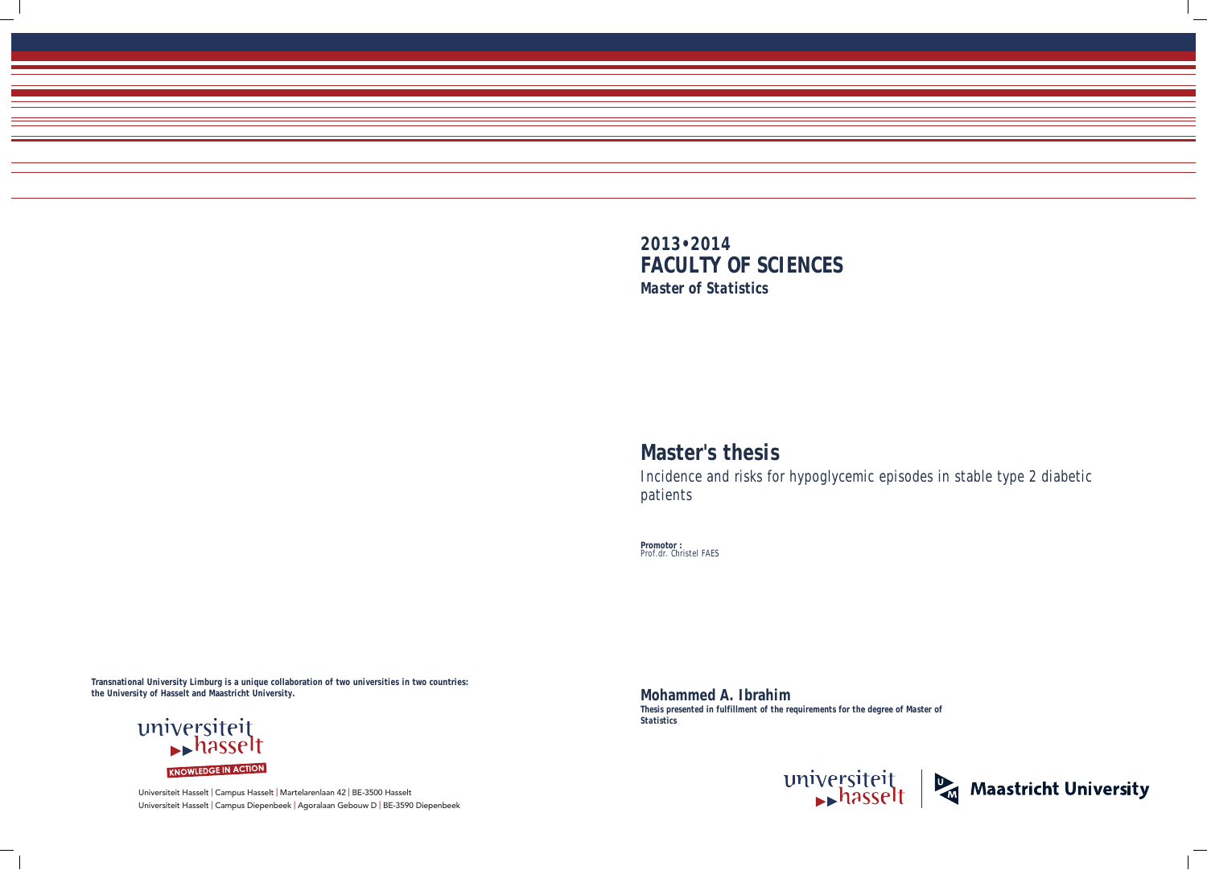**2013•2014**
**FACULTY OF SCIENCES**
***Master of Statistics***

# Master's thesis

Incidence and risks for hypoglycemic episodes in stable type 2 diabetic patients

**Promotor :**
Prof.dr. Christel FAES

**Mohammed A. Ibrahim**

***Thesis presented in fulfillment of the requirements for the degree of Master of Statistics***

***Transnational University Limburg is a unique collaboration of two universities in two countries: the University of Hasselt and Maastricht University.***

universiteit hasselt
KNOWLEDGE IN ACTION

Universiteit Hasselt | Campus Hasselt | Martelarenlaan 42 | BE-3500 Hasselt
Universiteit Hasselt | Campus Diepenbeek | Agoralaan Gebouw D | BE-3590 Diepenbeek

universiteit hasselt | Maastricht University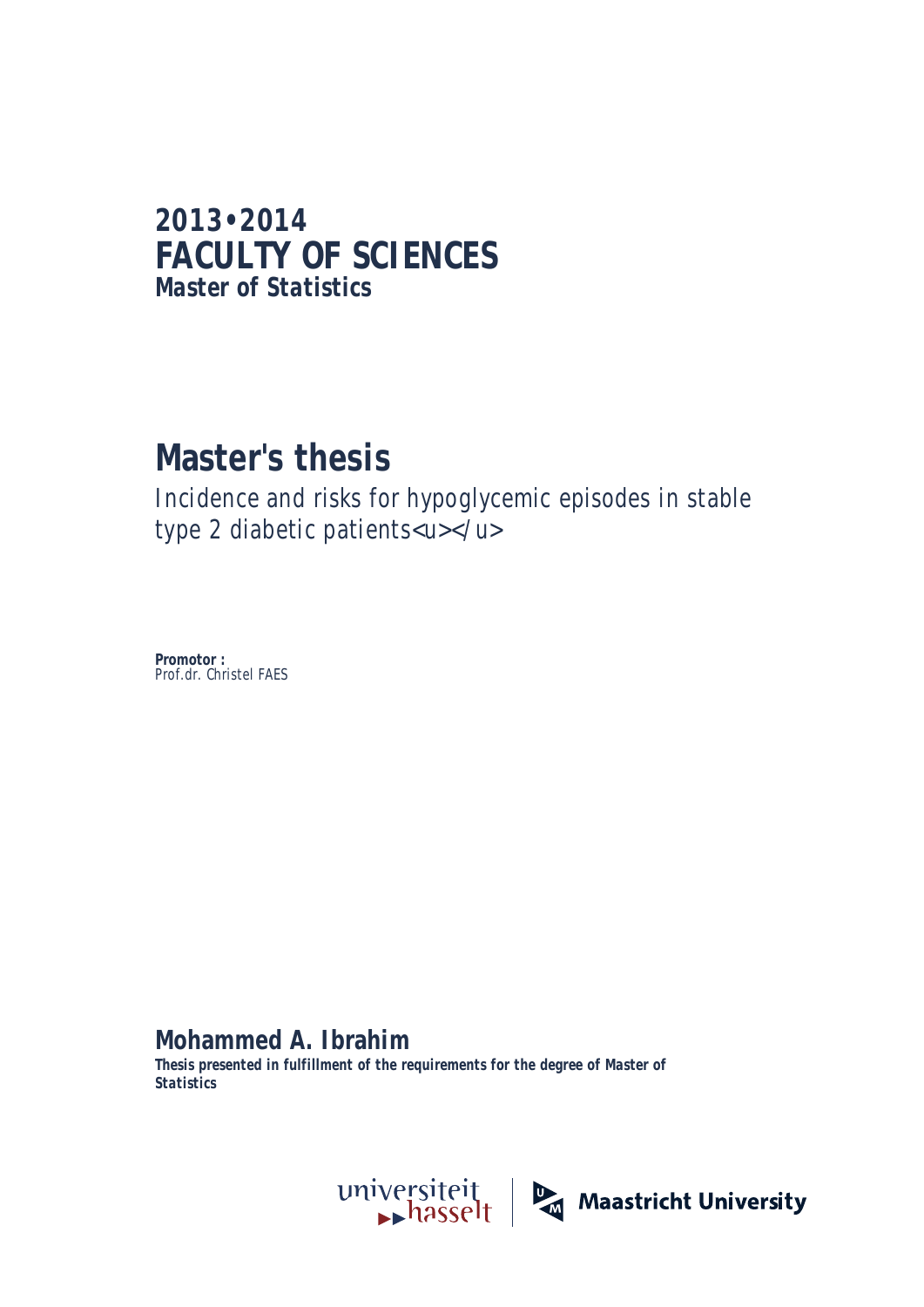**2013•2014**

# FACULTY OF SCIENCES

**Master of Statistics**

# Master's thesis

Incidence and risks for hypoglycemic episodes in stable type 2 diabetic patients<u></u>

**Promotor :**
Prof.dr. Christel FAES

## Mohammed A. Ibrahim

**Thesis presented in fulfillment of the requirements for the degree of Master of Statistics**

universiteit hasselt | Maastricht University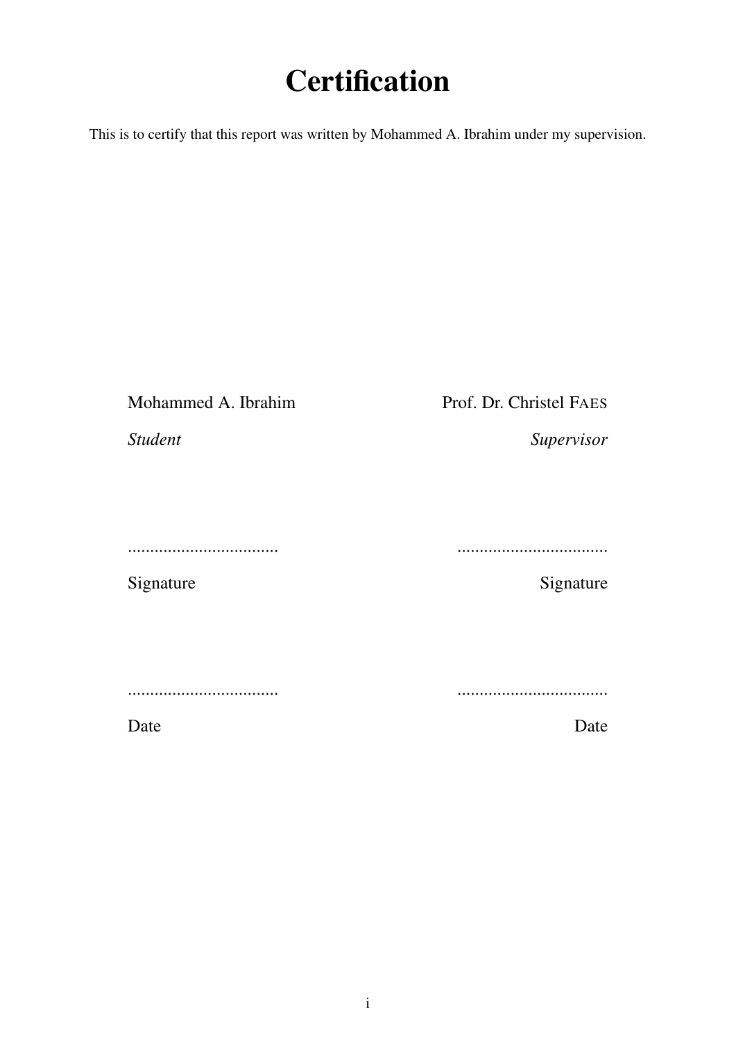# Certification

This is to certify that this report was written by Mohammed A. Ibrahim under my supervision.

| | |
|---|---|
| Mohammed A. Ibrahim | Prof. Dr. Christel FAES |
| *Student* | *Supervisor* |
| .................................. | .................................. |
| Signature | Signature |
| .................................. | .................................. |
| Date | Date |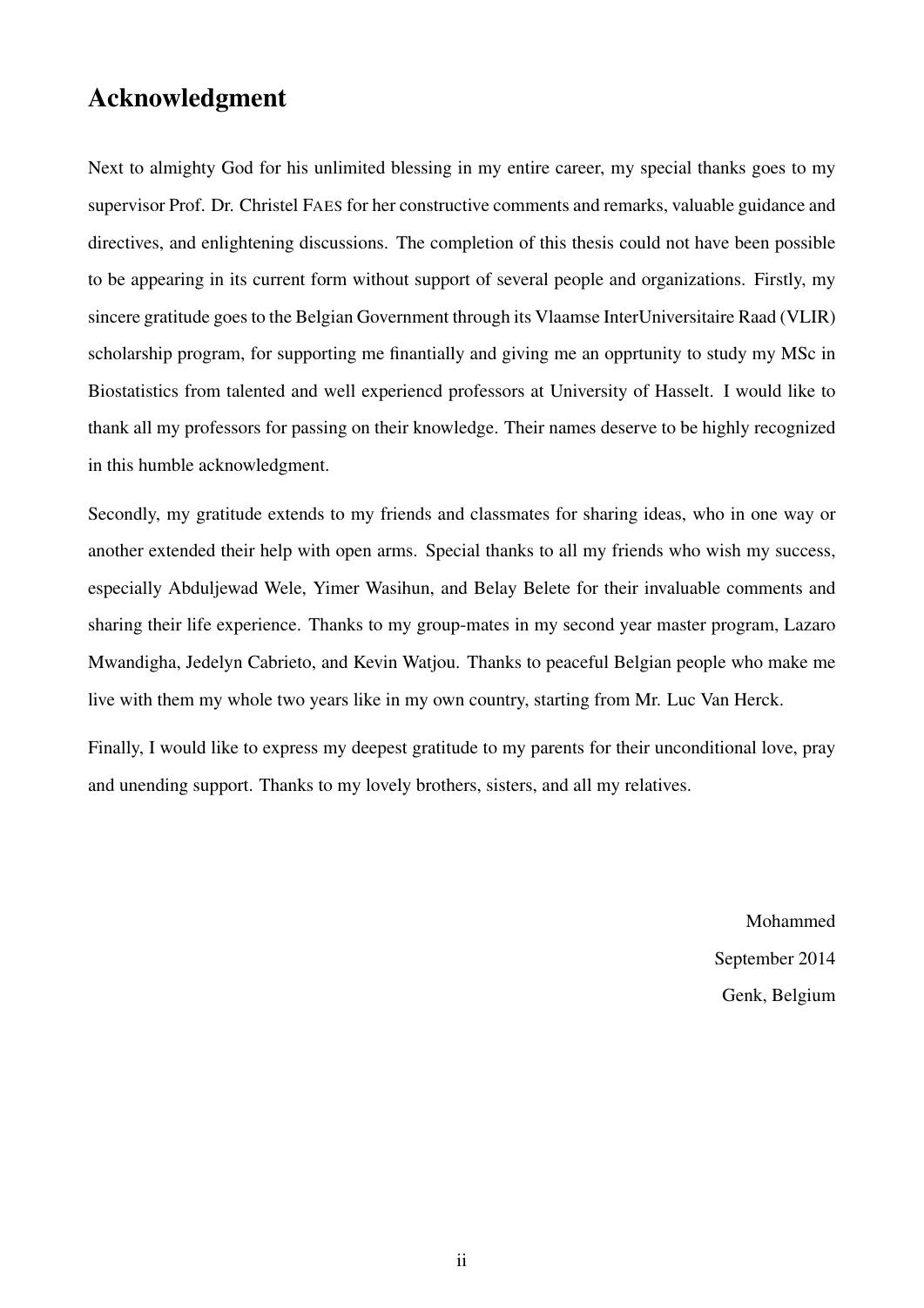## Acknowledgment

Next to almighty God for his unlimited blessing in my entire career, my special thanks goes to my supervisor Prof. Dr. Christel FAES for her constructive comments and remarks, valuable guidance and directives, and enlightening discussions. The completion of this thesis could not have been possible to be appearing in its current form without support of several people and organizations. Firstly, my sincere gratitude goes to the Belgian Government through its Vlaamse InterUniversitaire Raad (VLIR) scholarship program, for supporting me finantially and giving me an opprtunity to study my MSc in Biostatistics from talented and well experiencd professors at University of Hasselt. I would like to thank all my professors for passing on their knowledge. Their names deserve to be highly recognized in this humble acknowledgment.

Secondly, my gratitude extends to my friends and classmates for sharing ideas, who in one way or another extended their help with open arms. Special thanks to all my friends who wish my success, especially Abduljewad Wele, Yimer Wasihun, and Belay Belete for their invaluable comments and sharing their life experience. Thanks to my group-mates in my second year master program, Lazaro Mwandigha, Jedelyn Cabrieto, and Kevin Watjou. Thanks to peaceful Belgian people who make me live with them my whole two years like in my own country, starting from Mr. Luc Van Herck.

Finally, I would like to express my deepest gratitude to my parents for their unconditional love, pray and unending support. Thanks to my lovely brothers, sisters, and all my relatives.

Mohammed
September 2014
Genk, Belgium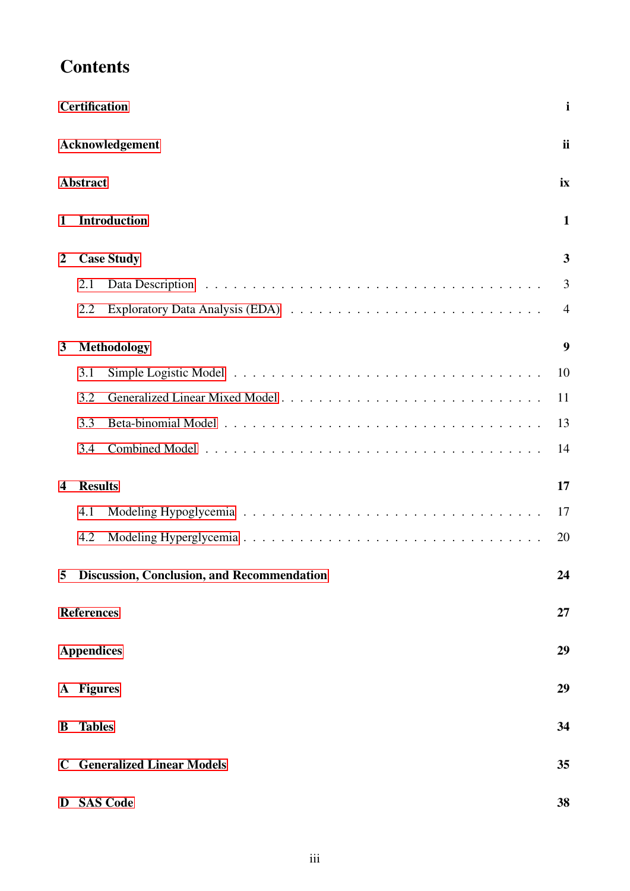# Contents

**Certification** **i**

**Acknowledgement** **ii**

**Abstract** **ix**

**1 Introduction** **1**

**2 Case Study** **3**

- 2.1 Data Description . . . . . . . . . . . . . . . . . . . . . . . . . . . . . . . . 3
- 2.2 Exploratory Data Analysis (EDA) . . . . . . . . . . . . . . . . . . . . . . . . 4

**3 Methodology** **9**

- 3.1 Simple Logistic Model . . . . . . . . . . . . . . . . . . . . . . . . . . . . . . 10
- 3.2 Generalized Linear Mixed Model . . . . . . . . . . . . . . . . . . . . . . . . 11
- 3.3 Beta-binomial Model . . . . . . . . . . . . . . . . . . . . . . . . . . . . . . 13
- 3.4 Combined Model . . . . . . . . . . . . . . . . . . . . . . . . . . . . . . . . 14

**4 Results** **17**

- 4.1 Modeling Hypoglycemia . . . . . . . . . . . . . . . . . . . . . . . . . . . . . 17
- 4.2 Modeling Hyperglycemia . . . . . . . . . . . . . . . . . . . . . . . . . . . . 20

**5 Discussion, Conclusion, and Recommendation** **24**

**References** **27**

**Appendices** **29**

**A Figures** **29**

**B Tables** **34**

**C Generalized Linear Models** **35**

**D SAS Code** **38**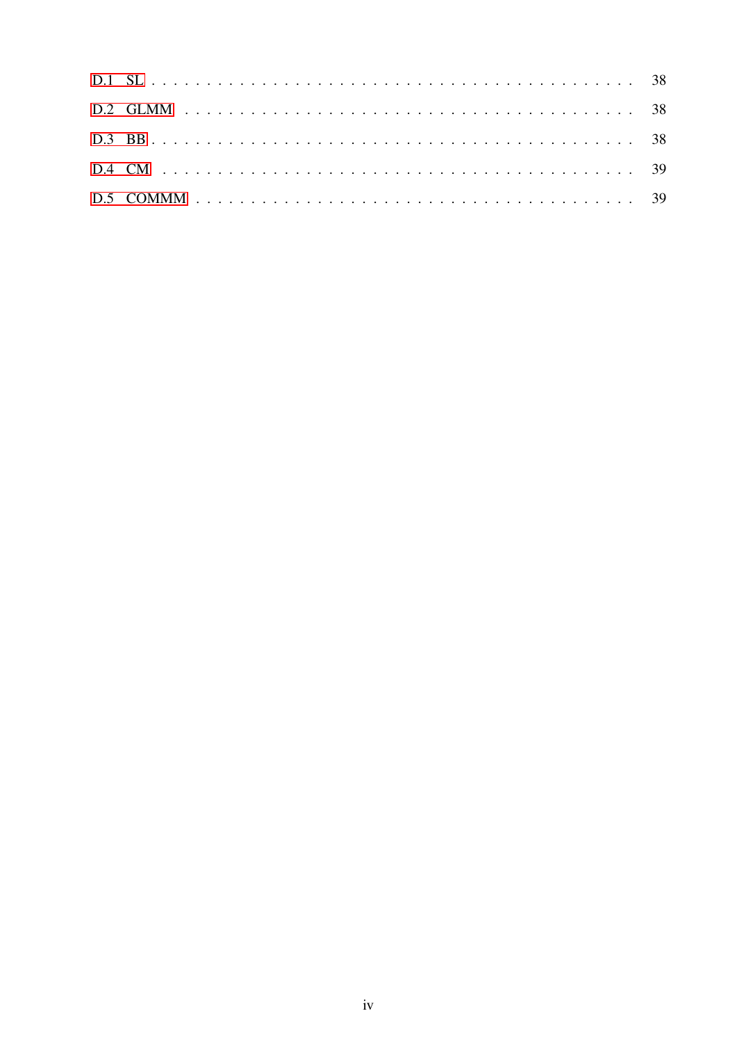D.1 SL . . . . . . . . . . . . . . . . . . . . . . . . . . . . . . . . . . . . . . 38

D.2 GLMM . . . . . . . . . . . . . . . . . . . . . . . . . . . . . . . . . . . . 38

D.3 BB . . . . . . . . . . . . . . . . . . . . . . . . . . . . . . . . . . . . . . 38

D.4 CM . . . . . . . . . . . . . . . . . . . . . . . . . . . . . . . . . . . . . 39

D.5 COMMM . . . . . . . . . . . . . . . . . . . . . . . . . . . . . . . . . . 39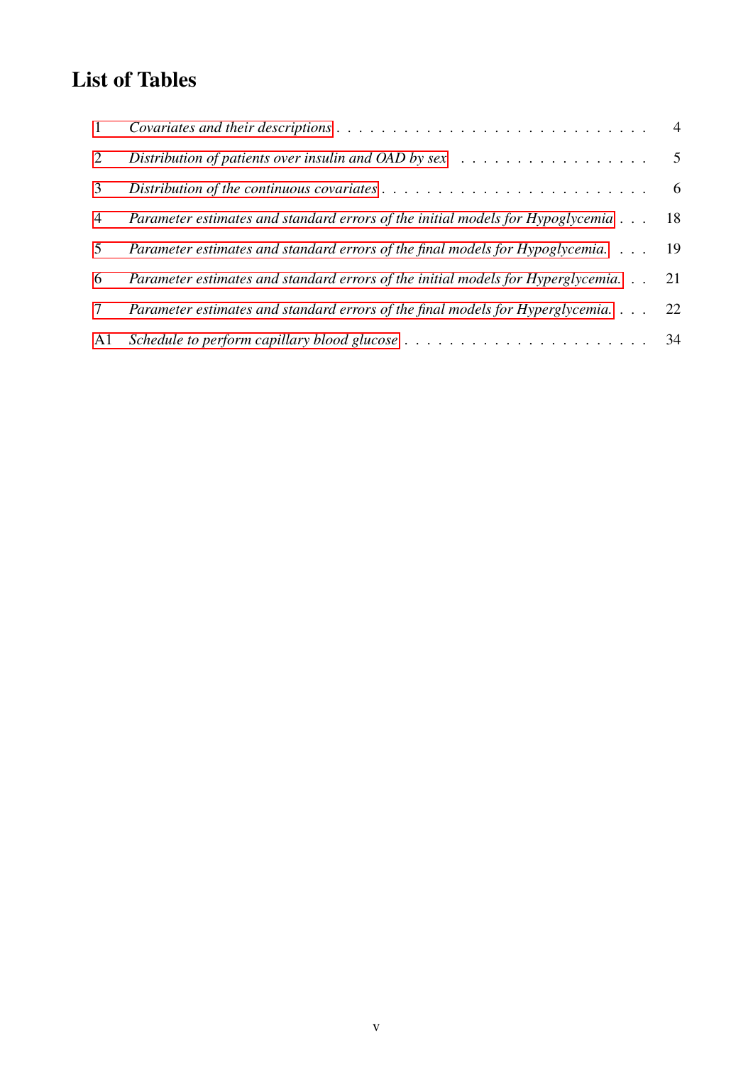# List of Tables

| | | |
|---|---|---|
| 1 | *Covariates and their descriptions* | 4 |
| 2 | *Distribution of patients over insulin and OAD by sex* | 5 |
| 3 | *Distribution of the continuous covariates* | 6 |
| 4 | *Parameter estimates and standard errors of the initial models for Hypoglycemia* | 18 |
| 5 | *Parameter estimates and standard errors of the final models for Hypoglycemia.* | 19 |
| 6 | *Parameter estimates and standard errors of the initial models for Hyperglycemia.* | 21 |
| 7 | *Parameter estimates and standard errors of the final models for Hyperglycemia.* | 22 |
| A1 | *Schedule to perform capillary blood glucose* | 34 |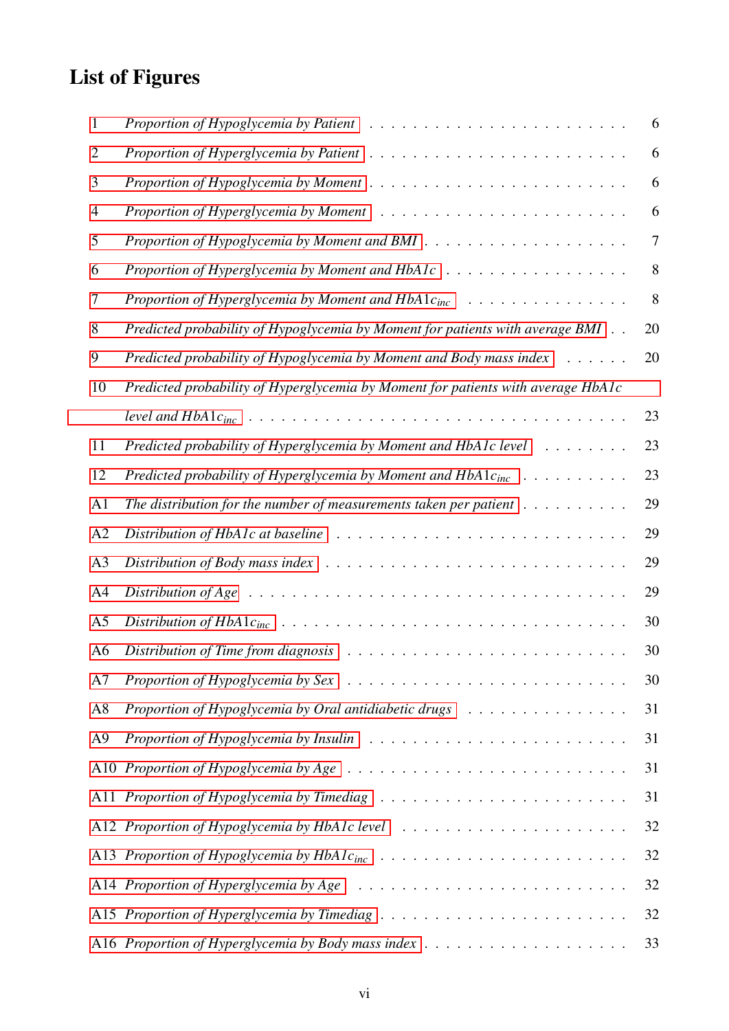## List of Figures

| | | |
|---|---|---|
| 1 | *Proportion of Hypoglycemia by Patient* | 6 |
| 2 | *Proportion of Hyperglycemia by Patient* | 6 |
| 3 | *Proportion of Hypoglycemia by Moment* | 6 |
| 4 | *Proportion of Hyperglycemia by Moment* | 6 |
| 5 | *Proportion of Hypoglycemia by Moment and BMI* | 7 |
| 6 | *Proportion of Hyperglycemia by Moment and HbA1c* | 8 |
| 7 | *Proportion of Hyperglycemia by Moment and HbA1$c_{inc}$* | 8 |
| 8 | *Predicted probability of Hypoglycemia by Moment for patients with average BMI* | 20 |
| 9 | *Predicted probability of Hypoglycemia by Moment and Body mass index* | 20 |
| 10 | *Predicted probability of Hyperglycemia by Moment for patients with average HbA1c level and HbA1$c_{inc}$* | 23 |
| 11 | *Predicted probability of Hyperglycemia by Moment and HbA1c level* | 23 |
| 12 | *Predicted probability of Hyperglycemia by Moment and HbA1$c_{inc}$* | 23 |
| A1 | *The distribution for the number of measurements taken per patient* | 29 |
| A2 | *Distribution of HbA1c at baseline* | 29 |
| A3 | *Distribution of Body mass index* | 29 |
| A4 | *Distribution of Age* | 29 |
| A5 | *Distribution of HbA1$c_{inc}$* | 30 |
| A6 | *Distribution of Time from diagnosis* | 30 |
| A7 | *Proportion of Hypoglycemia by Sex* | 30 |
| A8 | *Proportion of Hypoglycemia by Oral antidiabetic drugs* | 31 |
| A9 | *Proportion of Hypoglycemia by Insulin* | 31 |
| A10 | *Proportion of Hypoglycemia by Age* | 31 |
| A11 | *Proportion of Hypoglycemia by Timediag* | 31 |
| A12 | *Proportion of Hypoglycemia by HbA1c level* | 32 |
| A13 | *Proportion of Hypoglycemia by HbA1$c_{inc}$* | 32 |
| A14 | *Proportion of Hyperglycemia by Age* | 32 |
| A15 | *Proportion of Hyperglycemia by Timediag* | 32 |
| A16 | *Proportion of Hyperglycemia by Body mass index* | 33 |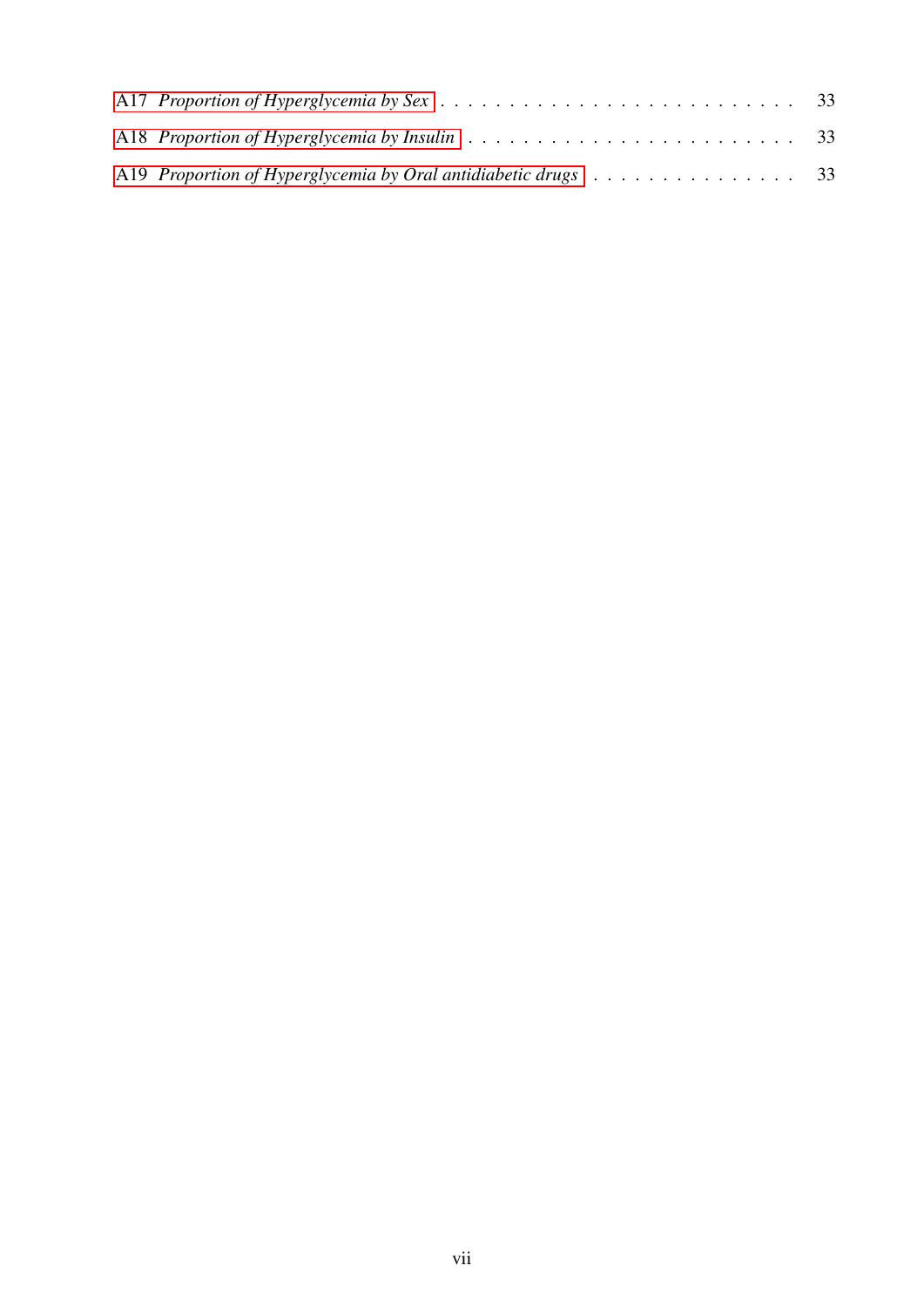A17 *Proportion of Hyperglycemia by Sex* . . . . . . . . . . . . . . . . . . . . . . . . . 33

A18 *Proportion of Hyperglycemia by Insulin* . . . . . . . . . . . . . . . . . . . . . . . 33

A19 *Proportion of Hyperglycemia by Oral antidiabetic drugs* . . . . . . . . . . . . . . . 33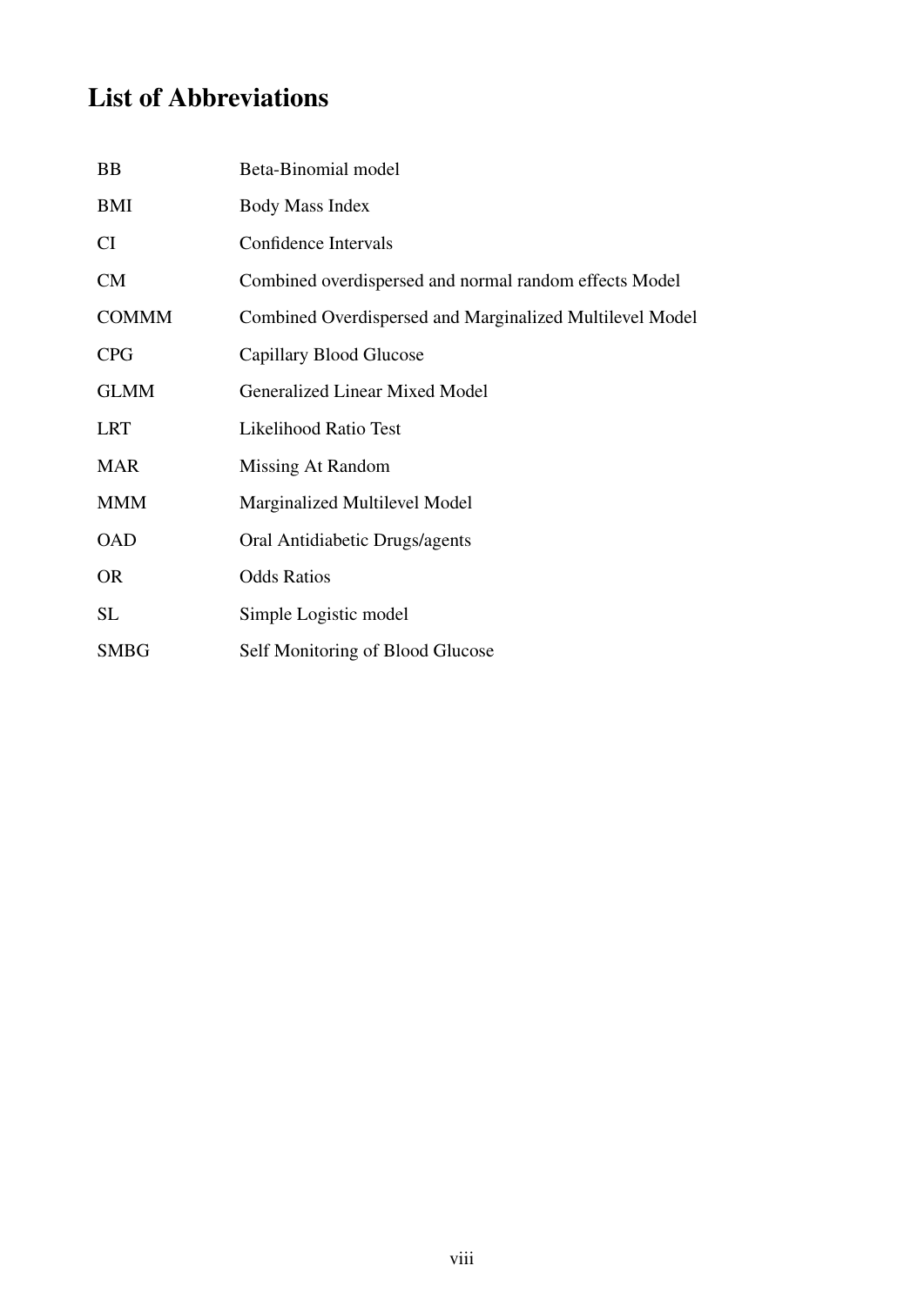# List of Abbreviations

| | |
|---|---|
| BB | Beta-Binomial model |
| BMI | Body Mass Index |
| CI | Confidence Intervals |
| CM | Combined overdispersed and normal random effects Model |
| COMMM | Combined Overdispersed and Marginalized Multilevel Model |
| CPG | Capillary Blood Glucose |
| GLMM | Generalized Linear Mixed Model |
| LRT | Likelihood Ratio Test |
| MAR | Missing At Random |
| MMM | Marginalized Multilevel Model |
| OAD | Oral Antidiabetic Drugs/agents |
| OR | Odds Ratios |
| SL | Simple Logistic model |
| SMBG | Self Monitoring of Blood Glucose |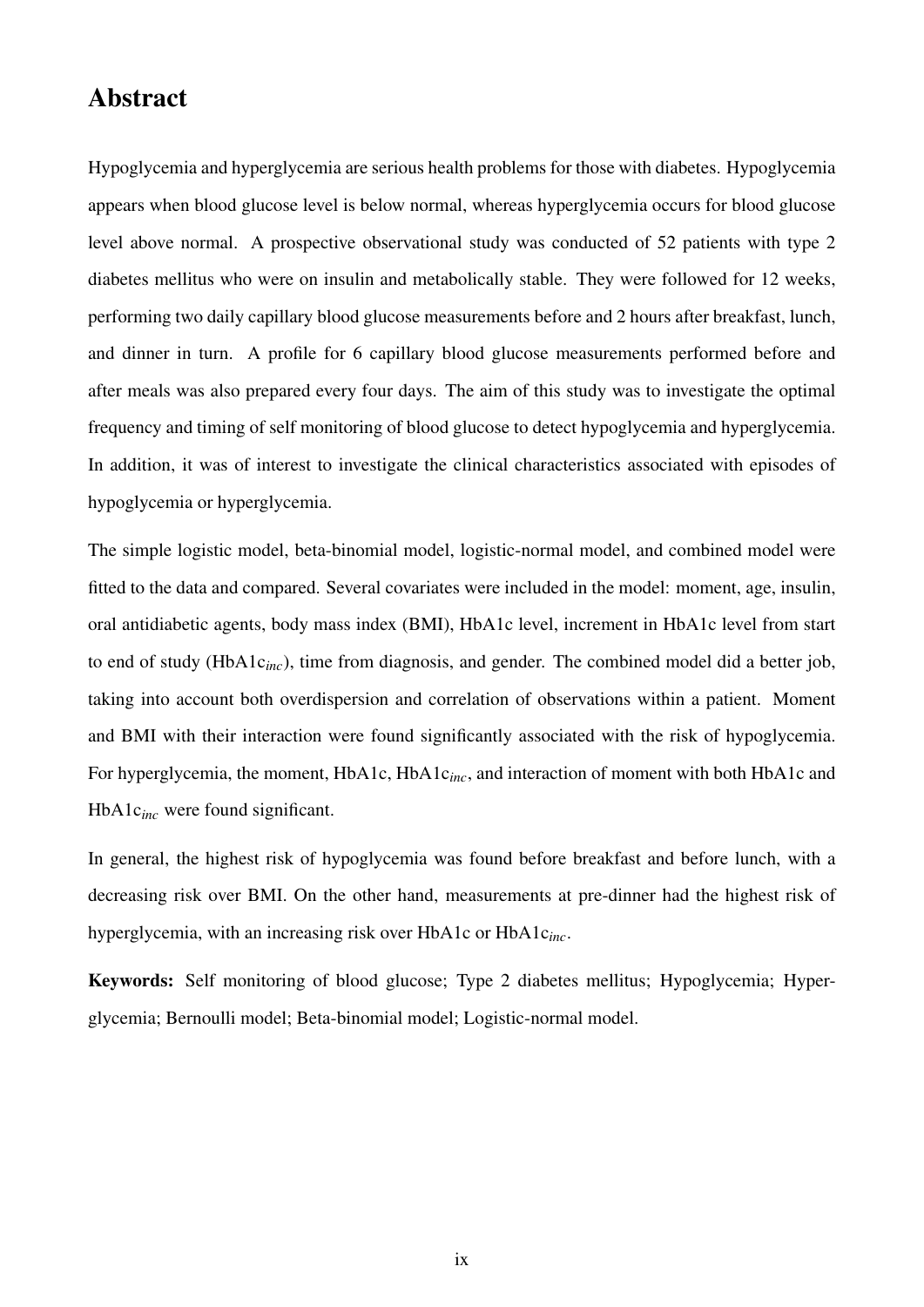# Abstract

Hypoglycemia and hyperglycemia are serious health problems for those with diabetes. Hypoglycemia appears when blood glucose level is below normal, whereas hyperglycemia occurs for blood glucose level above normal. A prospective observational study was conducted of 52 patients with type 2 diabetes mellitus who were on insulin and metabolically stable. They were followed for 12 weeks, performing two daily capillary blood glucose measurements before and 2 hours after breakfast, lunch, and dinner in turn. A profile for 6 capillary blood glucose measurements performed before and after meals was also prepared every four days. The aim of this study was to investigate the optimal frequency and timing of self monitoring of blood glucose to detect hypoglycemia and hyperglycemia. In addition, it was of interest to investigate the clinical characteristics associated with episodes of hypoglycemia or hyperglycemia.

The simple logistic model, beta-binomial model, logistic-normal model, and combined model were fitted to the data and compared. Several covariates were included in the model: moment, age, insulin, oral antidiabetic agents, body mass index (BMI), HbA1c level, increment in HbA1c level from start to end of study (HbA1c$_{inc}$), time from diagnosis, and gender. The combined model did a better job, taking into account both overdispersion and correlation of observations within a patient. Moment and BMI with their interaction were found significantly associated with the risk of hypoglycemia. For hyperglycemia, the moment, HbA1c, HbA1c$_{inc}$, and interaction of moment with both HbA1c and HbA1c$_{inc}$ were found significant.

In general, the highest risk of hypoglycemia was found before breakfast and before lunch, with a decreasing risk over BMI. On the other hand, measurements at pre-dinner had the highest risk of hyperglycemia, with an increasing risk over HbA1c or HbA1c$_{inc}$.

**Keywords:** Self monitoring of blood glucose; Type 2 diabetes mellitus; Hypoglycemia; Hyperglycemia; Bernoulli model; Beta-binomial model; Logistic-normal model.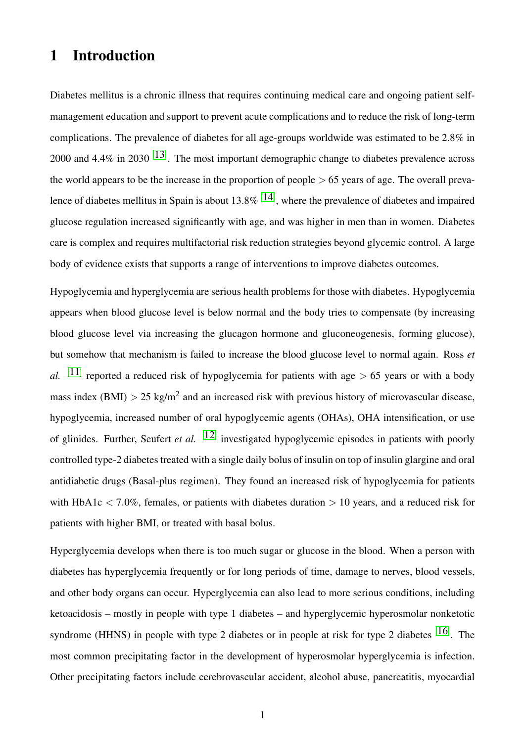# 1 Introduction

Diabetes mellitus is a chronic illness that requires continuing medical care and ongoing patient self-management education and support to prevent acute complications and to reduce the risk of long-term complications. The prevalence of diabetes for all age-groups worldwide was estimated to be 2.8% in 2000 and 4.4% in 2030 [13]. The most important demographic change to diabetes prevalence across the world appears to be the increase in the proportion of people $>$ 65 years of age. The overall prevalence of diabetes mellitus in Spain is about 13.8% [14], where the prevalence of diabetes and impaired glucose regulation increased significantly with age, and was higher in men than in women. Diabetes care is complex and requires multifactorial risk reduction strategies beyond glycemic control. A large body of evidence exists that supports a range of interventions to improve diabetes outcomes.

Hypoglycemia and hyperglycemia are serious health problems for those with diabetes. Hypoglycemia appears when blood glucose level is below normal and the body tries to compensate (by increasing blood glucose level via increasing the glucagon hormone and gluconeogenesis, forming glucose), but somehow that mechanism is failed to increase the blood glucose level to normal again. Ross *et al.* [11] reported a reduced risk of hypoglycemia for patients with age $>$ 65 years or with a body mass index (BMI) $>$ 25 kg/m$^2$ and an increased risk with previous history of microvascular disease, hypoglycemia, increased number of oral hypoglycemic agents (OHAs), OHA intensification, or use of glinides. Further, Seufert *et al.* [12] investigated hypoglycemic episodes in patients with poorly controlled type-2 diabetes treated with a single daily bolus of insulin on top of insulin glargine and oral antidiabetic drugs (Basal-plus regimen). They found an increased risk of hypoglycemia for patients with HbA1c $<$ 7.0%, females, or patients with diabetes duration $>$ 10 years, and a reduced risk for patients with higher BMI, or treated with basal bolus.

Hyperglycemia develops when there is too much sugar or glucose in the blood. When a person with diabetes has hyperglycemia frequently or for long periods of time, damage to nerves, blood vessels, and other body organs can occur. Hyperglycemia can also lead to more serious conditions, including ketoacidosis – mostly in people with type 1 diabetes – and hyperglycemic hyperosmolar nonketotic syndrome (HHNS) in people with type 2 diabetes or in people at risk for type 2 diabetes [16]. The most common precipitating factor in the development of hyperosmolar hyperglycemia is infection. Other precipitating factors include cerebrovascular accident, alcohol abuse, pancreatitis, myocardial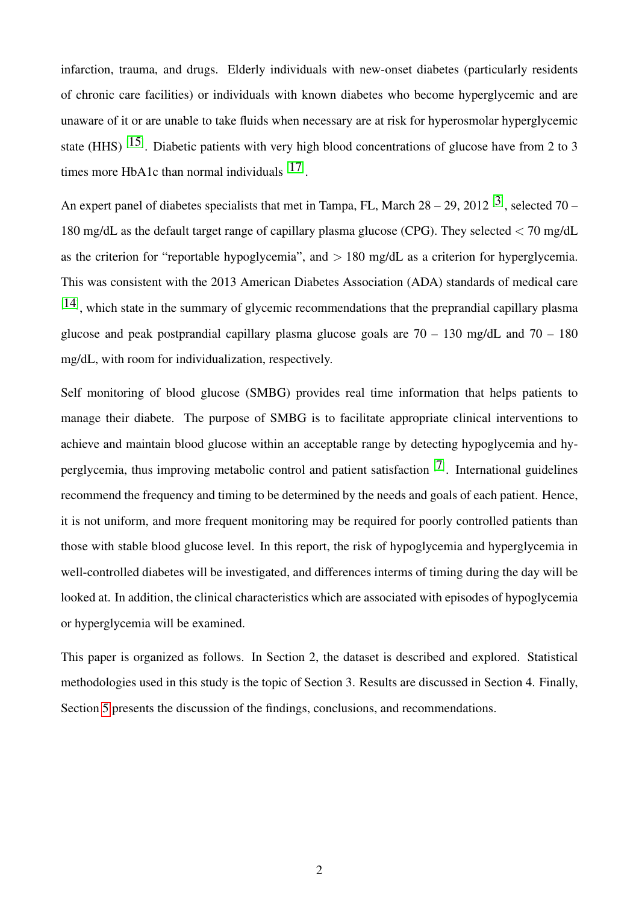infarction, trauma, and drugs. Elderly individuals with new-onset diabetes (particularly residents of chronic care facilities) or individuals with known diabetes who become hyperglycemic and are unaware of it or are unable to take fluids when necessary are at risk for hyperosmolar hyperglycemic state (HHS) [15]. Diabetic patients with very high blood concentrations of glucose have from 2 to 3 times more HbA1c than normal individuals [17].

An expert panel of diabetes specialists that met in Tampa, FL, March 28 – 29, 2012 [3], selected 70 – 180 mg/dL as the default target range of capillary plasma glucose (CPG). They selected $<$ 70 mg/dL as the criterion for "reportable hypoglycemia", and $>$ 180 mg/dL as a criterion for hyperglycemia. This was consistent with the 2013 American Diabetes Association (ADA) standards of medical care [14], which state in the summary of glycemic recommendations that the preprandial capillary plasma glucose and peak postprandial capillary plasma glucose goals are 70 – 130 mg/dL and 70 – 180 mg/dL, with room for individualization, respectively.

Self monitoring of blood glucose (SMBG) provides real time information that helps patients to manage their diabete. The purpose of SMBG is to facilitate appropriate clinical interventions to achieve and maintain blood glucose within an acceptable range by detecting hypoglycemia and hyperglycemia, thus improving metabolic control and patient satisfaction [7]. International guidelines recommend the frequency and timing to be determined by the needs and goals of each patient. Hence, it is not uniform, and more frequent monitoring may be required for poorly controlled patients than those with stable blood glucose level. In this report, the risk of hypoglycemia and hyperglycemia in well-controlled diabetes will be investigated, and differences interms of timing during the day will be looked at. In addition, the clinical characteristics which are associated with episodes of hypoglycemia or hyperglycemia will be examined.

This paper is organized as follows. In Section 2, the dataset is described and explored. Statistical methodologies used in this study is the topic of Section 3. Results are discussed in Section 4. Finally, Section 5 presents the discussion of the findings, conclusions, and recommendations.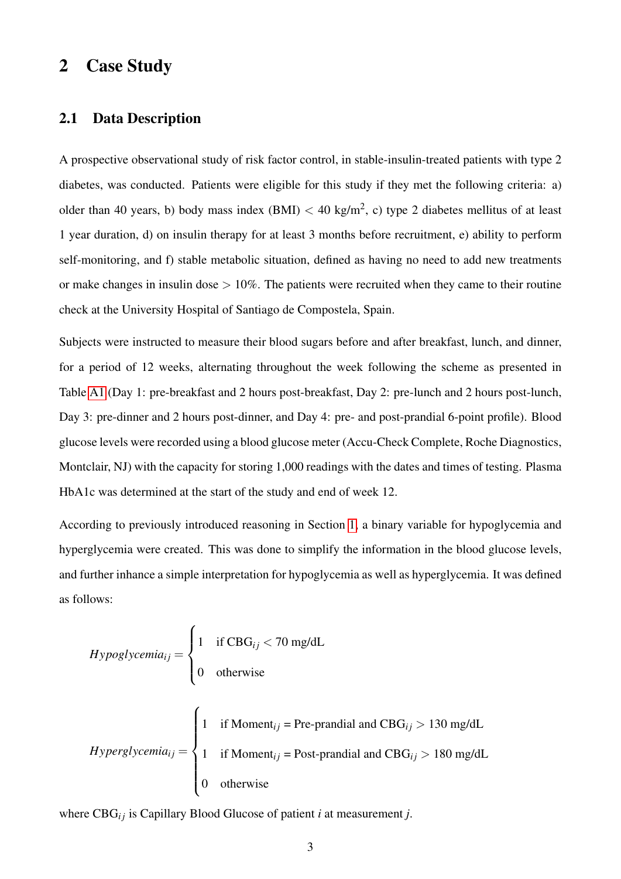# 2 Case Study

## 2.1 Data Description

A prospective observational study of risk factor control, in stable-insulin-treated patients with type 2 diabetes, was conducted. Patients were eligible for this study if they met the following criteria: a) older than 40 years, b) body mass index (BMI) $< 40$ kg/m$^2$, c) type 2 diabetes mellitus of at least 1 year duration, d) on insulin therapy for at least 3 months before recruitment, e) ability to perform self-monitoring, and f) stable metabolic situation, defined as having no need to add new treatments or make changes in insulin dose $> 10\%$. The patients were recruited when they came to their routine check at the University Hospital of Santiago de Compostela, Spain.

Subjects were instructed to measure their blood sugars before and after breakfast, lunch, and dinner, for a period of 12 weeks, alternating throughout the week following the scheme as presented in Table A1 (Day 1: pre-breakfast and 2 hours post-breakfast, Day 2: pre-lunch and 2 hours post-lunch, Day 3: pre-dinner and 2 hours post-dinner, and Day 4: pre- and post-prandial 6-point profile). Blood glucose levels were recorded using a blood glucose meter (Accu-Check Complete, Roche Diagnostics, Montclair, NJ) with the capacity for storing 1,000 readings with the dates and times of testing. Plasma HbA1c was determined at the start of the study and end of week 12.

According to previously introduced reasoning in Section 1, a binary variable for hypoglycemia and hyperglycemia were created. This was done to simplify the information in the blood glucose levels, and further inhance a simple interpretation for hypoglycemia as well as hyperglycemia. It was defined as follows:

$$
Hypoglycemia_{ij} = \begin{cases} 1 & \text{if CBG}_{ij} < 70 \text{ mg/dL} \\ 0 & \text{otherwise} \end{cases}
$$

$$
Hyperglycemia_{ij} = \begin{cases} 1 & \text{if Moment}_{ij} = \text{Pre-prandial and CBG}_{ij} > 130 \text{ mg/dL} \\ 1 & \text{if Moment}_{ij} = \text{Post-prandial and CBG}_{ij} > 180 \text{ mg/dL} \\ 0 & \text{otherwise} \end{cases}
$$

where $\text{CBG}_{ij}$ is Capillary Blood Glucose of patient $i$ at measurement $j$.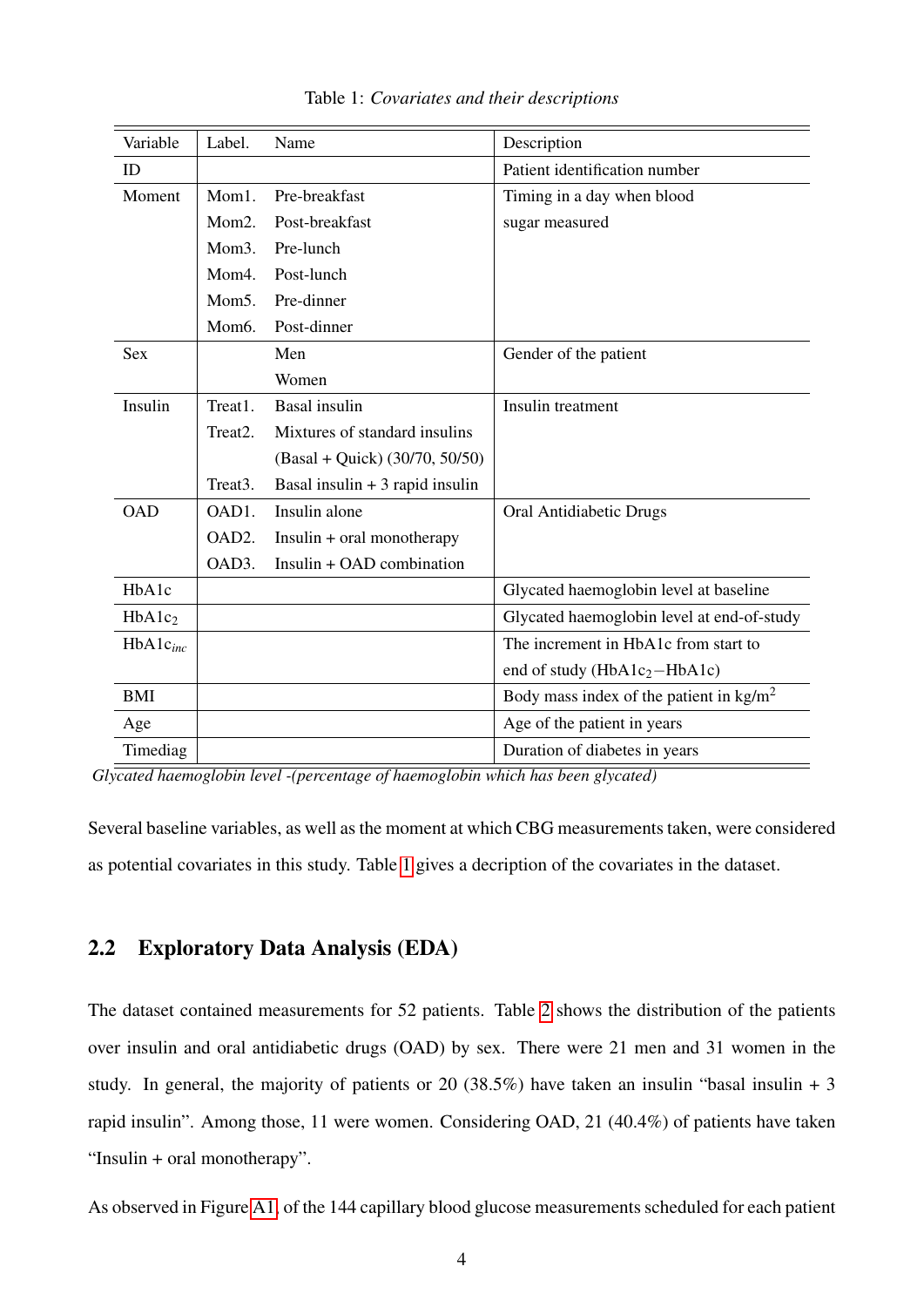Table 1: *Covariates and their descriptions*

| Variable | Label. | Name | Description |
|---|---|---|---|
| ID | | | Patient identification number |
| Moment | Mom1. | Pre-breakfast | Timing in a day when blood sugar measured |
| | Mom2. | Post-breakfast | |
| | Mom3. | Pre-lunch | |
| | Mom4. | Post-lunch | |
| | Mom5. | Pre-dinner | |
| | Mom6. | Post-dinner | |
| Sex | | Men | Gender of the patient |
| | | Women | |
| Insulin | Treat1. | Basal insulin | Insulin treatment |
| | Treat2. | Mixtures of standard insulins (Basal + Quick) (30/70, 50/50) | |
| | Treat3. | Basal insulin + 3 rapid insulin | |
| OAD | OAD1. | Insulin alone | Oral Antidiabetic Drugs |
| | OAD2. | Insulin + oral monotherapy | |
| | OAD3. | Insulin + OAD combination | |
| HbA1c | | | Glycated haemoglobin level at baseline |
| $\text{HbA1c}_2$ | | | Glycated haemoglobin level at end-of-study |
| $\text{HbA1c}_{inc}$ | | | The increment in HbA1c from start to end of study ($\text{HbA1c}_2 - \text{HbA1c}$) |
| BMI | | | Body mass index of the patient in $\text{kg/m}^2$ |
| Age | | | Age of the patient in years |
| Timediag | | | Duration of diabetes in years |

*Glycated haemoglobin level -(percentage of haemoglobin which has been glycated)*

Several baseline variables, as well as the moment at which CBG measurements taken, were considered as potential covariates in this study. Table 1 gives a decription of the covariates in the dataset.

## 2.2 Exploratory Data Analysis (EDA)

The dataset contained measurements for 52 patients. Table 2 shows the distribution of the patients over insulin and oral antidiabetic drugs (OAD) by sex. There were 21 men and 31 women in the study. In general, the majority of patients or 20 (38.5%) have taken an insulin "basal insulin + 3 rapid insulin". Among those, 11 were women. Considering OAD, 21 (40.4%) of patients have taken "Insulin + oral monotherapy".

As observed in Figure A1, of the 144 capillary blood glucose measurements scheduled for each patient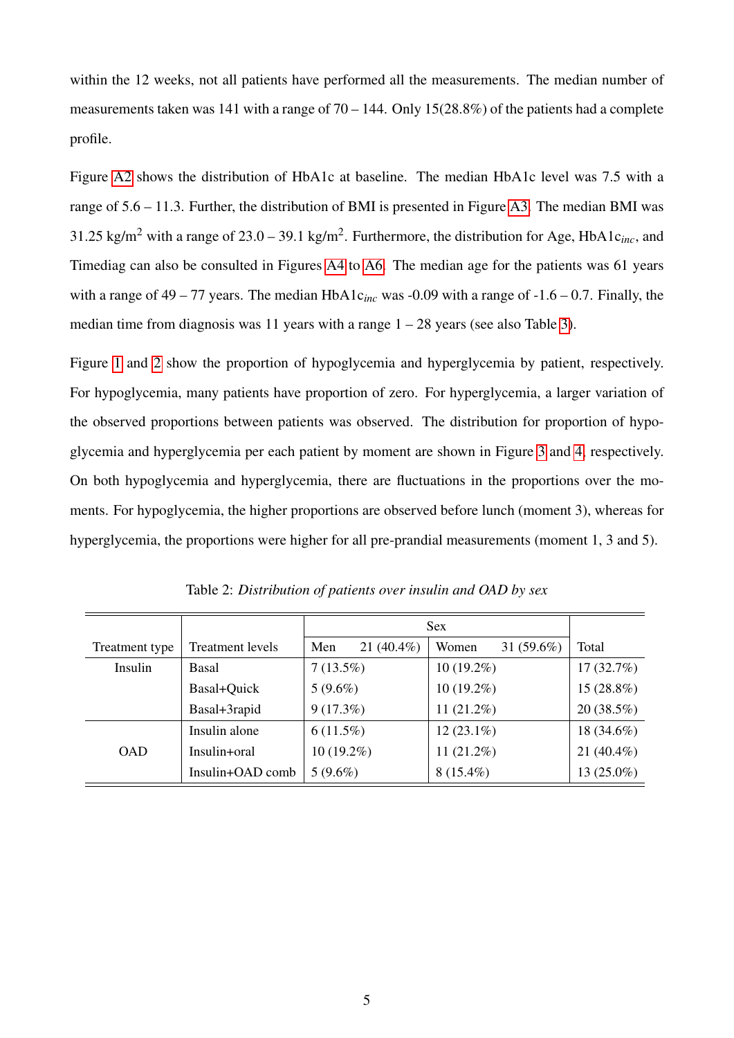within the 12 weeks, not all patients have performed all the measurements. The median number of measurements taken was 141 with a range of 70 – 144. Only 15(28.8%) of the patients had a complete profile.

Figure A2 shows the distribution of HbA1c at baseline. The median HbA1c level was 7.5 with a range of 5.6 – 11.3. Further, the distribution of BMI is presented in Figure A3. The median BMI was 31.25 kg/m$^2$ with a range of 23.0 – 39.1 kg/m$^2$. Furthermore, the distribution for Age, HbA1c$_{inc}$, and Timediag can also be consulted in Figures A4 to A6. The median age for the patients was 61 years with a range of 49 – 77 years. The median HbA1c$_{inc}$ was -0.09 with a range of -1.6 – 0.7. Finally, the median time from diagnosis was 11 years with a range 1 – 28 years (see also Table 3).

Figure 1 and 2 show the proportion of hypoglycemia and hyperglycemia by patient, respectively. For hypoglycemia, many patients have proportion of zero. For hyperglycemia, a larger variation of the observed proportions between patients was observed. The distribution for proportion of hypoglycemia and hyperglycemia per each patient by moment are shown in Figure 3 and 4, respectively. On both hypoglycemia and hyperglycemia, there are fluctuations in the proportions over the moments. For hypoglycemia, the higher proportions are observed before lunch (moment 3), whereas for hyperglycemia, the proportions were higher for all pre-prandial measurements (moment 1, 3 and 5).

Table 2: *Distribution of patients over insulin and OAD by sex*

| | | Sex | | |
|---|---|---|---|---|
| Treatment type | Treatment levels | Men 21 (40.4%) | Women 31 (59.6%) | Total |
| Insulin | Basal | 7 (13.5%) | 10 (19.2%) | 17 (32.7%) |
| | Basal+Quick | 5 (9.6%) | 10 (19.2%) | 15 (28.8%) |
| | Basal+3rapid | 9 (17.3%) | 11 (21.2%) | 20 (38.5%) |
| OAD | Insulin alone | 6 (11.5%) | 12 (23.1%) | 18 (34.6%) |
| | Insulin+oral | 10 (19.2%) | 11 (21.2%) | 21 (40.4%) |
| | Insulin+OAD comb | 5 (9.6%) | 8 (15.4%) | 13 (25.0%) |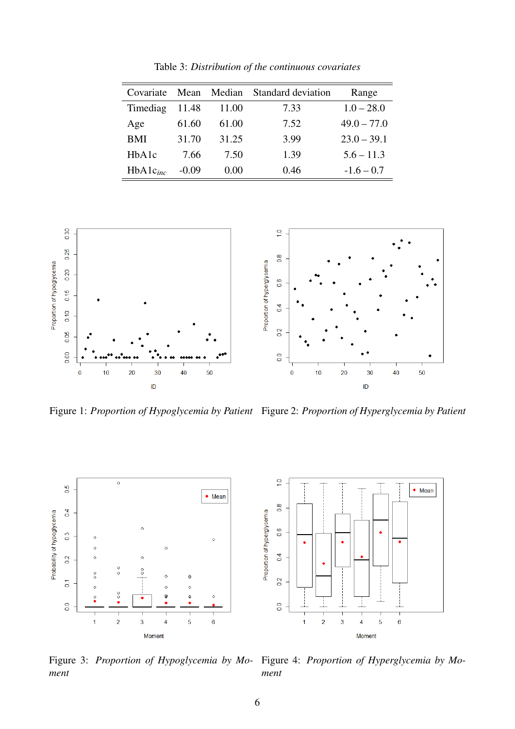Table 3: *Distribution of the continuous covariates*

| Covariate | Mean | Median | Standard deviation | Range |
|---|---|---|---|---|
| Timediag | 11.48 | 11.00 | 7.33 | 1.0 – 28.0 |
| Age | 61.60 | 61.00 | 7.52 | 49.0 – 77.0 |
| BMI | 31.70 | 31.25 | 3.99 | 23.0 – 39.1 |
| HbA1c | 7.66 | 7.50 | 1.39 | 5.6 – 11.3 |
| $HbA1c_{inc}$ | -0.09 | 0.00 | 0.46 | -1.6 – 0.7 |

Figure 1: *Proportion of Hypoglycemia by Patient*

Figure 2: *Proportion of Hyperglycemia by Patient*

Figure 3: *Proportion of Hypoglycemia by Moment*

Figure 4: *Proportion of Hyperglycemia by Moment*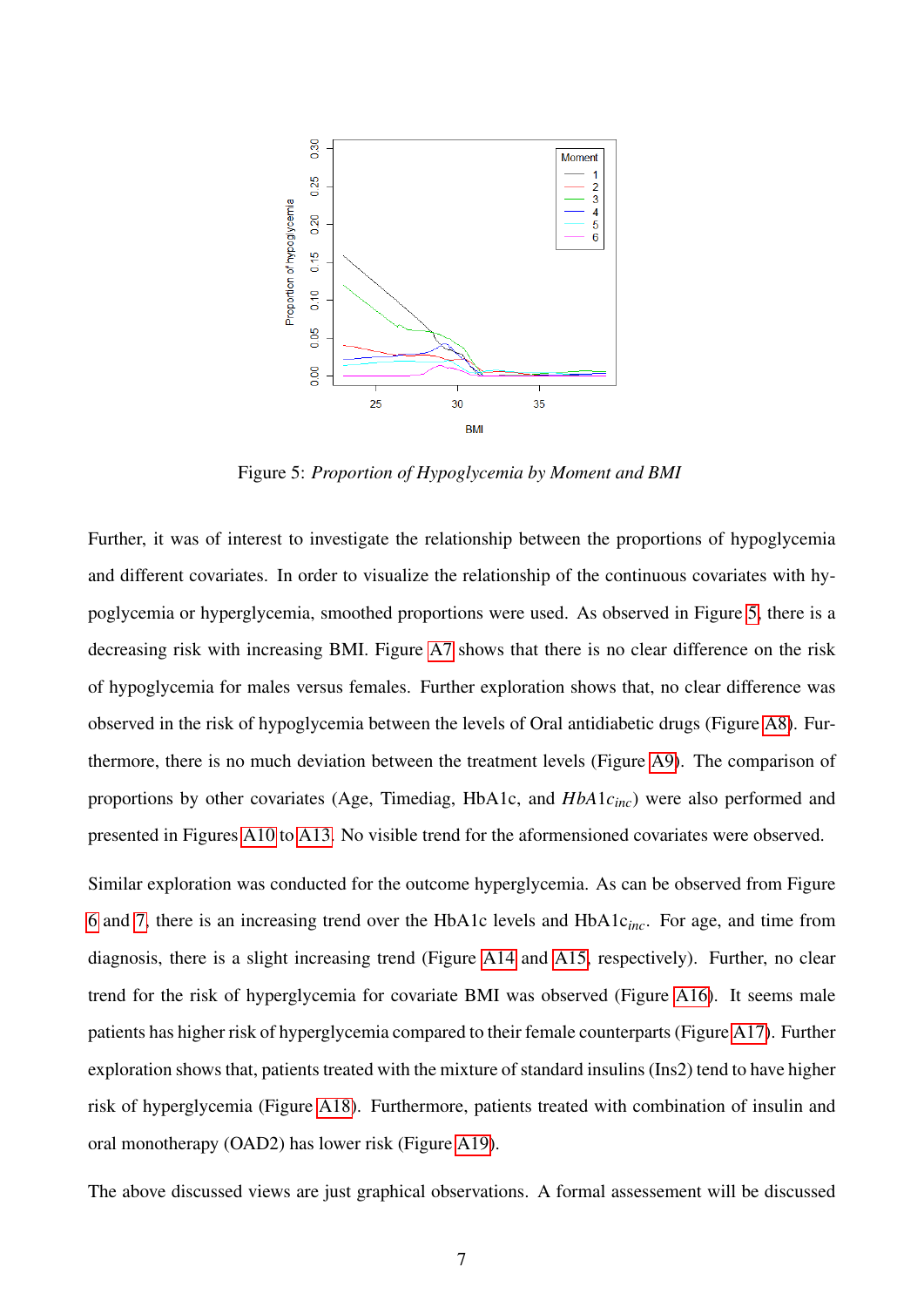Figure 5: *Proportion of Hypoglycemia by Moment and BMI*

Further, it was of interest to investigate the relationship between the proportions of hypoglycemia and different covariates. In order to visualize the relationship of the continuous covariates with hypoglycemia or hyperglycemia, smoothed proportions were used. As observed in Figure 5, there is a decreasing risk with increasing BMI. Figure A7 shows that there is no clear difference on the risk of hypoglycemia for males versus females. Further exploration shows that, no clear difference was observed in the risk of hypoglycemia between the levels of Oral antidiabetic drugs (Figure A8). Furthermore, there is no much deviation between the treatment levels (Figure A9). The comparison of proportions by other covariates (Age, Timediag, HbA1c, and $HbA1c_{inc}$) were also performed and presented in Figures A10 to A13. No visible trend for the afformensioned covariates were observed.

Similar exploration was conducted for the outcome hyperglycemia. As can be observed from Figure 6 and 7, there is an increasing trend over the HbA1c levels and HbA1c$_{inc}$. For age, and time from diagnosis, there is a slight increasing trend (Figure A14 and A15, respectively). Further, no clear trend for the risk of hyperglycemia for covariate BMI was observed (Figure A16). It seems male patients has higher risk of hyperglycemia compared to their female counterparts (Figure A17). Further exploration shows that, patients treated with the mixture of standard insulins (Ins2) tend to have higher risk of hyperglycemia (Figure A18). Furthermore, patients treated with combination of insulin and oral monotherapy (OAD2) has lower risk (Figure A19).

The above discussed views are just graphical observations. A formal assessement will be discussed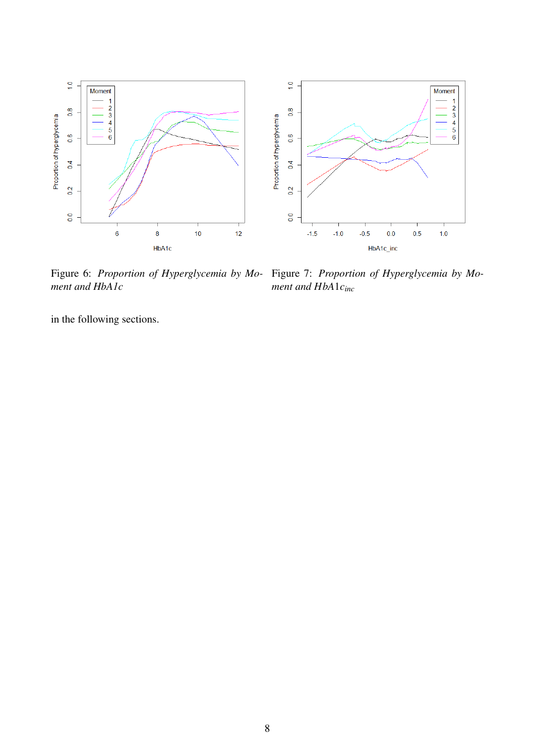Figure 6: *Proportion of Hyperglycemia by Moment and HbA1c*

Figure 7: *Proportion of Hyperglycemia by Moment and $HbA1c_{inc}$*

in the following sections.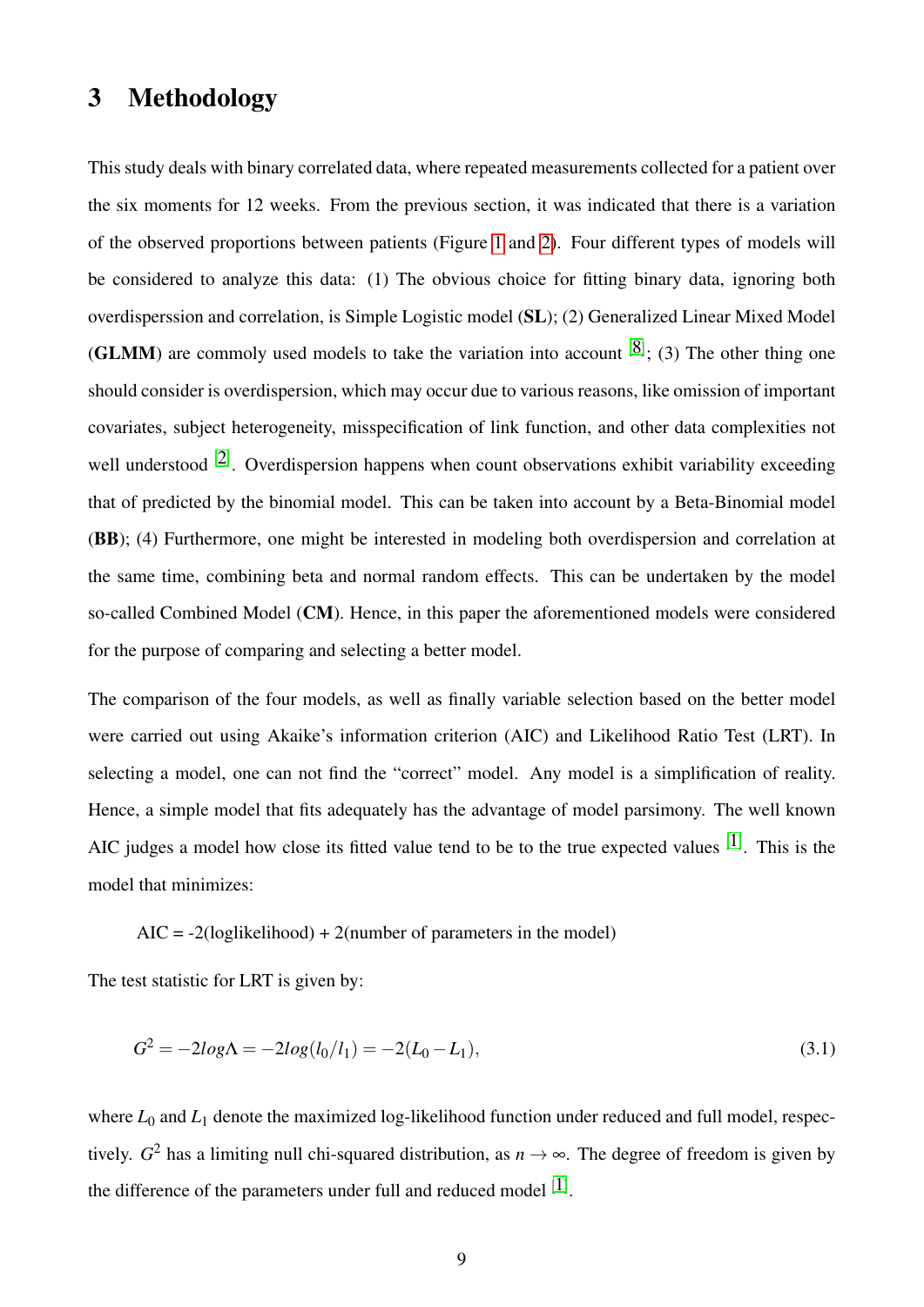# 3 Methodology

This study deals with binary correlated data, where repeated measurements collected for a patient over the six moments for 12 weeks. From the previous section, it was indicated that there is a variation of the observed proportions between patients (Figure 1 and 2). Four different types of models will be considered to analyze this data: (1) The obvious choice for fitting binary data, ignoring both overdisperssion and correlation, is Simple Logistic model (**SL**); (2) Generalized Linear Mixed Model (**GLMM**) are commoly used models to take the variation into account [8]; (3) The other thing one should consider is overdispersion, which may occur due to various reasons, like omission of important covariates, subject heterogeneity, misspecification of link function, and other data complexities not well understood [2]. Overdispersion happens when count observations exhibit variability exceeding that of predicted by the binomial model. This can be taken into account by a Beta-Binomial model (**BB**); (4) Furthermore, one might be interested in modeling both overdispersion and correlation at the same time, combining beta and normal random effects. This can be undertaken by the model so-called Combined Model (**CM**). Hence, in this paper the aforementioned models were considered for the purpose of comparing and selecting a better model.

The comparison of the four models, as well as finally variable selection based on the better model were carried out using Akaike's information criterion (AIC) and Likelihood Ratio Test (LRT). In selecting a model, one can not find the "correct" model. Any model is a simplification of reality. Hence, a simple model that fits adequately has the advantage of model parsimony. The well known AIC judges a model how close its fitted value tend to be to the true expected values [1]. This is the model that minimizes:

AIC = -2(loglikelihood) + 2(number of parameters in the model)

The test statistic for LRT is given by:

$$G^2 = -2log\Lambda = -2log(l_0/l_1) = -2(L_0 - L_1), \tag{3.1}$$

where $L_0$ and $L_1$ denote the maximized log-likelihood function under reduced and full model, respectively. $G^2$ has a limiting null chi-squared distribution, as $n \to \infty$. The degree of freedom is given by the difference of the parameters under full and reduced model [1].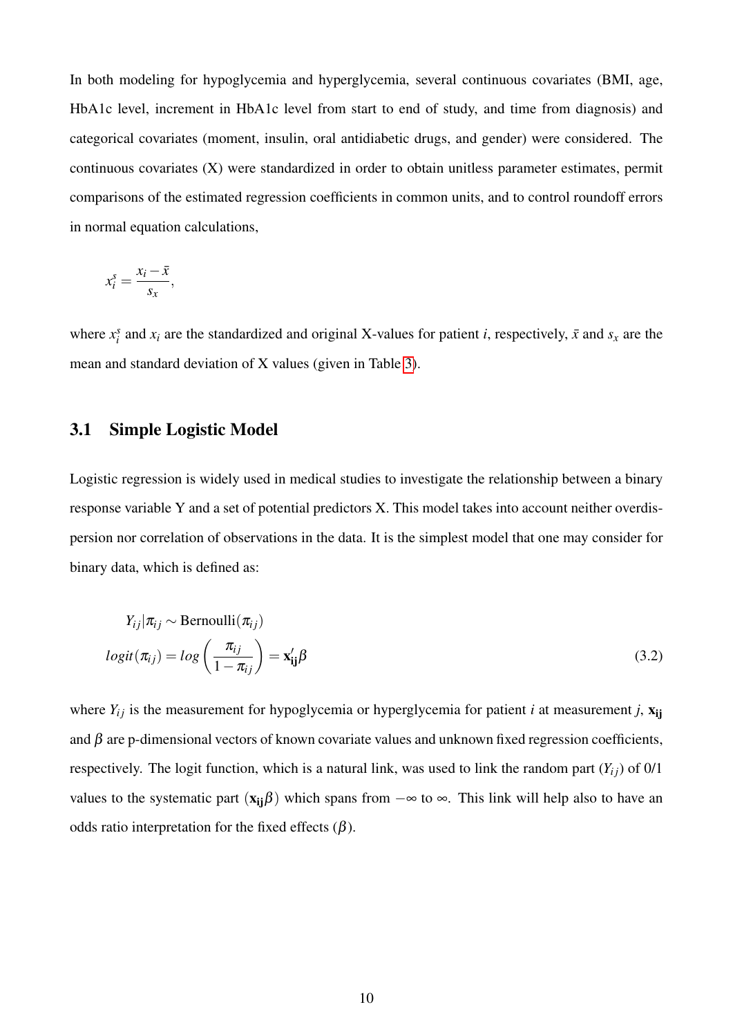In both modeling for hypoglycemia and hyperglycemia, several continuous covariates (BMI, age, HbA1c level, increment in HbA1c level from start to end of study, and time from diagnosis) and categorical covariates (moment, insulin, oral antidiabetic drugs, and gender) were considered. The continuous covariates (X) were standardized in order to obtain unitless parameter estimates, permit comparisons of the estimated regression coefficients in common units, and to control roundoff errors in normal equation calculations,

$$x_i^s = \frac{x_i - \bar{x}}{s_x},$$

where $x_i^s$ and $x_i$ are the standardized and original X-values for patient $i$, respectively, $\bar{x}$ and $s_x$ are the mean and standard deviation of X values (given in Table 3).

## 3.1 Simple Logistic Model

Logistic regression is widely used in medical studies to investigate the relationship between a binary response variable Y and a set of potential predictors X. This model takes into account neither overdispersion nor correlation of observations in the data. It is the simplest model that one may consider for binary data, which is defined as:

$$\begin{aligned} Y_{ij}|\pi_{ij} &\sim \text{Bernoulli}(\pi_{ij}) \\ logit(\pi_{ij}) = log\left(\frac{\pi_{ij}}{1-\pi_{ij}}\right) &= \mathbf{x}'_{\mathbf{ij}}\beta \end{aligned} \tag{3.2}$$

where $Y_{ij}$ is the measurement for hypoglycemia or hyperglycemia for patient $i$ at measurement $j$, $\mathbf{x_{ij}}$ and $\beta$ are p-dimensional vectors of known covariate values and unknown fixed regression coefficients, respectively. The logit function, which is a natural link, was used to link the random part ($Y_{ij}$) of 0/1 values to the systematic part ($\mathbf{x_{ij}}\beta$) which spans from $-\infty$ to $\infty$. This link will help also to have an odds ratio interpretation for the fixed effects ($\beta$).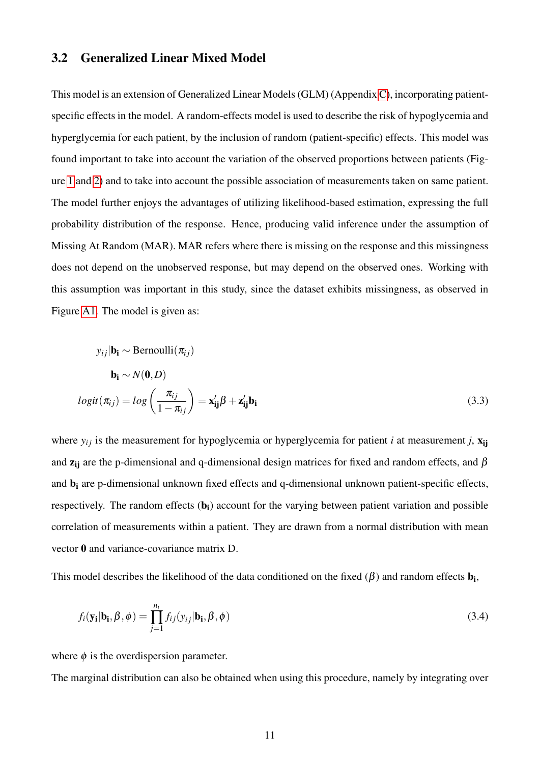## 3.2 Generalized Linear Mixed Model

This model is an extension of Generalized Linear Models (GLM) (Appendix C), incorporating patient-specific effects in the model. A random-effects model is used to describe the risk of hypoglycemia and hyperglycemia for each patient, by the inclusion of random (patient-specific) effects. This model was found important to take into account the variation of the observed proportions between patients (Figure 1 and 2) and to take into account the possible association of measurements taken on same patient. The model further enjoys the advantages of utilizing likelihood-based estimation, expressing the full probability distribution of the response. Hence, producing valid inference under the assumption of Missing At Random (MAR). MAR refers where there is missing on the response and this missingness does not depend on the unobserved response, but may depend on the observed ones. Working with this assumption was important in this study, since the dataset exhibits missingness, as observed in Figure A1. The model is given as:

$$
\begin{aligned}
y_{ij}|\mathbf{b_i} &\sim \text{Bernoulli}(\pi_{ij}) \\
\mathbf{b_i} &\sim N(\mathbf{0}, D) \\
logit(\pi_{ij}) = log\left(\frac{\pi_{ij}}{1-\pi_{ij}}\right) &= \mathbf{x}'_{\mathbf{ij}}\beta + \mathbf{z}'_{\mathbf{ij}}\mathbf{b_i}
\end{aligned}
\tag{3.3}
$$

where $y_{ij}$ is the measurement for hypoglycemia or hyperglycemia for patient $i$ at measurement $j$, $\mathbf{x_{ij}}$ and $\mathbf{z_{ij}}$ are the p-dimensional and q-dimensional design matrices for fixed and random effects, and $\beta$ and $\mathbf{b_i}$ are p-dimensional unknown fixed effects and q-dimensional unknown patient-specific effects, respectively. The random effects ($\mathbf{b_i}$) account for the varying between patient variation and possible correlation of measurements within a patient. They are drawn from a normal distribution with mean vector $\mathbf{0}$ and variance-covariance matrix D.

This model describes the likelihood of the data conditioned on the fixed ($\beta$) and random effects $\mathbf{b_i}$,

$$
f_i(\mathbf{y_i}|\mathbf{b_i}, \beta, \phi) = \prod_{j=1}^{n_i} f_{ij}(y_{ij}|\mathbf{b_i}, \beta, \phi) \tag{3.4}
$$

where $\phi$ is the overdispersion parameter.

The marginal distribution can also be obtained when using this procedure, namely by integrating over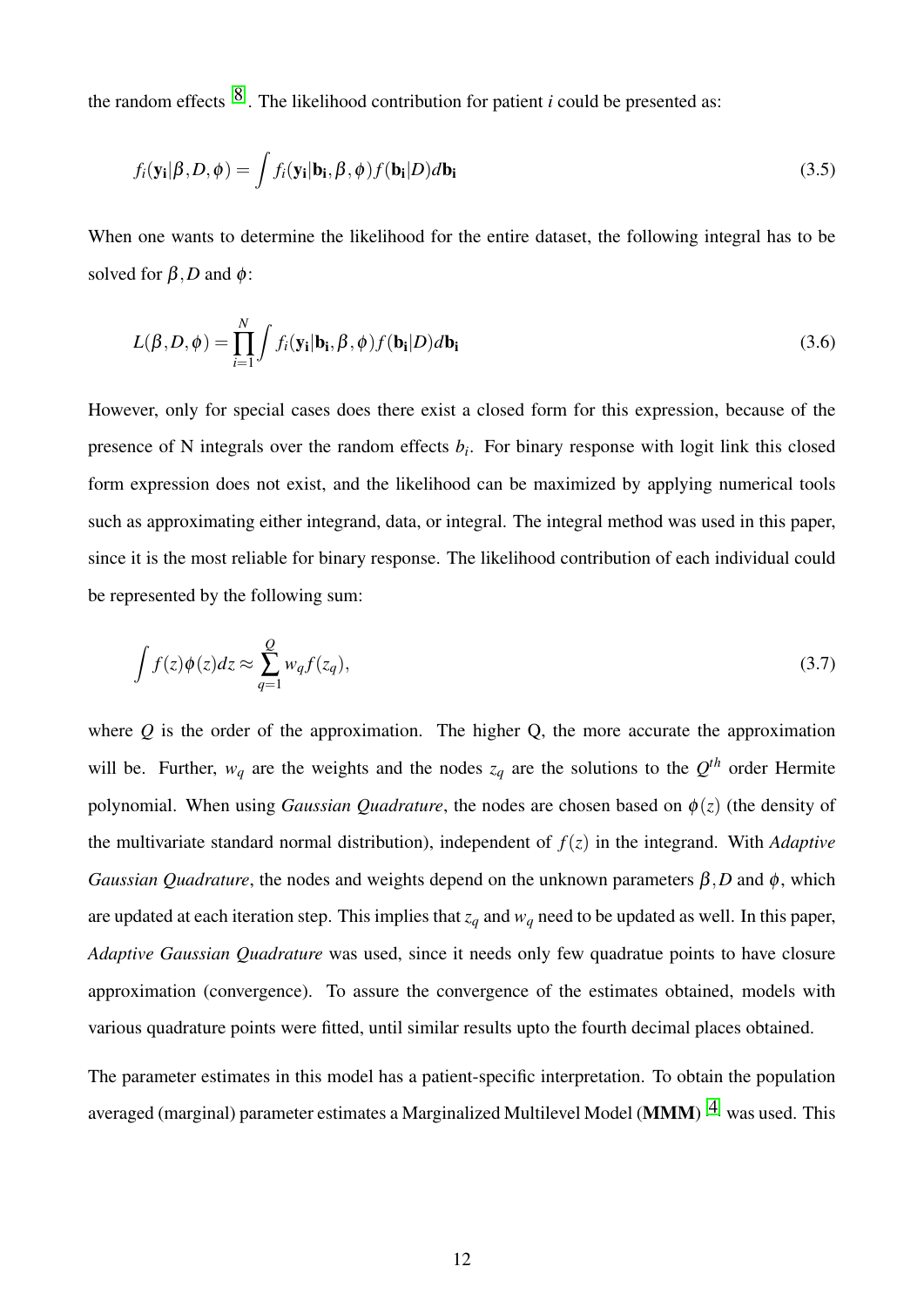the random effects [8]. The likelihood contribution for patient $i$ could be presented as:

$$f_i(\mathbf{y_i}|\beta, D, \phi) = \int f_i(\mathbf{y_i}|\mathbf{b_i}, \beta, \phi) f(\mathbf{b_i}|D) d\mathbf{b_i} \tag{3.5}$$

When one wants to determine the likelihood for the entire dataset, the following integral has to be solved for $\beta, D$ and $\phi$:

$$L(\beta, D, \phi) = \prod_{i=1}^{N} \int f_i(\mathbf{y_i}|\mathbf{b_i}, \beta, \phi) f(\mathbf{b_i}|D) d\mathbf{b_i} \tag{3.6}$$

However, only for special cases does there exist a closed form for this expression, because of the presence of N integrals over the random effects $b_i$. For binary response with logit link this closed form expression does not exist, and the likelihood can be maximized by applying numerical tools such as approximating either integrand, data, or integral. The integral method was used in this paper, since it is the most reliable for binary response. The likelihood contribution of each individual could be represented by the following sum:

$$\int f(z)\phi(z)dz \approx \sum_{q=1}^{Q} w_q f(z_q), \tag{3.7}$$

where $Q$ is the order of the approximation. The higher Q, the more accurate the approximation will be. Further, $w_q$ are the weights and the nodes $z_q$ are the solutions to the $Q^{th}$ order Hermite polynomial. When using *Gaussian Quadrature*, the nodes are chosen based on $\phi(z)$ (the density of the multivariate standard normal distribution), independent of $f(z)$ in the integrand. With *Adaptive Gaussian Quadrature*, the nodes and weights depend on the unknown parameters $\beta, D$ and $\phi$, which are updated at each iteration step. This implies that $z_q$ and $w_q$ need to be updated as well. In this paper, *Adaptive Gaussian Quadrature* was used, since it needs only few quadratue points to have closure approximation (convergence). To assure the convergence of the estimates obtained, models with various quadrature points were fitted, until similar results upto the fourth decimal places obtained.

The parameter estimates in this model has a patient-specific interpretation. To obtain the population averaged (marginal) parameter estimates a Marginalized Multilevel Model (**MMM**) [4] was used. This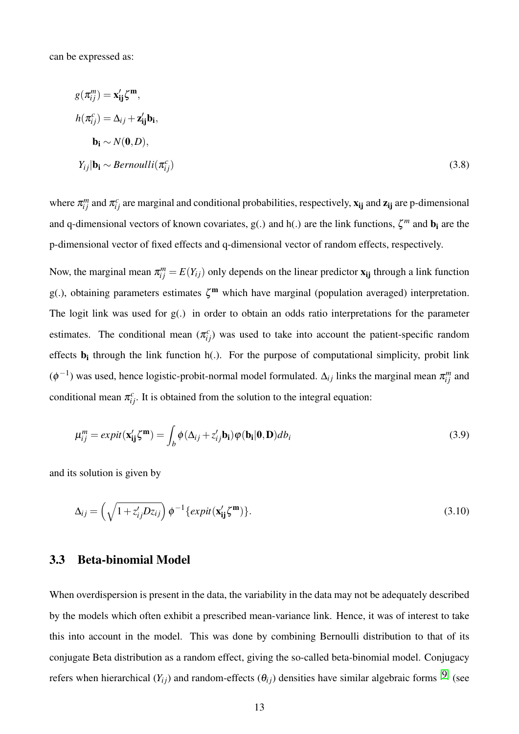can be expressed as:

$$
\begin{aligned}
g(\pi_{ij}^{m}) &= \mathbf{x_{ij}}'\zeta^{\mathbf{m}}, \\
h(\pi_{ij}^{c}) &= \Delta_{ij} + \mathbf{z_{ij}}'\mathbf{b_i}, \\
\mathbf{b_i} &\sim N(\mathbf{0}, D), \\
Y_{ij}|\mathbf{b_i} &\sim Bernoulli(\pi_{ij}^{c})
\end{aligned}
\tag{3.8}
$$

where $\pi_{ij}^{m}$ and $\pi_{ij}^{c}$ are marginal and conditional probabilities, respectively, $\mathbf{x_{ij}}$ and $\mathbf{z_{ij}}$ are p-dimensional and q-dimensional vectors of known covariates, g(.) and h(.) are the link functions, $\zeta^{m}$ and $\mathbf{b_i}$ are the p-dimensional vector of fixed effects and q-dimensional vector of random effects, respectively.

Now, the marginal mean $\pi_{ij}^{m} = E(Y_{ij})$ only depends on the linear predictor $\mathbf{x_{ij}}$ through a link function g(.), obtaining parameters estimates $\zeta^{\mathbf{m}}$ which have marginal (population averaged) interpretation. The logit link was used for g(.) in order to obtain an odds ratio interpretations for the parameter estimates. The conditional mean ($\pi_{ij}^{c}$) was used to take into account the patient-specific random effects $\mathbf{b_i}$ through the link function h(.). For the purpose of computational simplicity, probit link ($\phi^{-1}$) was used, hence logistic-probit-normal model formulated. $\Delta_{ij}$ links the marginal mean $\pi_{ij}^{m}$ and conditional mean $\pi_{ij}^{c}$. It is obtained from the solution to the integral equation:

$$
\mu_{ij}^{m} = expit(\mathbf{x_{ij}}'\zeta^{\mathbf{m}}) = \int_{b} \phi(\Delta_{ij} + z_{ij}'\mathbf{b_i})\varphi(\mathbf{b_i}|\mathbf{0}, \mathbf{D})db_i \tag{3.9}
$$

and its solution is given by

$$
\Delta_{ij} = \left(\sqrt{1 + z_{ij}'Dz_{ij}}\right)\phi^{-1}\{expit(\mathbf{x_{ij}}'\zeta^{\mathbf{m}})\}. \tag{3.10}
$$

## 3.3 Beta-binomial Model

When overdispersion is present in the data, the variability in the data may not be adequately described by the models which often exhibit a prescribed mean-variance link. Hence, it was of interest to take this into account in the model. This was done by combining Bernoulli distribution to that of its conjugate Beta distribution as a random effect, giving the so-called beta-binomial model. Conjugacy refers when hierarchical ($Y_{ij}$) and random-effects ($\theta_{ij}$) densities have similar algebraic forms [9] (see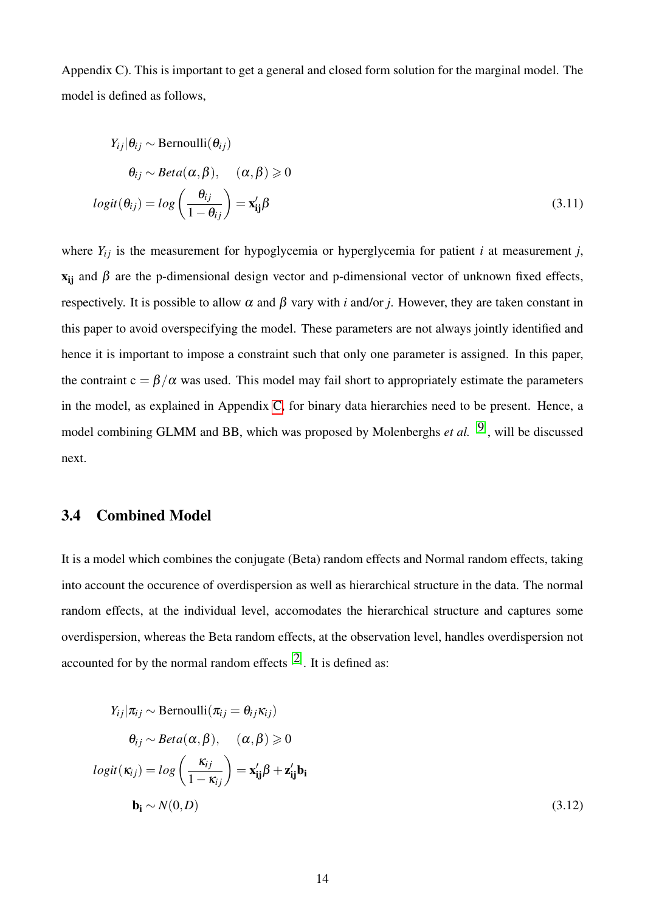Appendix C). This is important to get a general and closed form solution for the marginal model. The model is defined as follows,

$$
\begin{aligned}
Y_{ij}|\theta_{ij} &\sim \text{Bernoulli}(\theta_{ij}) \\
\theta_{ij} &\sim Beta(\alpha, \beta), \quad (\alpha, \beta) \geqslant 0 \\
logit(\theta_{ij}) &= log\left(\frac{\theta_{ij}}{1-\theta_{ij}}\right) = \mathbf{x'_{ij}}\beta
\end{aligned}
\tag{3.11}
$$

where $Y_{ij}$ is the measurement for hypoglycemia or hyperglycemia for patient $i$ at measurement $j$, $\mathbf{x_{ij}}$ and $\beta$ are the p-dimensional design vector and p-dimensional vector of unknown fixed effects, respectively. It is possible to allow $\alpha$ and $\beta$ vary with $i$ and/or $j$. However, they are taken constant in this paper to avoid overspecifying the model. These parameters are not always jointly identified and hence it is important to impose a constraint such that only one parameter is assigned. In this paper, the contraint $c = \beta/\alpha$ was used. This model may fail short to appropriately estimate the parameters in the model, as explained in Appendix C, for binary data hierarchies need to be present. Hence, a model combining GLMM and BB, which was proposed by Molenberghs *et al.* [9], will be discussed next.

## 3.4 Combined Model

It is a model which combines the conjugate (Beta) random effects and Normal random effects, taking into account the occurence of overdispersion as well as hierarchical structure in the data. The normal random effects, at the individual level, accomodates the hierarchical structure and captures some overdispersion, whereas the Beta random effects, at the observation level, handles overdispersion not accounted for by the normal random effects [2]. It is defined as:

$$
\begin{aligned}
Y_{ij}|\pi_{ij} &\sim \text{Bernoulli}(\pi_{ij} = \theta_{ij}\kappa_{ij}) \\
\theta_{ij} &\sim Beta(\alpha, \beta), \quad (\alpha, \beta) \geqslant 0 \\
logit(\kappa_{ij}) &= log\left(\frac{\kappa_{ij}}{1-\kappa_{ij}}\right) = \mathbf{x'_{ij}}\beta + \mathbf{z'_{ij}}\mathbf{b_i} \\
\mathbf{b_i} &\sim N(0, D)
\end{aligned}
\tag{3.12}
$$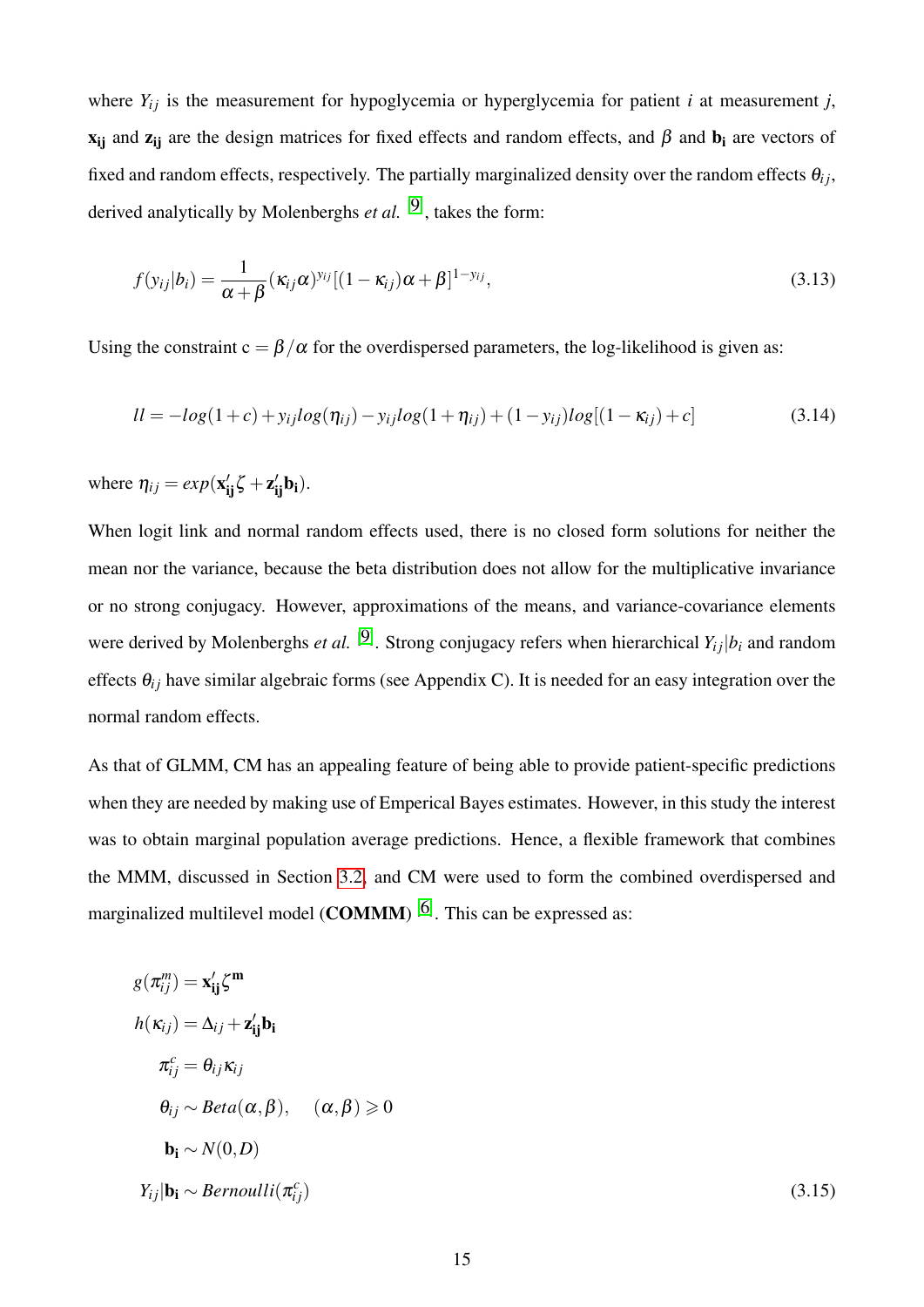where $Y_{ij}$ is the measurement for hypoglycemia or hyperglycemia for patient $i$ at measurement $j$, $\mathbf{x_{ij}}$ and $\mathbf{z_{ij}}$ are the design matrices for fixed effects and random effects, and $\beta$ and $\mathbf{b_i}$ are vectors of fixed and random effects, respectively. The partially marginalized density over the random effects $\theta_{ij}$, derived analytically by Molenberghs *et al.* [9], takes the form:

$$f(y_{ij}|b_i) = \frac{1}{\alpha+\beta}(\kappa_{ij}\alpha)^{y_{ij}}[(1-\kappa_{ij})\alpha+\beta]^{1-y_{ij}}, \tag{3.13}$$

Using the constraint c = $\beta/\alpha$ for the overdispersed parameters, the log-likelihood is given as:

$$ll = -log(1+c) + y_{ij}log(\eta_{ij}) - y_{ij}log(1+\eta_{ij}) + (1-y_{ij})log[(1-\kappa_{ij})+c] \tag{3.14}$$

where $\eta_{ij} = exp(\mathbf{x'_{ij}}\zeta + \mathbf{z'_{ij}}\mathbf{b_i})$.

When logit link and normal random effects used, there is no closed form solutions for neither the mean nor the variance, because the beta distribution does not allow for the multiplicative invariance or no strong conjugacy. However, approximations of the means, and variance-covariance elements were derived by Molenberghs *et al.* [9]. Strong conjugacy refers when hierarchical $Y_{ij}|b_i$ and random effects $\theta_{ij}$ have similar algebraic forms (see Appendix C). It is needed for an easy integration over the normal random effects.

As that of GLMM, CM has an appealing feature of being able to provide patient-specific predictions when they are needed by making use of Emperical Bayes estimates. However, in this study the interest was to obtain marginal population average predictions. Hence, a flexible framework that combines the MMM, discussed in Section 3.2, and CM were used to form the combined overdispersed and marginalized multilevel model (**COMMM**) [6]. This can be expressed as:

$$\begin{aligned}
g(\pi_{ij}^{m}) &= \mathbf{x'_{ij}}\zeta^{\mathbf{m}} \\
h(\kappa_{ij}) &= \Delta_{ij} + \mathbf{z'_{ij}}\mathbf{b_i} \\
\pi_{ij}^{c} &= \theta_{ij}\kappa_{ij} \\
\theta_{ij} &\sim Beta(\alpha,\beta), \quad (\alpha,\beta) \geqslant 0 \\
\mathbf{b_i} &\sim N(0,D) \\
Y_{ij}|\mathbf{b_i} &\sim Bernoulli(\pi_{ij}^{c})
\end{aligned} \tag{3.15}$$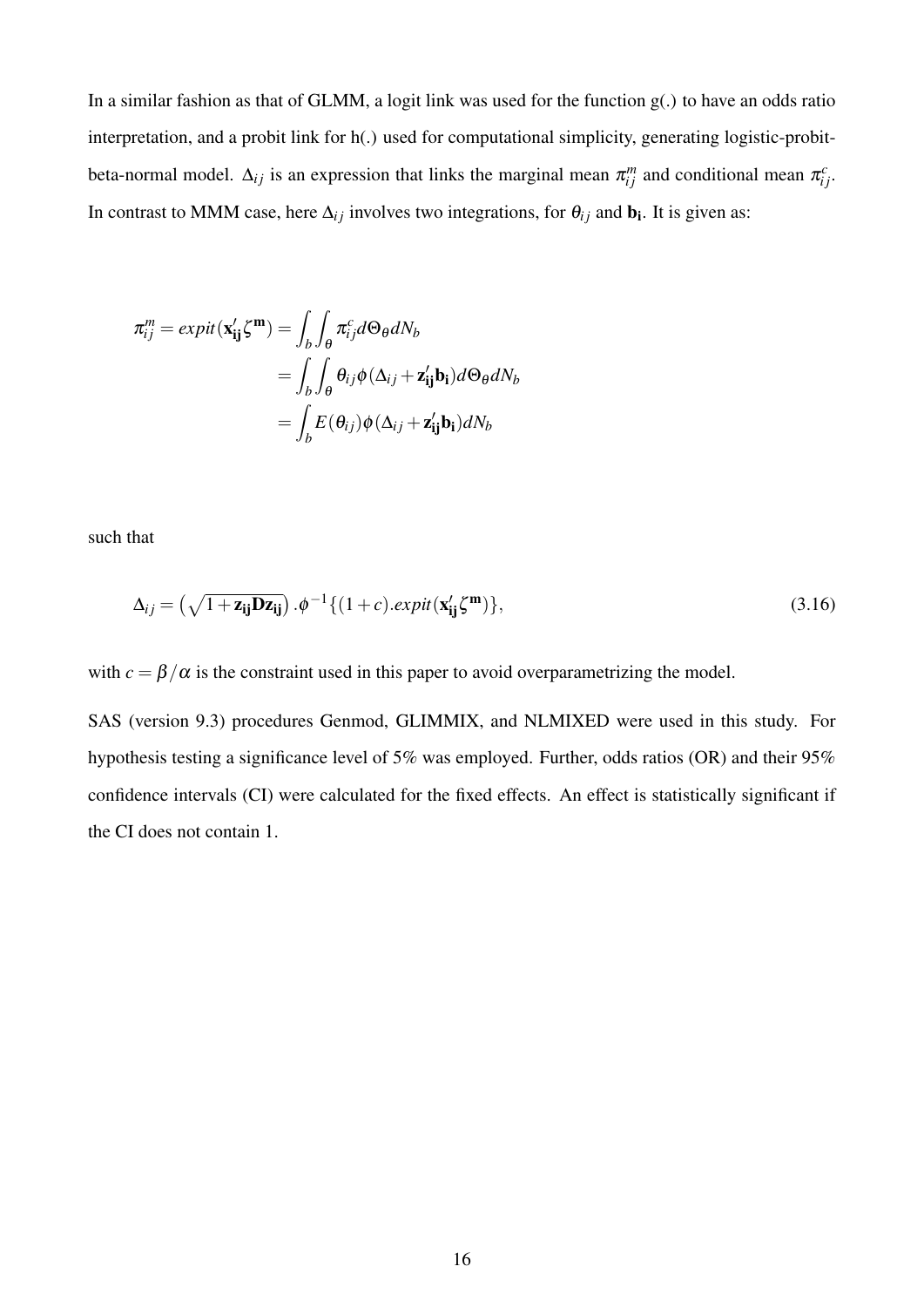In a similar fashion as that of GLMM, a logit link was used for the function g(.) to have an odds ratio interpretation, and a probit link for h(.) used for computational simplicity, generating logistic-probit-beta-normal model. $\Delta_{ij}$ is an expression that links the marginal mean $\pi_{ij}^{m}$ and conditional mean $\pi_{ij}^{c}$. In contrast to MMM case, here $\Delta_{ij}$ involves two integrations, for $\theta_{ij}$ and $\mathbf{b_i}$. It is given as:

$$
\begin{aligned}
\pi_{ij}^{m} = expit(\mathbf{x_{ij}'}\zeta^{\mathbf{m}}) &= \int_{b}\int_{\theta} \pi_{ij}^{c} d\Theta_{\theta} dN_{b} \\
&= \int_{b}\int_{\theta} \theta_{ij}\phi(\Delta_{ij} + \mathbf{z_{ij}'}\mathbf{b_i}) d\Theta_{\theta} dN_{b} \\
&= \int_{b} E(\theta_{ij})\phi(\Delta_{ij} + \mathbf{z_{ij}'}\mathbf{b_i}) dN_{b}
\end{aligned}
$$

such that

$$
\Delta_{ij} = \left(\sqrt{1 + \mathbf{z_{ij}}\mathbf{D}\mathbf{z_{ij}}}\right).\phi^{-1}\{(1+c).expit(\mathbf{x_{ij}'}\zeta^{\mathbf{m}})\}, \tag{3.16}
$$

with $c = \beta/\alpha$ is the constraint used in this paper to avoid overparametrizing the model.

SAS (version 9.3) procedures Genmod, GLIMMIX, and NLMIXED were used in this study. For hypothesis testing a significance level of 5% was employed. Further, odds ratios (OR) and their 95% confidence intervals (CI) were calculated for the fixed effects. An effect is statistically significant if the CI does not contain 1.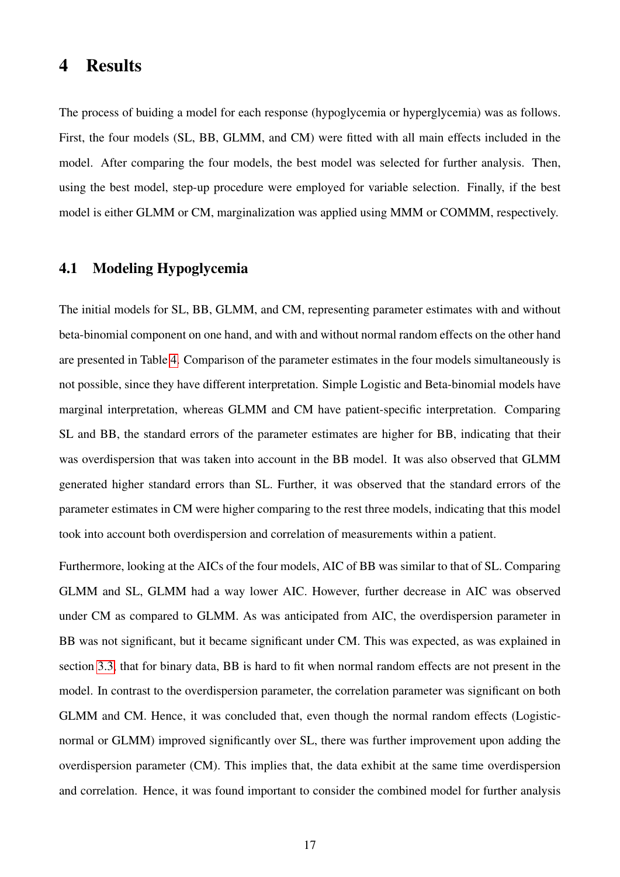# 4 Results

The process of buiding a model for each response (hypoglycemia or hyperglycemia) was as follows. First, the four models (SL, BB, GLMM, and CM) were fitted with all main effects included in the model. After comparing the four models, the best model was selected for further analysis. Then, using the best model, step-up procedure were employed for variable selection. Finally, if the best model is either GLMM or CM, marginalization was applied using MMM or COMMM, respectively.

## 4.1 Modeling Hypoglycemia

The initial models for SL, BB, GLMM, and CM, representing parameter estimates with and without beta-binomial component on one hand, and with and without normal random effects on the other hand are presented in Table 4. Comparison of the parameter estimates in the four models simultaneously is not possible, since they have different interpretation. Simple Logistic and Beta-binomial models have marginal interpretation, whereas GLMM and CM have patient-specific interpretation. Comparing SL and BB, the standard errors of the parameter estimates are higher for BB, indicating that their was overdispersion that was taken into account in the BB model. It was also observed that GLMM generated higher standard errors than SL. Further, it was observed that the standard errors of the parameter estimates in CM were higher comparing to the rest three models, indicating that this model took into account both overdispersion and correlation of measurements within a patient.

Furthermore, looking at the AICs of the four models, AIC of BB was similar to that of SL. Comparing GLMM and SL, GLMM had a way lower AIC. However, further decrease in AIC was observed under CM as compared to GLMM. As was anticipated from AIC, the overdispersion parameter in BB was not significant, but it became significant under CM. This was expected, as was explained in section 3.3, that for binary data, BB is hard to fit when normal random effects are not present in the model. In contrast to the overdispersion parameter, the correlation parameter was significant on both GLMM and CM. Hence, it was concluded that, even though the normal random effects (Logistic-normal or GLMM) improved significantly over SL, there was further improvement upon adding the overdispersion parameter (CM). This implies that, the data exhibit at the same time overdispersion and correlation. Hence, it was found important to consider the combined model for further analysis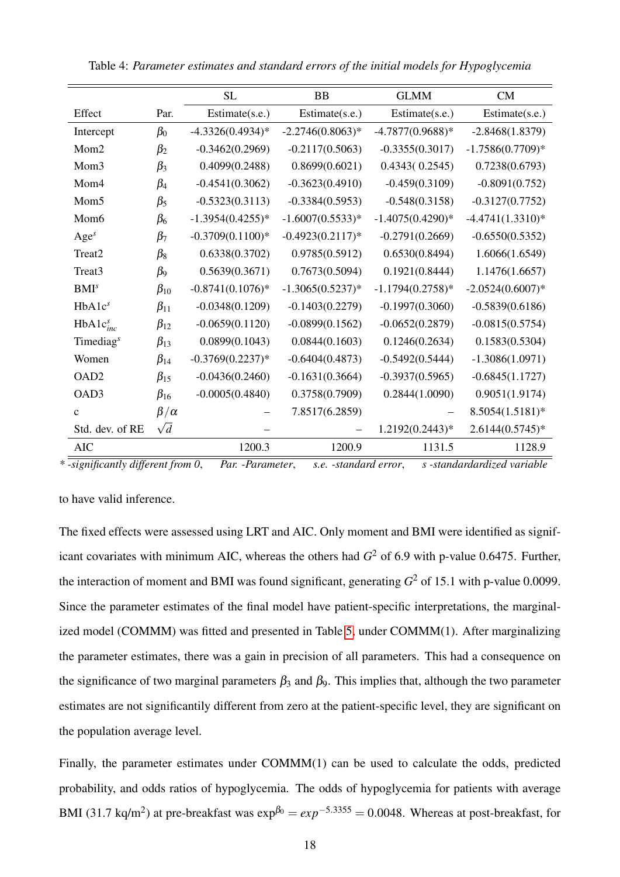Table 4: *Parameter estimates and standard errors of the initial models for Hypoglycemia*

| | | SL | BB | GLMM | CM |
|---|---|---|---|---|---|
| Effect | Par. | Estimate(s.e.) | Estimate(s.e.) | Estimate(s.e.) | Estimate(s.e.) |
| Intercept | $\beta_0$ | -4.3326(0.4934)* | -2.2746(0.8063)* | -4.7877(0.9688)* | -2.8468(1.8379) |
| Mom2 | $\beta_2$ | -0.3462(0.2969) | -0.2117(0.5063) | -0.3355(0.3017) | -1.7586(0.7709)* |
| Mom3 | $\beta_3$ | 0.4099(0.2488) | 0.8699(0.6021) | 0.4343( 0.2545) | 0.7238(0.6793) |
| Mom4 | $\beta_4$ | -0.4541(0.3062) | -0.3623(0.4910) | -0.459(0.3109) | -0.8091(0.752) |
| Mom5 | $\beta_5$ | -0.5323(0.3113) | -0.3384(0.5953) | -0.548(0.3158) | -0.3127(0.7752) |
| Mom6 | $\beta_6$ | -1.3954(0.4255)* | -1.6007(0.5533)* | -1.4075(0.4290)* | -4.4741(1.3310)* |
| $\text{Age}^s$ | $\beta_7$ | -0.3709(0.1100)* | -0.4923(0.2117)* | -0.2791(0.2669) | -0.6550(0.5352) |
| Treat2 | $\beta_8$ | 0.6338(0.3702) | 0.9785(0.5912) | 0.6530(0.8494) | 1.6066(1.6549) |
| Treat3 | $\beta_9$ | 0.5639(0.3671) | 0.7673(0.5094) | 0.1921(0.8444) | 1.1476(1.6657) |
| $\text{BMI}^s$ | $\beta_{10}$ | -0.8741(0.1076)* | -1.3065(0.5237)* | -1.1794(0.2758)* | -2.0524(0.6007)* |
| $\text{HbA1c}^s$ | $\beta_{11}$ | -0.0348(0.1209) | -0.1403(0.2279) | -0.1997(0.3060) | -0.5839(0.6186) |
| $\text{HbA1c}^s_{inc}$ | $\beta_{12}$ | -0.0659(0.1120) | -0.0899(0.1562) | -0.0652(0.2879) | -0.0815(0.5754) |
| $\text{Timediag}^s$ | $\beta_{13}$ | 0.0899(0.1043) | 0.0844(0.1603) | 0.1246(0.2634) | 0.1583(0.5304) |
| Women | $\beta_{14}$ | -0.3769(0.2237)* | -0.6404(0.4873) | -0.5492(0.5444) | -1.3086(1.0971) |
| OAD2 | $\beta_{15}$ | -0.0436(0.2460) | -0.1631(0.3664) | -0.3937(0.5965) | -0.6845(1.1727) |
| OAD3 | $\beta_{16}$ | -0.0005(0.4840) | 0.3758(0.7909) | 0.2844(1.0090) | 0.9051(1.9174) |
| c | $\beta/\alpha$ | – | 7.8517(6.2859) | – | 8.5054(1.5181)* |
| Std. dev. of RE | $\sqrt{d}$ | – | – | 1.2192(0.2443)* | 2.6144(0.5745)* |
| AIC | | 1200.3 | 1200.9 | 1131.5 | 1128.9 |

*\* -significantly different from 0, Par. -Parameter, s.e. -standard error, s -standardardized variable*

to have valid inference.

The fixed effects were assessed using LRT and AIC. Only moment and BMI were identified as significant covariates with minimum AIC, whereas the others had $G^2$ of 6.9 with p-value 0.6475. Further, the interaction of moment and BMI was found significant, generating $G^2$ of 15.1 with p-value 0.0099. Since the parameter estimates of the final model have patient-specific interpretations, the marginalized model (COMMM) was fitted and presented in Table 5, under COMMM(1). After marginalizing the parameter estimates, there was a gain in precision of all parameters. This had a consequence on the significance of two marginal parameters $\beta_3$ and $\beta_9$. This implies that, although the two parameter estimates are not significantly different from zero at the patient-specific level, they are significant on the population average level.

Finally, the parameter estimates under COMMM(1) can be used to calculate the odds, predicted probability, and odds ratios of hypoglycemia. The odds of hypoglycemia for patients with average BMI (31.7 kq/m$^2$) at pre-breakfast was $\exp^{\beta_0} = exp^{-5.3355} = 0.0048$. Whereas at post-breakfast, for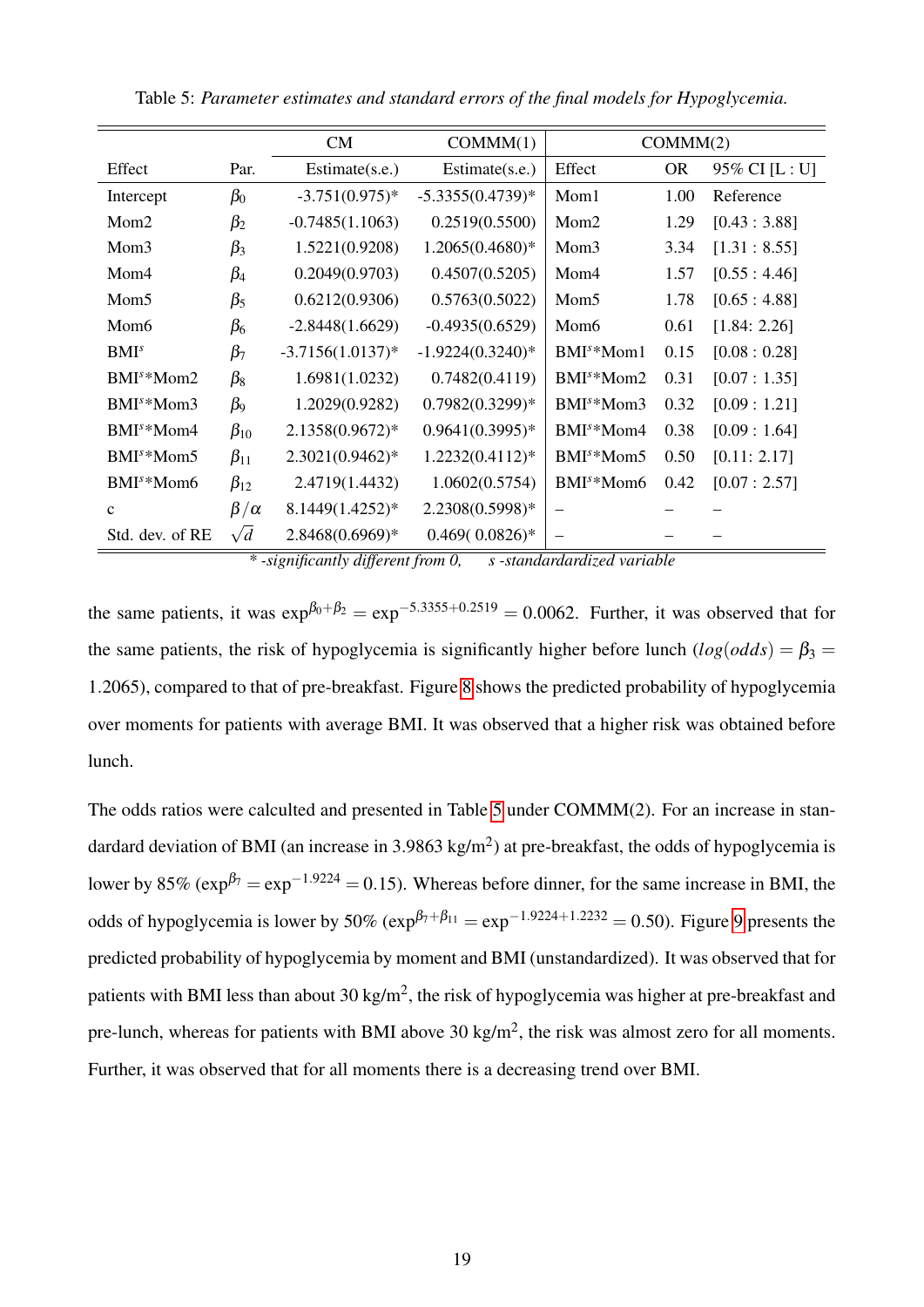Table 5: *Parameter estimates and standard errors of the final models for Hypoglycemia.*

| | | CM | COMMM(1) | COMMM(2) | | |
|---|---|---|---|---|---|---|
| Effect | Par. | Estimate(s.e.) | Estimate(s.e.) | Effect | OR | 95% CI [L : U] |
| Intercept | $\beta_0$ | -3.751(0.975)* | -5.3355(0.4739)* | Mom1 | 1.00 | Reference |
| Mom2 | $\beta_2$ | -0.7485(1.1063) | 0.2519(0.5500) | Mom2 | 1.29 | [0.43 : 3.88] |
| Mom3 | $\beta_3$ | 1.5221(0.9208) | 1.2065(0.4680)* | Mom3 | 3.34 | [1.31 : 8.55] |
| Mom4 | $\beta_4$ | 0.2049(0.9703) | 0.4507(0.5205) | Mom4 | 1.57 | [0.55 : 4.46] |
| Mom5 | $\beta_5$ | 0.6212(0.9306) | 0.5763(0.5022) | Mom5 | 1.78 | [0.65 : 4.88] |
| Mom6 | $\beta_6$ | -2.8448(1.6629) | -0.4935(0.6529) | Mom6 | 0.61 | [1.84: 2.26] |
| $BMI^s$ | $\beta_7$ | -3.7156(1.0137)* | -1.9224(0.3240)* | $BMI^s$*Mom1 | 0.15 | [0.08 : 0.28] |
| $BMI^s$*Mom2 | $\beta_8$ | 1.6981(1.0232) | 0.7482(0.4119) | $BMI^s$*Mom2 | 0.31 | [0.07 : 1.35] |
| $BMI^s$*Mom3 | $\beta_9$ | 1.2029(0.9282) | 0.7982(0.3299)* | $BMI^s$*Mom3 | 0.32 | [0.09 : 1.21] |
| $BMI^s$*Mom4 | $\beta_{10}$ | 2.1358(0.9672)* | 0.9641(0.3995)* | $BMI^s$*Mom4 | 0.38 | [0.09 : 1.64] |
| $BMI^s$*Mom5 | $\beta_{11}$ | 2.3021(0.9462)* | 1.2232(0.4112)* | $BMI^s$*Mom5 | 0.50 | [0.11: 2.17] |
| $BMI^s$*Mom6 | $\beta_{12}$ | 2.4719(1.4432) | 1.0602(0.5754) | $BMI^s$*Mom6 | 0.42 | [0.07 : 2.57] |
| c | $\beta/\alpha$ | 8.1449(1.4252)* | 2.2308(0.5998)* | – | – | – |
| Std. dev. of RE | $\sqrt{d}$ | 2.8468(0.6969)* | 0.469( 0.0826)* | – | – | – |

\* *-significantly different from 0,* *s -standardardized variable*

the same patients, it was $\exp^{\beta_0+\beta_2} = \exp^{-5.3355+0.2519} = 0.0062$. Further, it was observed that for the same patients, the risk of hypoglycemia is significantly higher before lunch ($log(odds) = \beta_3 = 1.2065$), compared to that of pre-breakfast. Figure 8 shows the predicted probability of hypoglycemia over moments for patients with average BMI. It was observed that a higher risk was obtained before lunch.

The odds ratios were calculted and presented in Table 5 under COMMM(2). For an increase in standardard deviation of BMI (an increase in 3.9863 kg/m$^2$) at pre-breakfast, the odds of hypoglycemia is lower by 85% ($\exp^{\beta_7} = \exp^{-1.9224} = 0.15$). Whereas before dinner, for the same increase in BMI, the odds of hypoglycemia is lower by 50% ($\exp^{\beta_7+\beta_{11}} = \exp^{-1.9224+1.2232} = 0.50$). Figure 9 presents the predicted probability of hypoglycemia by moment and BMI (unstandardized). It was observed that for patients with BMI less than about 30 kg/m$^2$, the risk of hypoglycemia was higher at pre-breakfast and pre-lunch, whereas for patients with BMI above 30 kg/m$^2$, the risk was almost zero for all moments. Further, it was observed that for all moments there is a decreasing trend over BMI.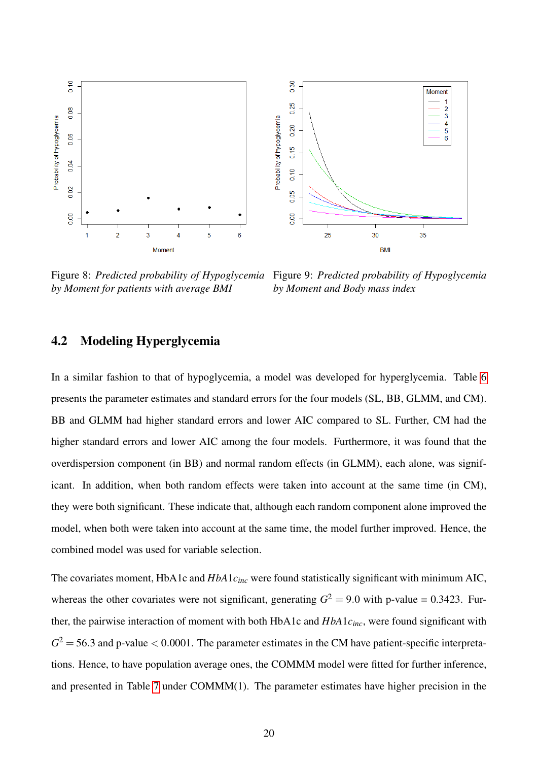Figure 8: *Predicted probability of Hypoglycemia by Moment for patients with average BMI*

Figure 9: *Predicted probability of Hypoglycemia by Moment and Body mass index*

## 4.2 Modeling Hyperglycemia

In a similar fashion to that of hypoglycemia, a model was developed for hyperglycemia. Table 6 presents the parameter estimates and standard errors for the four models (SL, BB, GLMM, and CM). BB and GLMM had higher standard errors and lower AIC compared to SL. Further, CM had the higher standard errors and lower AIC among the four models. Furthermore, it was found that the overdispersion component (in BB) and normal random effects (in GLMM), each alone, was significant. In addition, when both random effects were taken into account at the same time (in CM), they were both significant. These indicate that, although each random component alone improved the model, when both were taken into account at the same time, the model further improved. Hence, the combined model was used for variable selection.

The covariates moment, HbA1c and $HbA1c_{inc}$ were found statistically significant with minimum AIC, whereas the other covariates were not significant, generating $G^2 = 9.0$ with p-value = 0.3423. Further, the pairwise interaction of moment with both HbA1c and $HbA1c_{inc}$, were found significant with $G^2 = 56.3$ and p-value $< 0.0001$. The parameter estimates in the CM have patient-specific interpretations. Hence, to have population average ones, the COMMM model were fitted for further inference, and presented in Table 7 under COMMM(1). The parameter estimates have higher precision in the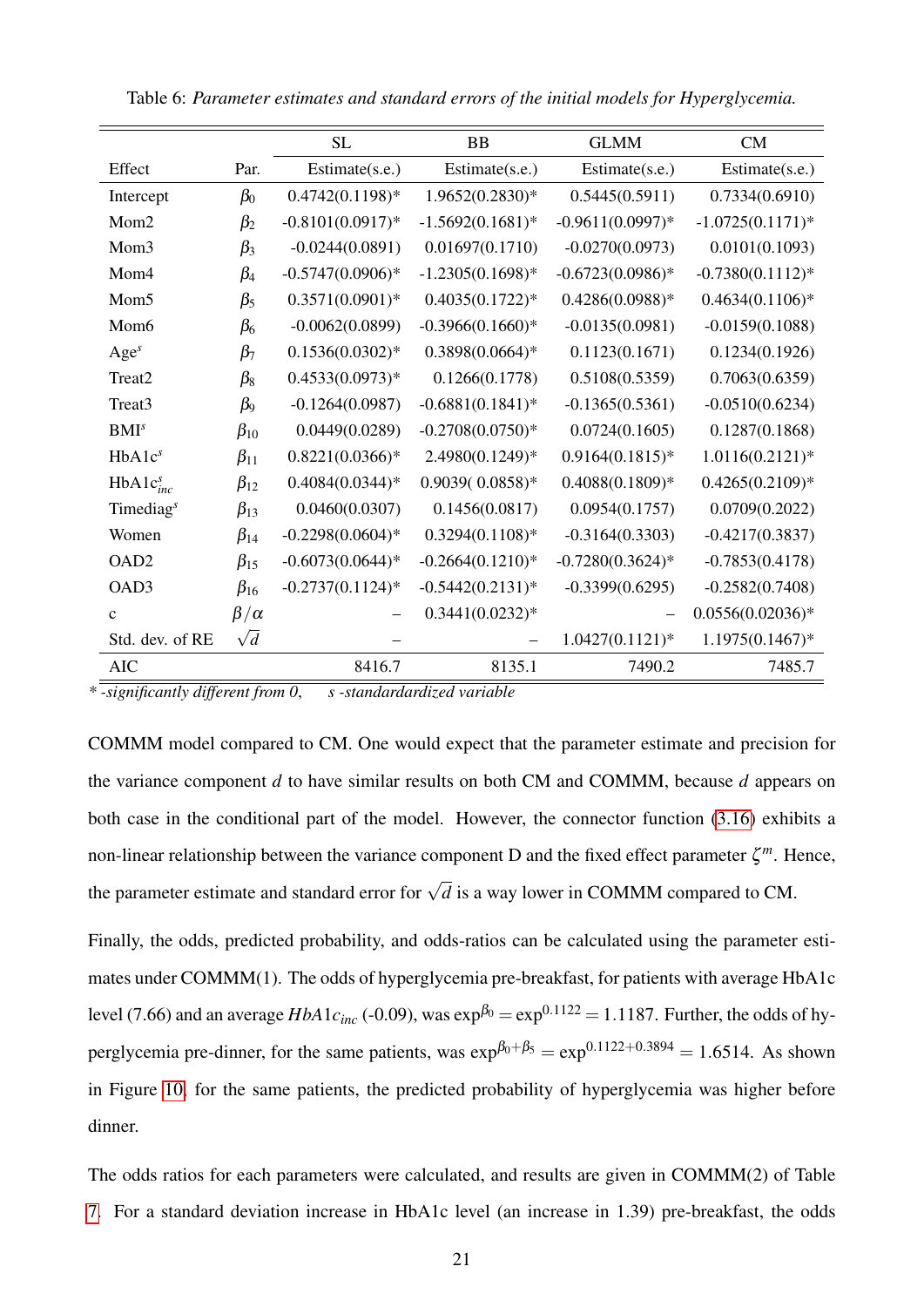Table 6: *Parameter estimates and standard errors of the initial models for Hyperglycemia.*

| Effect | Par. | SL Estimate(s.e.) | BB Estimate(s.e.) | GLMM Estimate(s.e.) | CM Estimate(s.e.) |
|---|---|---|---|---|---|
| Intercept | $\beta_0$ | 0.4742(0.1198)* | 1.9652(0.2830)* | 0.5445(0.5911) | 0.7334(0.6910) |
| Mom2 | $\beta_2$ | -0.8101(0.0917)* | -1.5692(0.1681)* | -0.9611(0.0997)* | -1.0725(0.1171)* |
| Mom3 | $\beta_3$ | -0.0244(0.0891) | 0.01697(0.1710) | -0.0270(0.0973) | 0.0101(0.1093) |
| Mom4 | $\beta_4$ | -0.5747(0.0906)* | -1.2305(0.1698)* | -0.6723(0.0986)* | -0.7380(0.1112)* |
| Mom5 | $\beta_5$ | 0.3571(0.0901)* | 0.4035(0.1722)* | 0.4286(0.0988)* | 0.4634(0.1106)* |
| Mom6 | $\beta_6$ | -0.0062(0.0899) | -0.3966(0.1660)* | -0.0135(0.0981) | -0.0159(0.1088) |
| $\text{Age}^s$ | $\beta_7$ | 0.1536(0.0302)* | 0.3898(0.0664)* | 0.1123(0.1671) | 0.1234(0.1926) |
| Treat2 | $\beta_8$ | 0.4533(0.0973)* | 0.1266(0.1778) | 0.5108(0.5359) | 0.7063(0.6359) |
| Treat3 | $\beta_9$ | -0.1264(0.0987) | -0.6881(0.1841)* | -0.1365(0.5361) | -0.0510(0.6234) |
| $\text{BMI}^s$ | $\beta_{10}$ | 0.0449(0.0289) | -0.2708(0.0750)* | 0.0724(0.1605) | 0.1287(0.1868) |
| $\text{HbA1c}^s$ | $\beta_{11}$ | 0.8221(0.0366)* | 2.4980(0.1249)* | 0.9164(0.1815)* | 1.0116(0.2121)* |
| $\text{HbA1c}^s_{inc}$ | $\beta_{12}$ | 0.4084(0.0344)* | 0.9039( 0.0858)* | 0.4088(0.1809)* | 0.4265(0.2109)* |
| $\text{Timediag}^s$ | $\beta_{13}$ | 0.0460(0.0307) | 0.1456(0.0817) | 0.0954(0.1757) | 0.0709(0.2022) |
| Women | $\beta_{14}$ | -0.2298(0.0604)* | 0.3294(0.1108)* | -0.3164(0.3303) | -0.4217(0.3837) |
| OAD2 | $\beta_{15}$ | -0.6073(0.0644)* | -0.2664(0.1210)* | -0.7280(0.3624)* | -0.7853(0.4178) |
| OAD3 | $\beta_{16}$ | -0.2737(0.1124)* | -0.5442(0.2131)* | -0.3399(0.6295) | -0.2582(0.7408) |
| c | $\beta/\alpha$ | – | 0.3441(0.0232)* | – | 0.0556(0.02036)* |
| Std. dev. of RE | $\sqrt{d}$ | – | – | 1.0427(0.1121)* | 1.1975(0.1467)* |
| AIC | | 8416.7 | 8135.1 | 7490.2 | 7485.7 |

*\* -significantly different from 0, s -standardardized variable*

COMMM model compared to CM. One would expect that the parameter estimate and precision for the variance component $d$ to have similar results on both CM and COMMM, because $d$ appears on both case in the conditional part of the model. However, the connector function (3.16) exhibits a non-linear relationship between the variance component D and the fixed effect parameter $\zeta^m$. Hence, the parameter estimate and standard error for $\sqrt{d}$ is a way lower in COMMM compared to CM.

Finally, the odds, predicted probability, and odds-ratios can be calculated using the parameter estimates under COMMM(1). The odds of hyperglycemia pre-breakfast, for patients with average HbA1c level (7.66) and an average $HbA1c_{inc}$ (-0.09), was $\exp^{\beta_0} = \exp^{0.1122} = 1.1187$. Further, the odds of hyperglycemia pre-dinner, for the same patients, was $\exp^{\beta_0+\beta_5} = \exp^{0.1122+0.3894} = 1.6514$. As shown in Figure 10, for the same patients, the predicted probability of hyperglycemia was higher before dinner.

The odds ratios for each parameters were calculated, and results are given in COMMM(2) of Table 7. For a standard deviation increase in HbA1c level (an increase in 1.39) pre-breakfast, the odds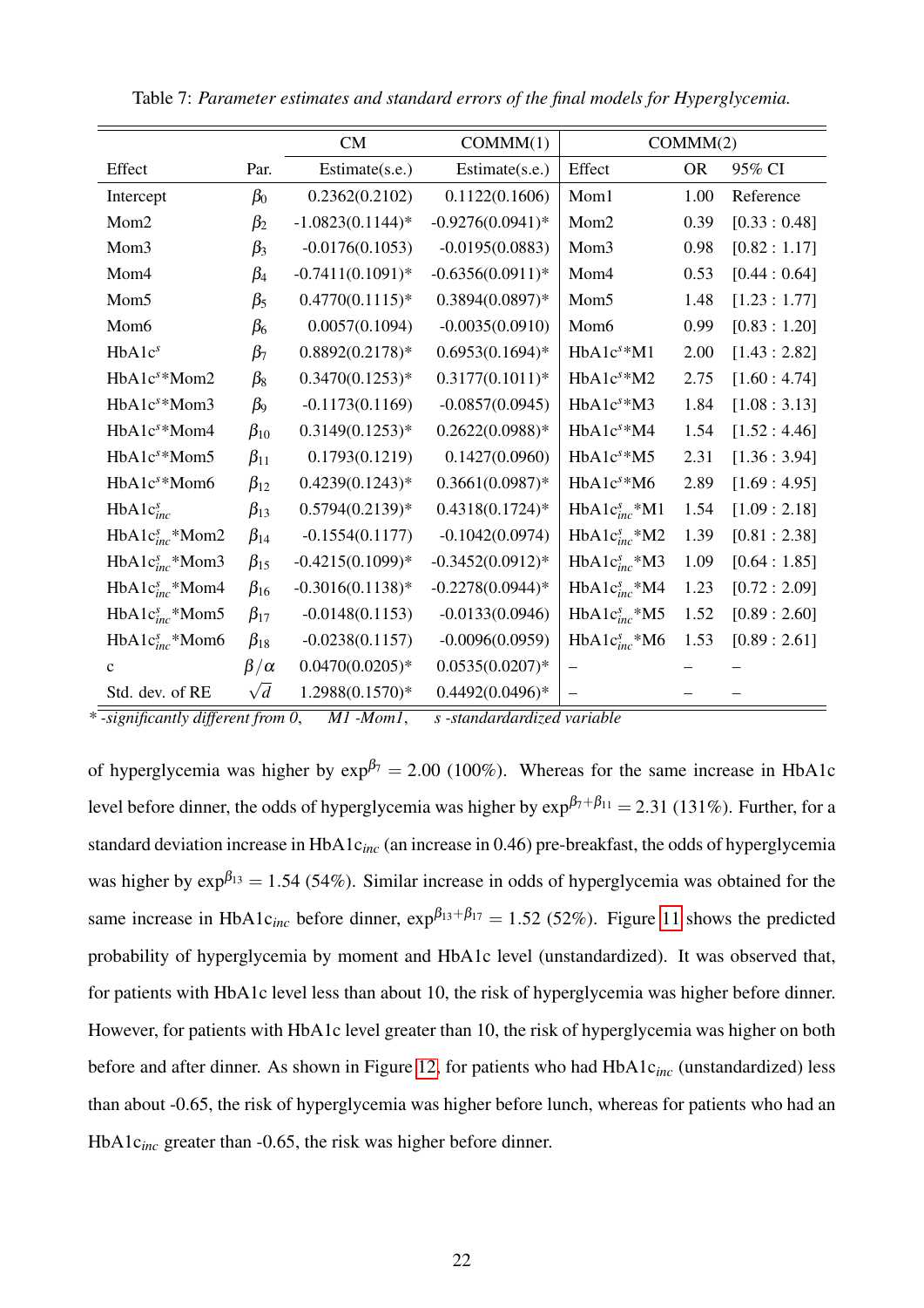Table 7: *Parameter estimates and standard errors of the final models for Hyperglycemia.*

| | | CM | COMMM(1) | COMMM(2) | | |
|---|---|---|---|---|---|---|
| Effect | Par. | Estimate(s.e.) | Estimate(s.e.) | Effect | OR | 95% CI |
| Intercept | $\beta_0$ | 0.2362(0.2102) | 0.1122(0.1606) | Mom1 | 1.00 | Reference |
| Mom2 | $\beta_2$ | -1.0823(0.1144)* | -0.9276(0.0941)* | Mom2 | 0.39 | [0.33 : 0.48] |
| Mom3 | $\beta_3$ | -0.0176(0.1053) | -0.0195(0.0883) | Mom3 | 0.98 | [0.82 : 1.17] |
| Mom4 | $\beta_4$ | -0.7411(0.1091)* | -0.6356(0.0911)* | Mom4 | 0.53 | [0.44 : 0.64] |
| Mom5 | $\beta_5$ | 0.4770(0.1115)* | 0.3894(0.0897)* | Mom5 | 1.48 | [1.23 : 1.77] |
| Mom6 | $\beta_6$ | 0.0057(0.1094) | -0.0035(0.0910) | Mom6 | 0.99 | [0.83 : 1.20] |
| $HbA1c^s$ | $\beta_7$ | 0.8892(0.2178)* | 0.6953(0.1694)* | $HbA1c^s$*M1 | 2.00 | [1.43 : 2.82] |
| $HbA1c^s$*Mom2 | $\beta_8$ | 0.3470(0.1253)* | 0.3177(0.1011)* | $HbA1c^s$*M2 | 2.75 | [1.60 : 4.74] |
| $HbA1c^s$*Mom3 | $\beta_9$ | -0.1173(0.1169) | -0.0857(0.0945) | $HbA1c^s$*M3 | 1.84 | [1.08 : 3.13] |
| $HbA1c^s$*Mom4 | $\beta_{10}$ | 0.3149(0.1253)* | 0.2622(0.0988)* | $HbA1c^s$*M4 | 1.54 | [1.52 : 4.46] |
| $HbA1c^s$*Mom5 | $\beta_{11}$ | 0.1793(0.1219) | 0.1427(0.0960) | $HbA1c^s$*M5 | 2.31 | [1.36 : 3.94] |
| $HbA1c^s$*Mom6 | $\beta_{12}$ | 0.4239(0.1243)* | 0.3661(0.0987)* | $HbA1c^s$*M6 | 2.89 | [1.69 : 4.95] |
| $HbA1c^s_{inc}$ | $\beta_{13}$ | 0.5794(0.2139)* | 0.4318(0.1724)* | $HbA1c^s_{inc}$*M1 | 1.54 | [1.09 : 2.18] |
| $HbA1c^s_{inc}$*Mom2 | $\beta_{14}$ | -0.1554(0.1177) | -0.1042(0.0974) | $HbA1c^s_{inc}$*M2 | 1.39 | [0.81 : 2.38] |
| $HbA1c^s_{inc}$*Mom3 | $\beta_{15}$ | -0.4215(0.1099)* | -0.3452(0.0912)* | $HbA1c^s_{inc}$*M3 | 1.09 | [0.64 : 1.85] |
| $HbA1c^s_{inc}$*Mom4 | $\beta_{16}$ | -0.3016(0.1138)* | -0.2278(0.0944)* | $HbA1c^s_{inc}$*M4 | 1.23 | [0.72 : 2.09] |
| $HbA1c^s_{inc}$*Mom5 | $\beta_{17}$ | -0.0148(0.1153) | -0.0133(0.0946) | $HbA1c^s_{inc}$*M5 | 1.52 | [0.89 : 2.60] |
| $HbA1c^s_{inc}$*Mom6 | $\beta_{18}$ | -0.0238(0.1157) | -0.0096(0.0959) | $HbA1c^s_{inc}$*M6 | 1.53 | [0.89 : 2.61] |
| c | $\beta/\alpha$ | 0.0470(0.0205)* | 0.0535(0.0207)* | – | – | – |
| Std. dev. of RE | $\sqrt{d}$ | 1.2988(0.1570)* | 0.4492(0.0496)* | – | – | – |

*\* -significantly different from 0, M1 -Mom1, s -standardardized variable*

of hyperglycemia was higher by $\exp^{\beta_7} = 2.00$ (100%). Whereas for the same increase in HbA1c level before dinner, the odds of hyperglycemia was higher by $\exp^{\beta_7+\beta_{11}} = 2.31$ (131%). Further, for a standard deviation increase in $HbA1c_{inc}$ (an increase in 0.46) pre-breakfast, the odds of hyperglycemia was higher by $\exp^{\beta_{13}} = 1.54$ (54%). Similar increase in odds of hyperglycemia was obtained for the same increase in $HbA1c_{inc}$ before dinner, $\exp^{\beta_{13}+\beta_{17}} = 1.52$ (52%). Figure 11 shows the predicted probability of hyperglycemia by moment and HbA1c level (unstandardized). It was observed that, for patients with HbA1c level less than about 10, the risk of hyperglycemia was higher before dinner. However, for patients with HbA1c level greater than 10, the risk of hyperglycemia was higher on both before and after dinner. As shown in Figure 12, for patients who had $HbA1c_{inc}$ (unstandardized) less than about -0.65, the risk of hyperglycemia was higher before lunch, whereas for patients who had an $HbA1c_{inc}$ greater than -0.65, the risk was higher before dinner.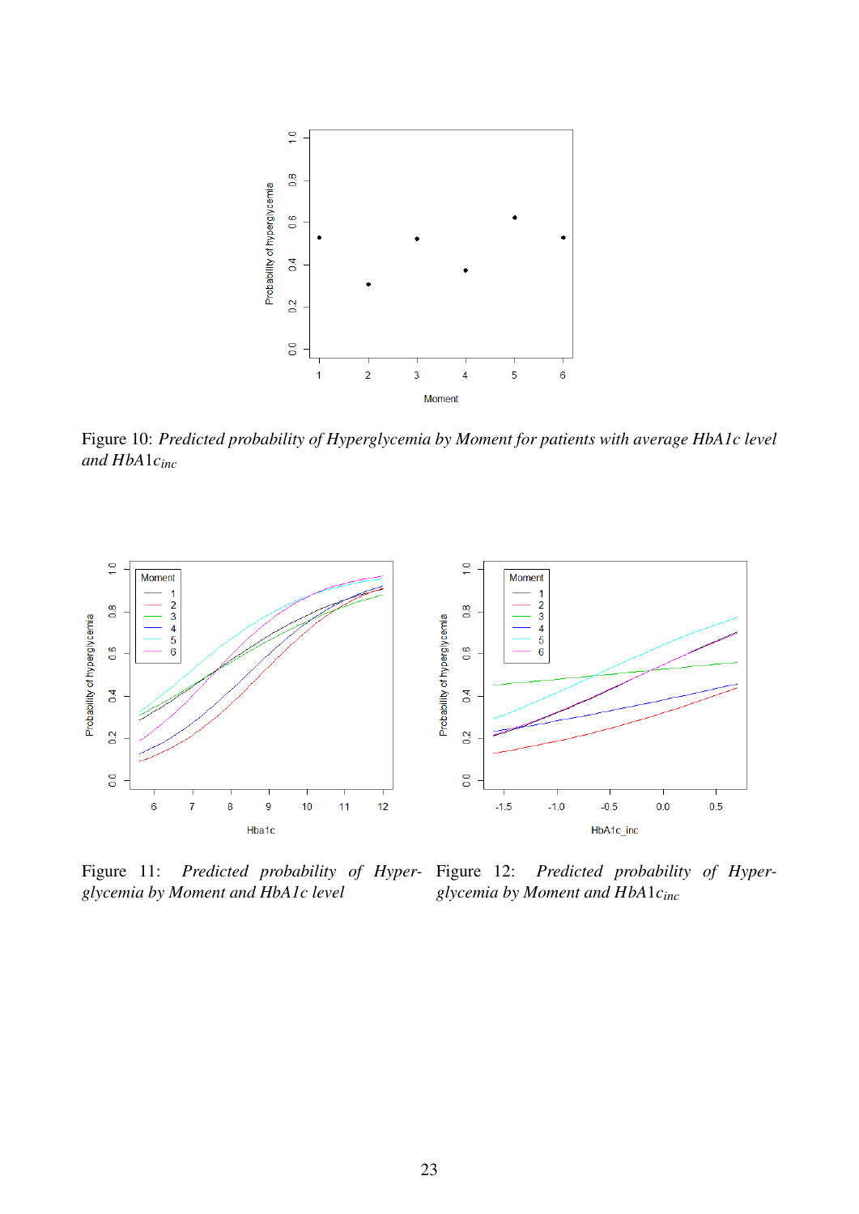Figure 10: *Predicted probability of Hyperglycemia by Moment for patients with average HbA1c level and HbA1$c_{inc}$*

Figure 11: *Predicted probability of Hyperglycemia by Moment and HbA1c level*

Figure 12: *Predicted probability of Hyperglycemia by Moment and HbA1$c_{inc}$*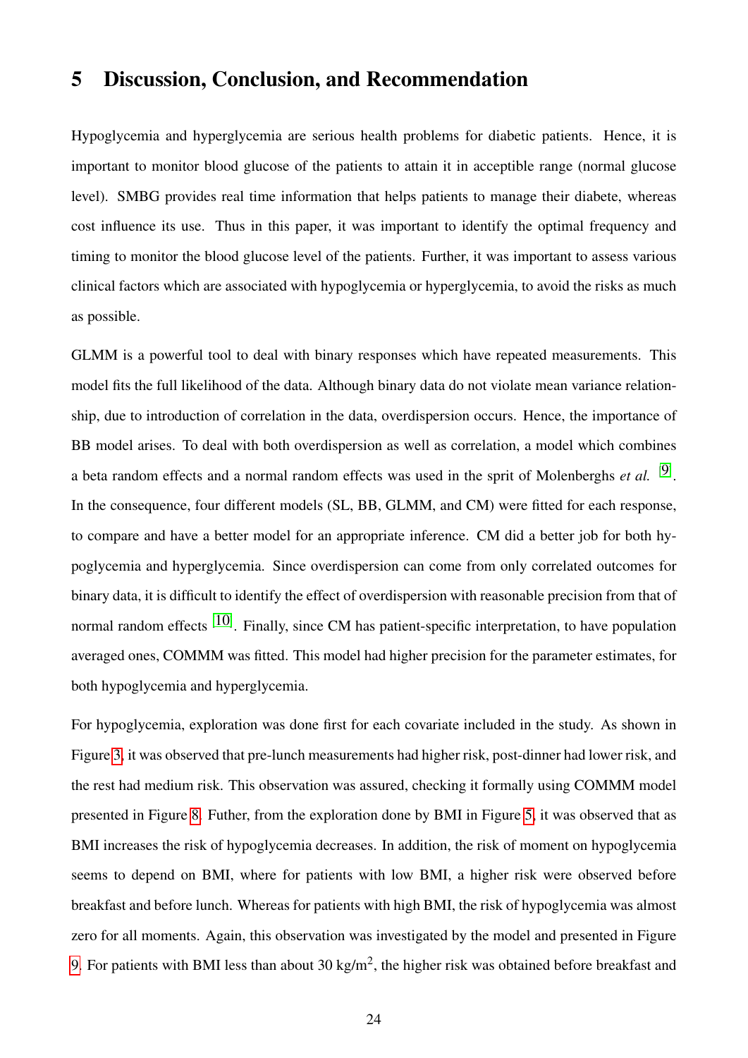# 5 Discussion, Conclusion, and Recommendation

Hypoglycemia and hyperglycemia are serious health problems for diabetic patients. Hence, it is important to monitor blood glucose of the patients to attain it in acceptible range (normal glucose level). SMBG provides real time information that helps patients to manage their diabete, whereas cost influence its use. Thus in this paper, it was important to identify the optimal frequency and timing to monitor the blood glucose level of the patients. Further, it was important to assess various clinical factors which are associated with hypoglycemia or hyperglycemia, to avoid the risks as much as possible.

GLMM is a powerful tool to deal with binary responses which have repeated measurements. This model fits the full likelihood of the data. Although binary data do not violate mean variance relationship, due to introduction of correlation in the data, overdispersion occurs. Hence, the importance of BB model arises. To deal with both overdispersion as well as correlation, a model which combines a beta random effects and a normal random effects was used in the sprit of Molenberghs *et al.* [9]. In the consequence, four different models (SL, BB, GLMM, and CM) were fitted for each response, to compare and have a better model for an appropriate inference. CM did a better job for both hypoglycemia and hyperglycemia. Since overdispersion can come from only correlated outcomes for binary data, it is difficult to identify the effect of overdispersion with reasonable precision from that of normal random effects [10]. Finally, since CM has patient-specific interpretation, to have population averaged ones, COMMM was fitted. This model had higher precision for the parameter estimates, for both hypoglycemia and hyperglycemia.

For hypoglycemia, exploration was done first for each covariate included in the study. As shown in Figure 3, it was observed that pre-lunch measurements had higher risk, post-dinner had lower risk, and the rest had medium risk. This observation was assured, checking it formally using COMMM model presented in Figure 8. Futher, from the exploration done by BMI in Figure 5, it was observed that as BMI increases the risk of hypoglycemia decreases. In addition, the risk of moment on hypoglycemia seems to depend on BMI, where for patients with low BMI, a higher risk were observed before breakfast and before lunch. Whereas for patients with high BMI, the risk of hypoglycemia was almost zero for all moments. Again, this observation was investigated by the model and presented in Figure 9. For patients with BMI less than about 30 kg/m$^2$, the higher risk was obtained before breakfast and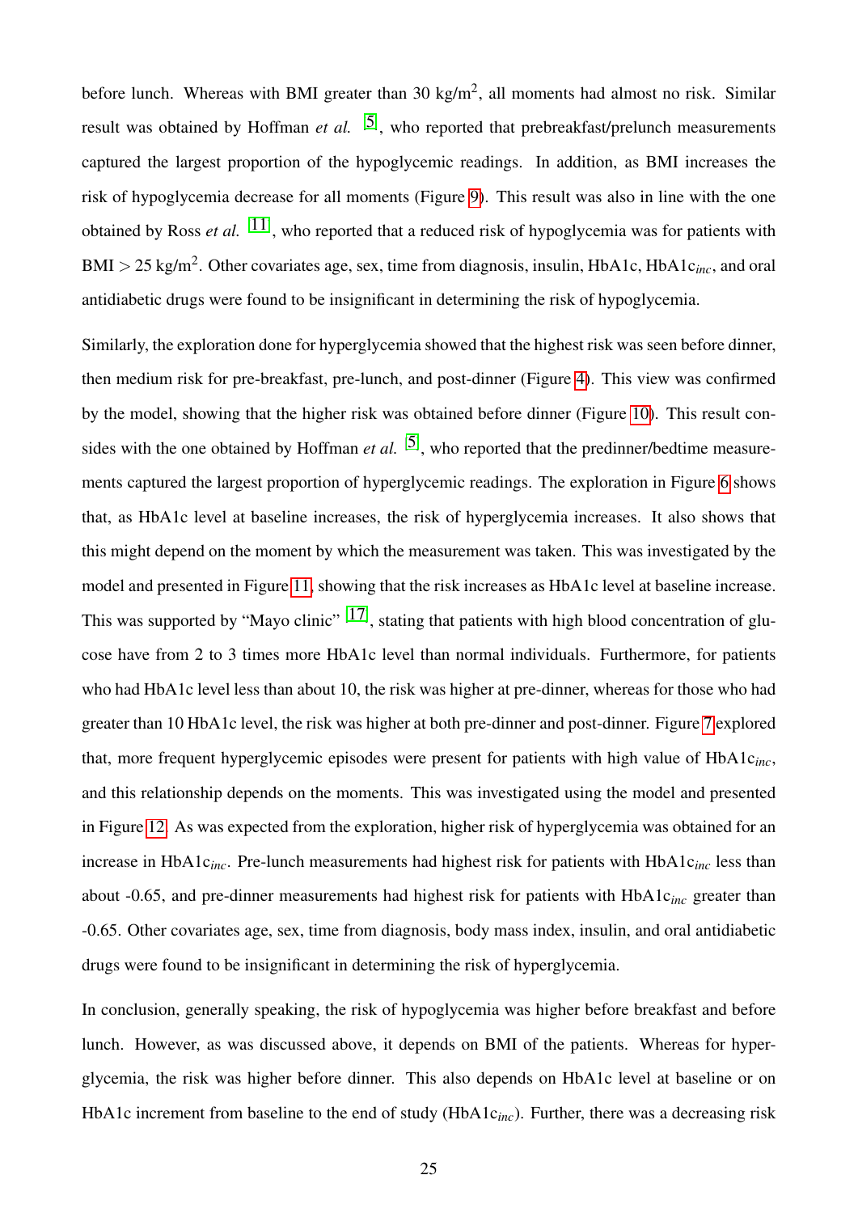before lunch. Whereas with BMI greater than 30 kg/m$^2$, all moments had almost no risk. Similar result was obtained by Hoffman *et al.* [5], who reported that prebreakfast/prelunch measurements captured the largest proportion of the hypoglycemic readings. In addition, as BMI increases the risk of hypoglycemia decrease for all moments (Figure 9). This result was also in line with the one obtained by Ross *et al.* [11], who reported that a reduced risk of hypoglycemia was for patients with BMI $>$ 25 kg/m$^2$. Other covariates age, sex, time from diagnosis, insulin, HbA1c, HbA1c$_{inc}$, and oral antidiabetic drugs were found to be insignificant in determining the risk of hypoglycemia.

Similarly, the exploration done for hyperglycemia showed that the highest risk was seen before dinner, then medium risk for pre-breakfast, pre-lunch, and post-dinner (Figure 4). This view was confirmed by the model, showing that the higher risk was obtained before dinner (Figure 10). This result consides with the one obtained by Hoffman *et al.* [5], who reported that the predinner/bedtime measurements captured the largest proportion of hyperglycemic readings. The exploration in Figure 6 shows that, as HbA1c level at baseline increases, the risk of hyperglycemia increases. It also shows that this might depend on the moment by which the measurement was taken. This was investigated by the model and presented in Figure 11, showing that the risk increases as HbA1c level at baseline increase. This was supported by "Mayo clinic" [17], stating that patients with high blood concentration of glucose have from 2 to 3 times more HbA1c level than normal individuals. Furthermore, for patients who had HbA1c level less than about 10, the risk was higher at pre-dinner, whereas for those who had greater than 10 HbA1c level, the risk was higher at both pre-dinner and post-dinner. Figure 7 explored that, more frequent hyperglycemic episodes were present for patients with high value of HbA1c$_{inc}$, and this relationship depends on the moments. This was investigated using the model and presented in Figure 12. As was expected from the exploration, higher risk of hyperglycemia was obtained for an increase in HbA1c$_{inc}$. Pre-lunch measurements had highest risk for patients with HbA1c$_{inc}$ less than about -0.65, and pre-dinner measurements had highest risk for patients with HbA1c$_{inc}$ greater than -0.65. Other covariates age, sex, time from diagnosis, body mass index, insulin, and oral antidiabetic drugs were found to be insignificant in determining the risk of hyperglycemia.

In conclusion, generally speaking, the risk of hypoglycemia was higher before breakfast and before lunch. However, as was discussed above, it depends on BMI of the patients. Whereas for hyperglycemia, the risk was higher before dinner. This also depends on HbA1c level at baseline or on HbA1c increment from baseline to the end of study (HbA1c$_{inc}$). Further, there was a decreasing risk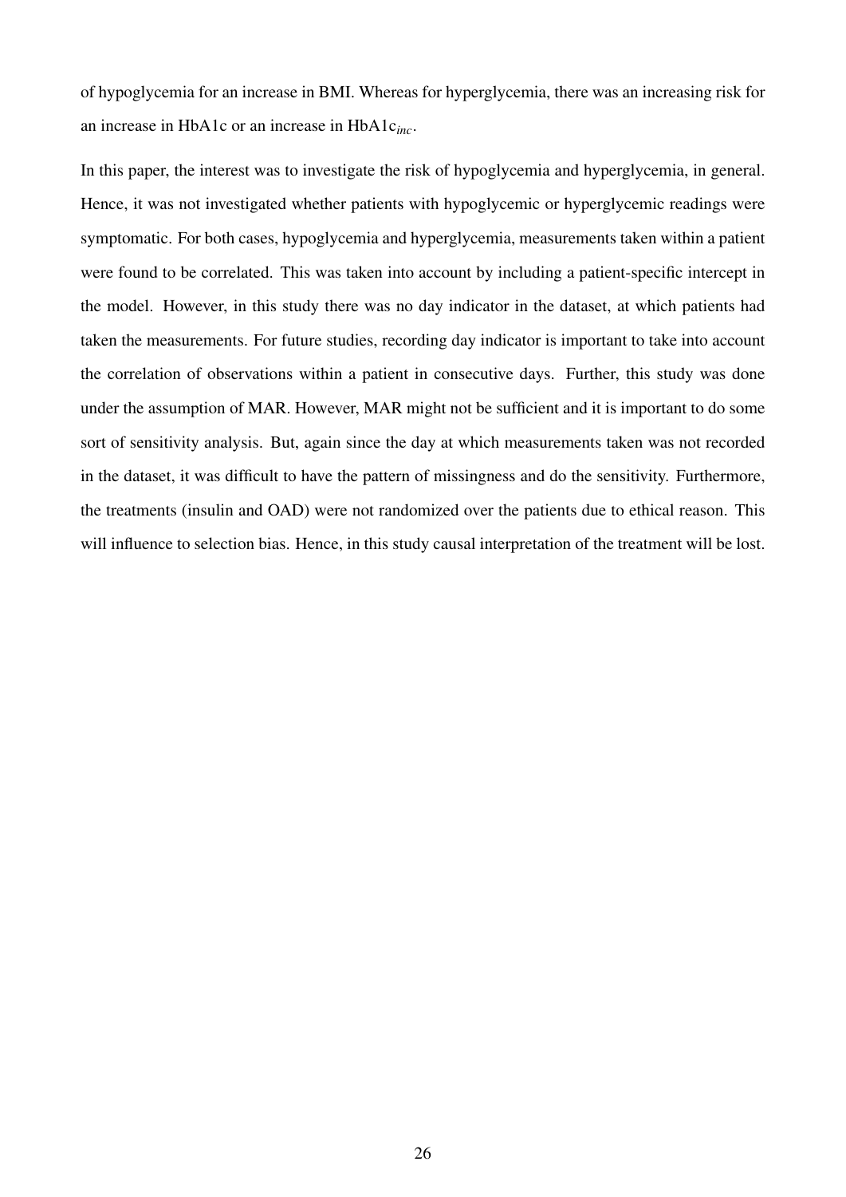of hypoglycemia for an increase in BMI. Whereas for hyperglycemia, there was an increasing risk for an increase in HbA1c or an increase in HbA1$c_{inc}$.

In this paper, the interest was to investigate the risk of hypoglycemia and hyperglycemia, in general. Hence, it was not investigated whether patients with hypoglycemic or hyperglycemic readings were symptomatic. For both cases, hypoglycemia and hyperglycemia, measurements taken within a patient were found to be correlated. This was taken into account by including a patient-specific intercept in the model. However, in this study there was no day indicator in the dataset, at which patients had taken the measurements. For future studies, recording day indicator is important to take into account the correlation of observations within a patient in consecutive days. Further, this study was done under the assumption of MAR. However, MAR might not be sufficient and it is important to do some sort of sensitivity analysis. But, again since the day at which measurements taken was not recorded in the dataset, it was difficult to have the pattern of missingness and do the sensitivity. Furthermore, the treatments (insulin and OAD) were not randomized over the patients due to ethical reason. This will influence to selection bias. Hence, in this study causal interpretation of the treatment will be lost.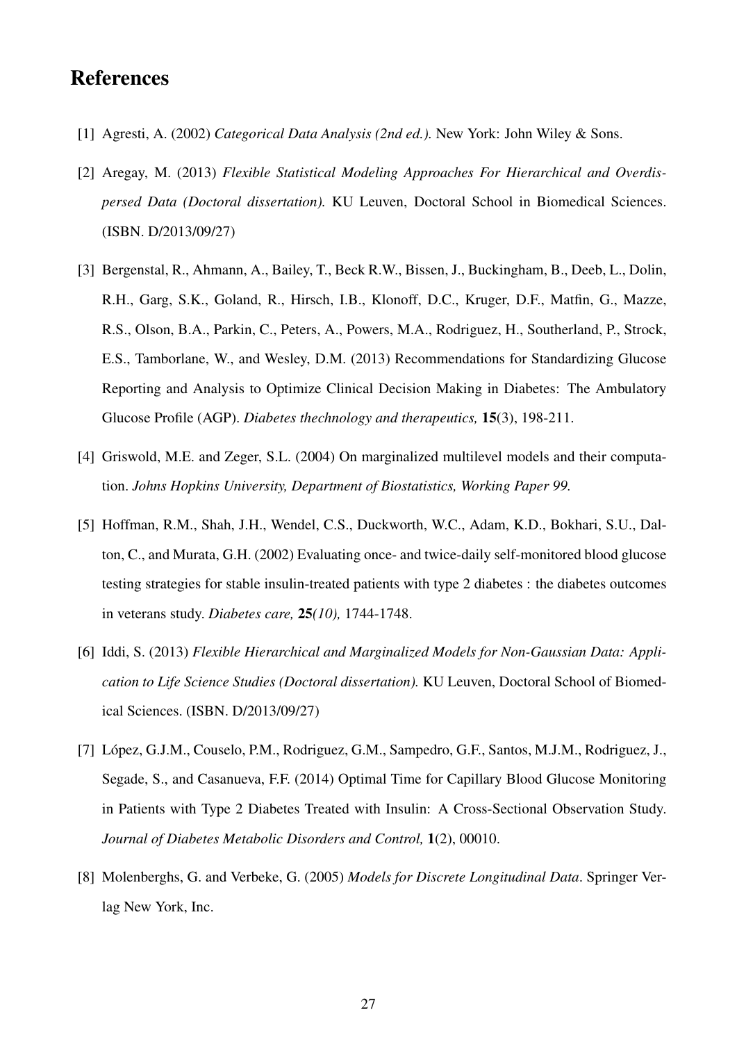# References

[1] Agresti, A. (2002) *Categorical Data Analysis (2nd ed.)*. New York: John Wiley & Sons.

[2] Aregay, M. (2013) *Flexible Statistical Modeling Approaches For Hierarchical and Overdispersed Data (Doctoral dissertation)*. KU Leuven, Doctoral School in Biomedical Sciences. (ISBN. D/2013/09/27)

[3] Bergenstal, R., Ahmann, A., Bailey, T., Beck R.W., Bissen, J., Buckingham, B., Deeb, L., Dolin, R.H., Garg, S.K., Goland, R., Hirsch, I.B., Klonoff, D.C., Kruger, D.F., Matfin, G., Mazze, R.S., Olson, B.A., Parkin, C., Peters, A., Powers, M.A., Rodriguez, H., Southerland, P., Strock, E.S., Tamborlane, W., and Wesley, D.M. (2013) Recommendations for Standardizing Glucose Reporting and Analysis to Optimize Clinical Decision Making in Diabetes: The Ambulatory Glucose Profile (AGP). *Diabetes thechnology and therapeutics,* **15**(3), 198-211.

[4] Griswold, M.E. and Zeger, S.L. (2004) On marginalized multilevel models and their computation. *Johns Hopkins University, Department of Biostatistics, Working Paper 99.*

[5] Hoffman, R.M., Shah, J.H., Wendel, C.S., Duckworth, W.C., Adam, K.D., Bokhari, S.U., Dalton, C., and Murata, G.H. (2002) Evaluating once- and twice-daily self-monitored blood glucose testing strategies for stable insulin-treated patients with type 2 diabetes : the diabetes outcomes in veterans study. *Diabetes care,* **25***(10),* 1744-1748.

[6] Iddi, S. (2013) *Flexible Hierarchical and Marginalized Models for Non-Gaussian Data: Application to Life Science Studies (Doctoral dissertation)*. KU Leuven, Doctoral School of Biomedical Sciences. (ISBN. D/2013/09/27)

[7] López, G.J.M., Couselo, P.M., Rodriguez, G.M., Sampedro, G.F., Santos, M.J.M., Rodriguez, J., Segade, S., and Casanueva, F.F. (2014) Optimal Time for Capillary Blood Glucose Monitoring in Patients with Type 2 Diabetes Treated with Insulin: A Cross-Sectional Observation Study. *Journal of Diabetes Metabolic Disorders and Control,* **1**(2), 00010.

[8] Molenberghs, G. and Verbeke, G. (2005) *Models for Discrete Longitudinal Data*. Springer Verlag New York, Inc.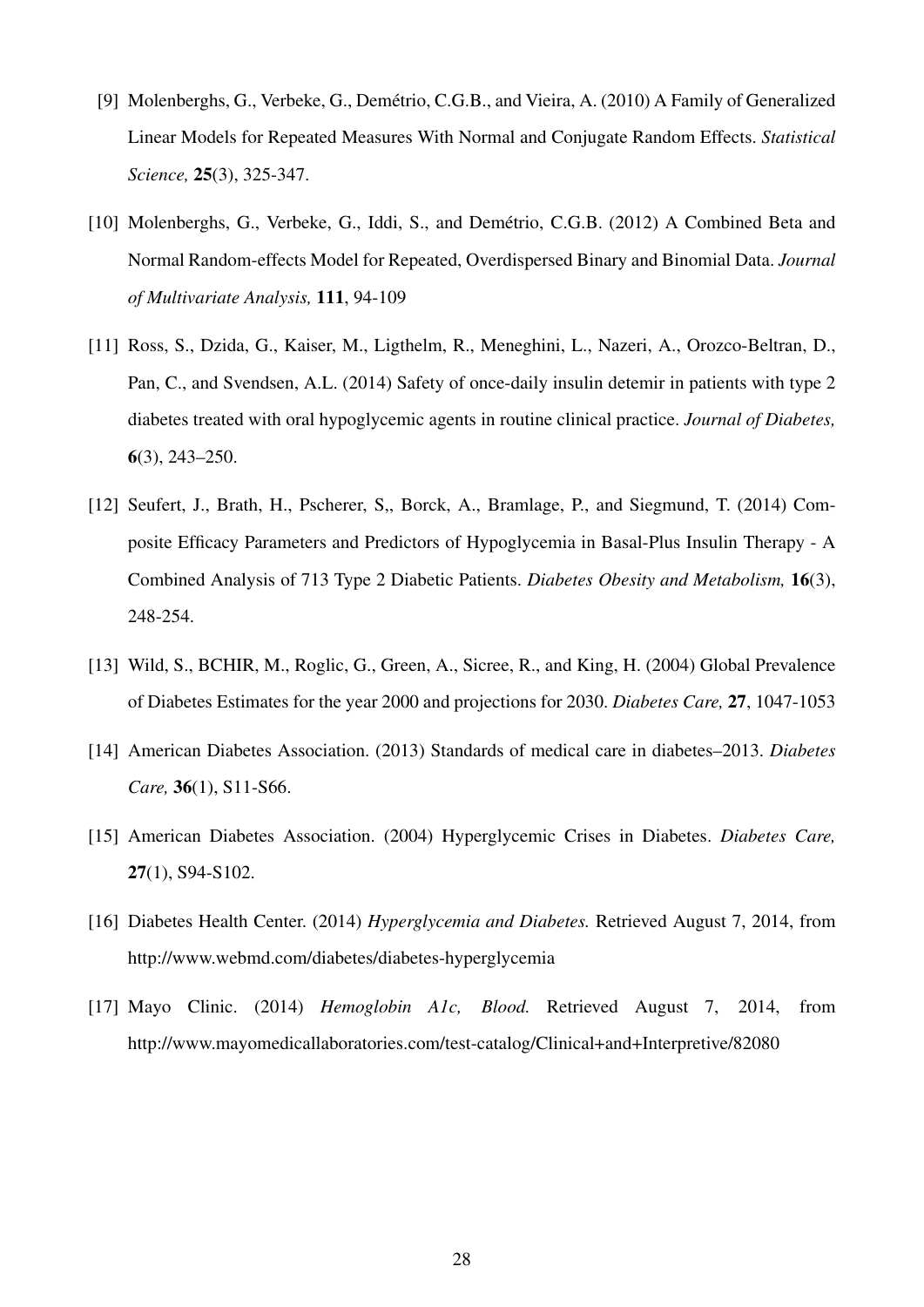[9] Molenberghs, G., Verbeke, G., Demétrio, C.G.B., and Vieira, A. (2010) A Family of Generalized Linear Models for Repeated Measures With Normal and Conjugate Random Effects. *Statistical Science,* **25**(3), 325-347.

[10] Molenberghs, G., Verbeke, G., Iddi, S., and Demétrio, C.G.B. (2012) A Combined Beta and Normal Random-effects Model for Repeated, Overdispersed Binary and Binomial Data. *Journal of Multivariate Analysis,* **111**, 94-109

[11] Ross, S., Dzida, G., Kaiser, M., Ligthelm, R., Meneghini, L., Nazeri, A., Orozco-Beltran, D., Pan, C., and Svendsen, A.L. (2014) Safety of once-daily insulin detemir in patients with type 2 diabetes treated with oral hypoglycemic agents in routine clinical practice. *Journal of Diabetes,* **6**(3), 243–250.

[12] Seufert, J., Brath, H., Pscherer, S,, Borck, A., Bramlage, P., and Siegmund, T. (2014) Composite Efficacy Parameters and Predictors of Hypoglycemia in Basal-Plus Insulin Therapy - A Combined Analysis of 713 Type 2 Diabetic Patients. *Diabetes Obesity and Metabolism,* **16**(3), 248-254.

[13] Wild, S., BCHIR, M., Roglic, G., Green, A., Sicree, R., and King, H. (2004) Global Prevalence of Diabetes Estimates for the year 2000 and projections for 2030. *Diabetes Care,* **27**, 1047-1053

[14] American Diabetes Association. (2013) Standards of medical care in diabetes–2013. *Diabetes Care,* **36**(1), S11-S66.

[15] American Diabetes Association. (2004) Hyperglycemic Crises in Diabetes. *Diabetes Care,* **27**(1), S94-S102.

[16] Diabetes Health Center. (2014) *Hyperglycemia and Diabetes.* Retrieved August 7, 2014, from http://www.webmd.com/diabetes/diabetes-hyperglycemia

[17] Mayo Clinic. (2014) *Hemoglobin A1c, Blood.* Retrieved August 7, 2014, from http://www.mayomedicallaboratories.com/test-catalog/Clinical+and+Interpretive/82080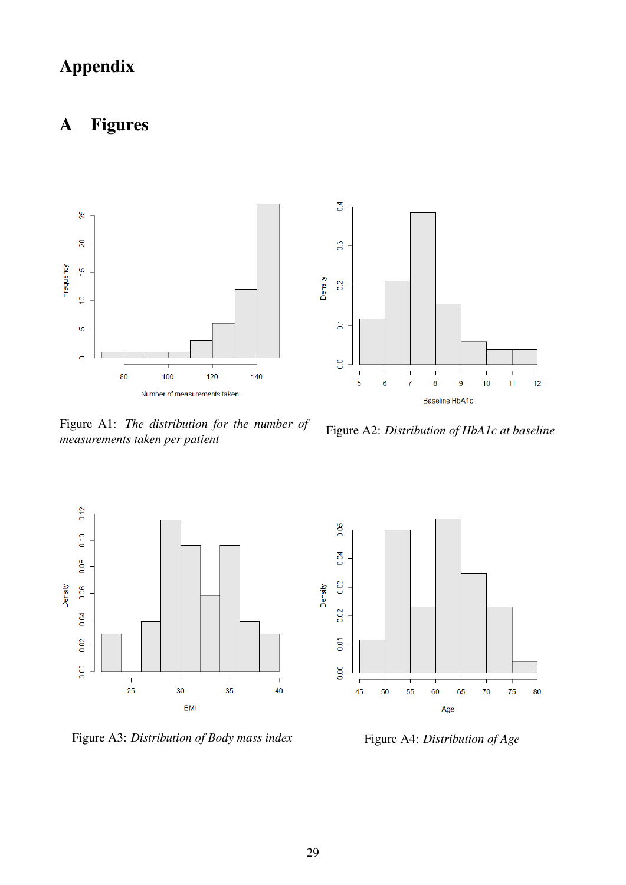# Appendix

## A Figures

Figure A1: *The distribution for the number of measurements taken per patient*

Figure A2: *Distribution of HbA1c at baseline*

Figure A3: *Distribution of Body mass index*

Figure A4: *Distribution of Age*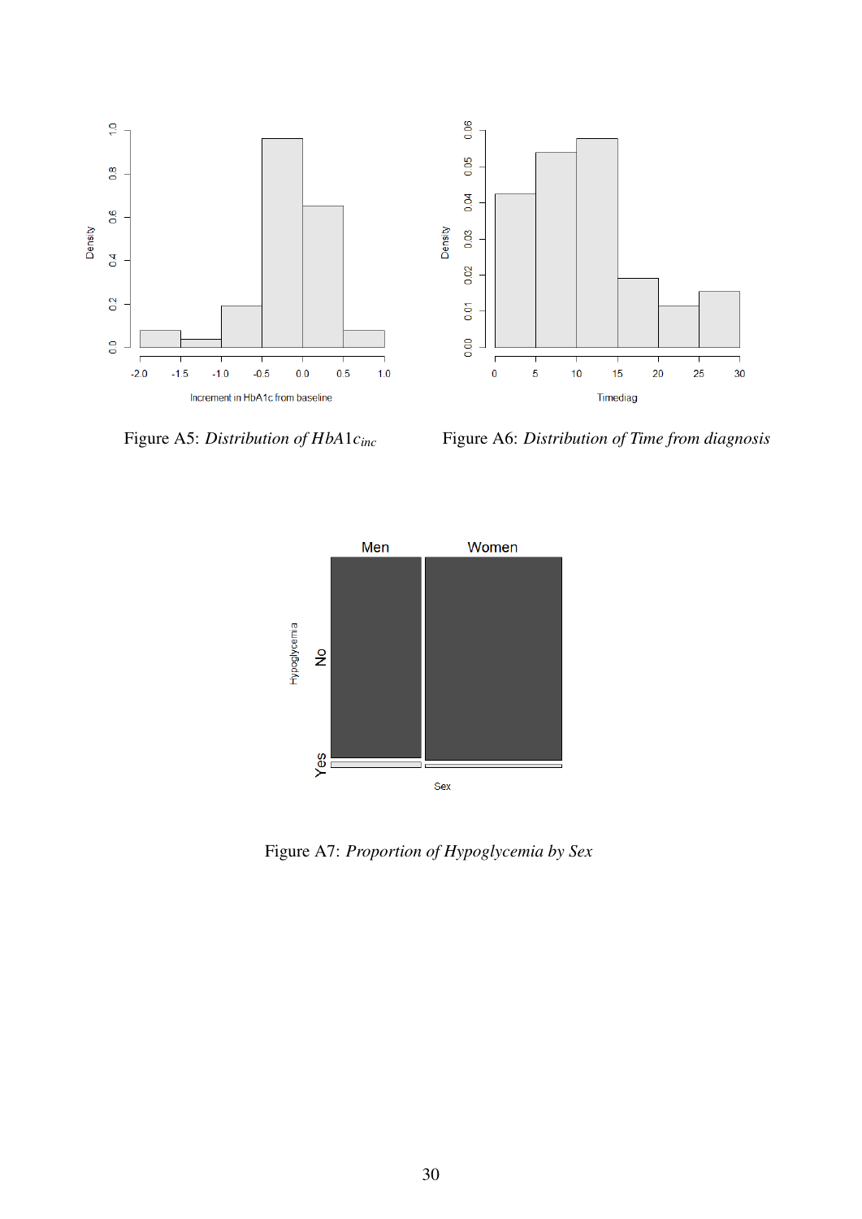Figure A5: *Distribution of $HbA1c_{inc}$*

Figure A6: *Distribution of Time from diagnosis*

Figure A7: *Proportion of Hypoglycemia by Sex*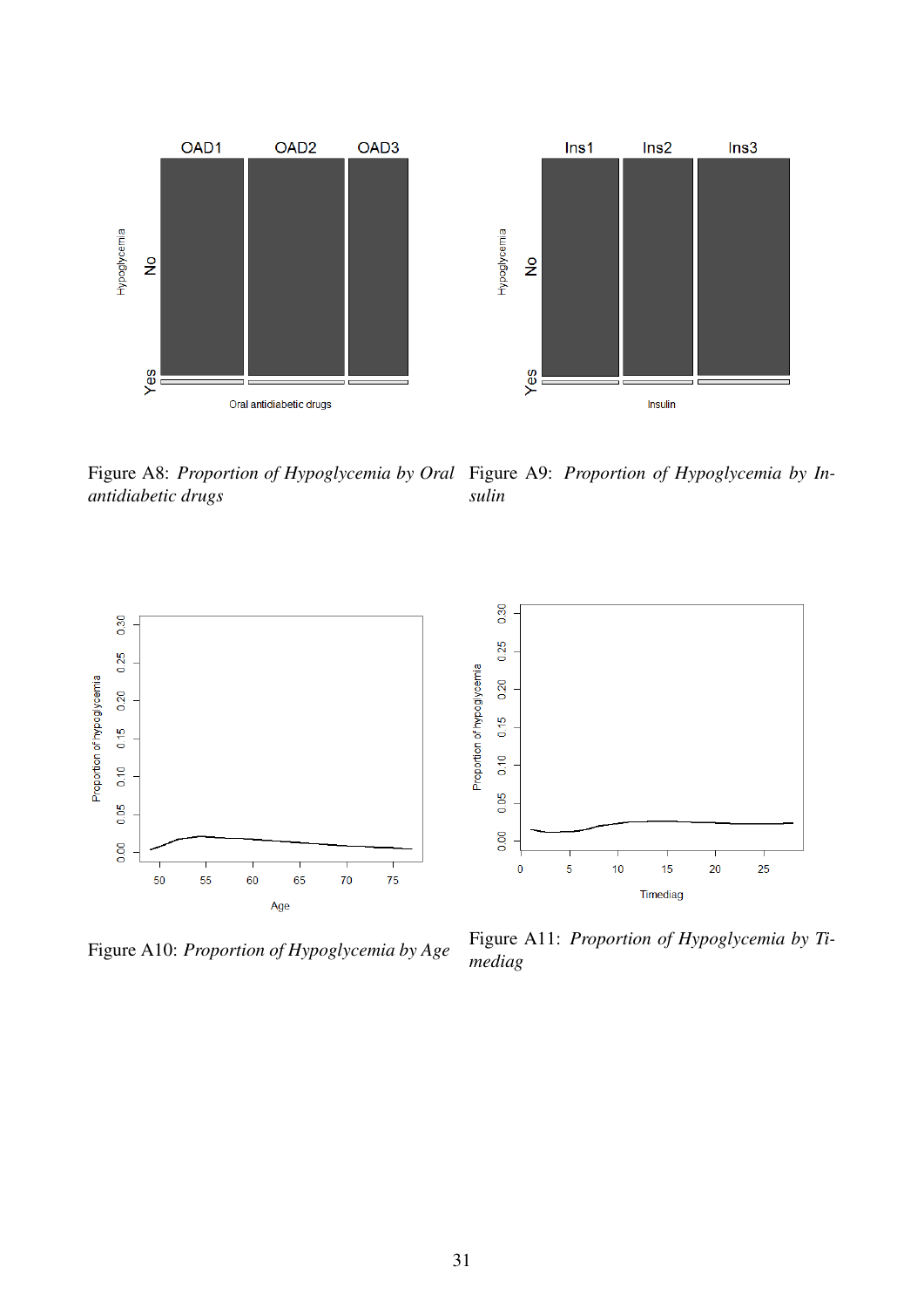Figure A8: *Proportion of Hypoglycemia by Oral antidiabetic drugs*

Figure A9: *Proportion of Hypoglycemia by Insulin*

Figure A10: *Proportion of Hypoglycemia by Age*

Figure A11: *Proportion of Hypoglycemia by Timediag*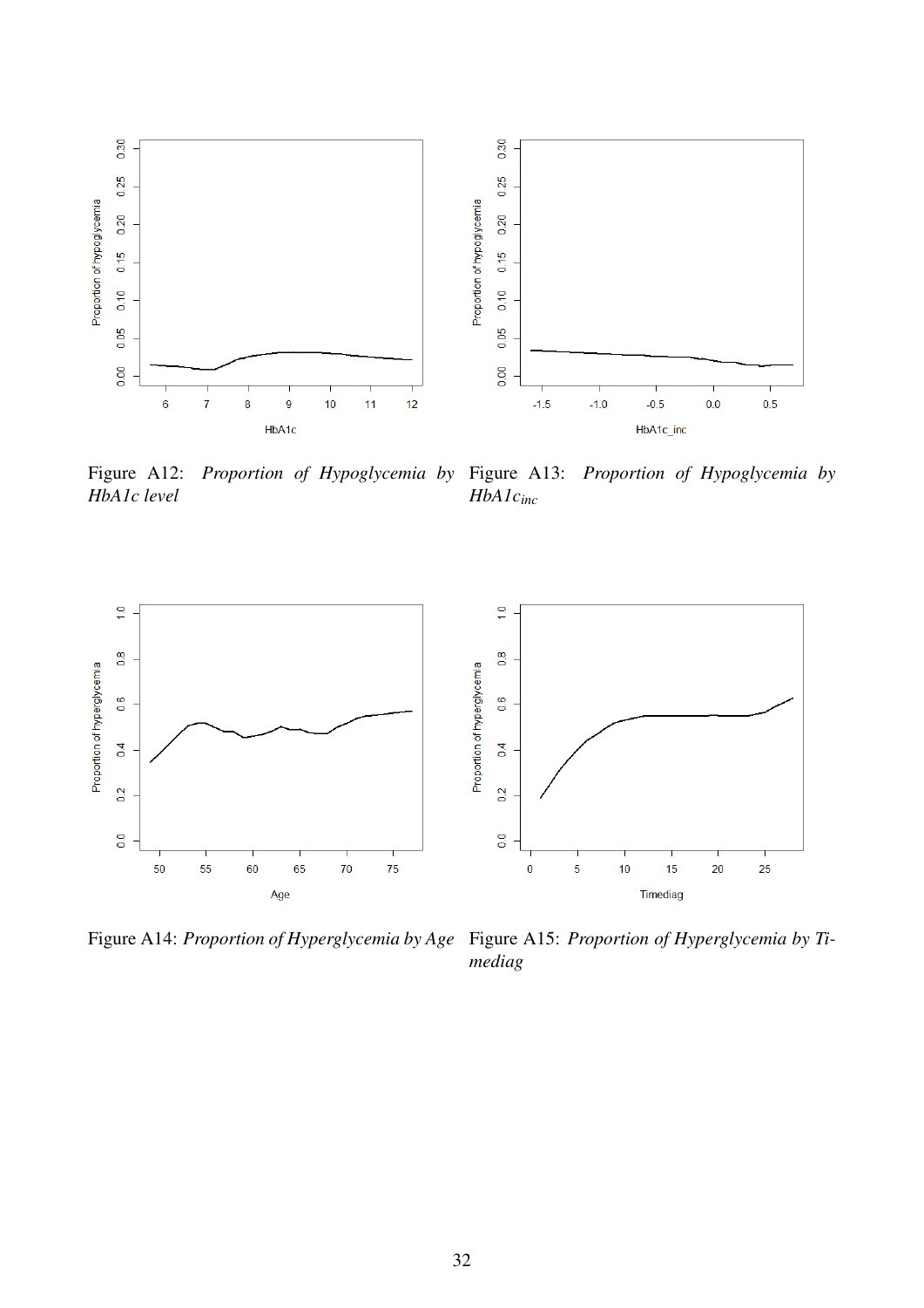Figure A12: *Proportion of Hypoglycemia by HbA1c level*

Figure A13: *Proportion of Hypoglycemia by* $HbA1c_{inc}$

Figure A14: *Proportion of Hyperglycemia by Age*

Figure A15: *Proportion of Hyperglycemia by Timediag*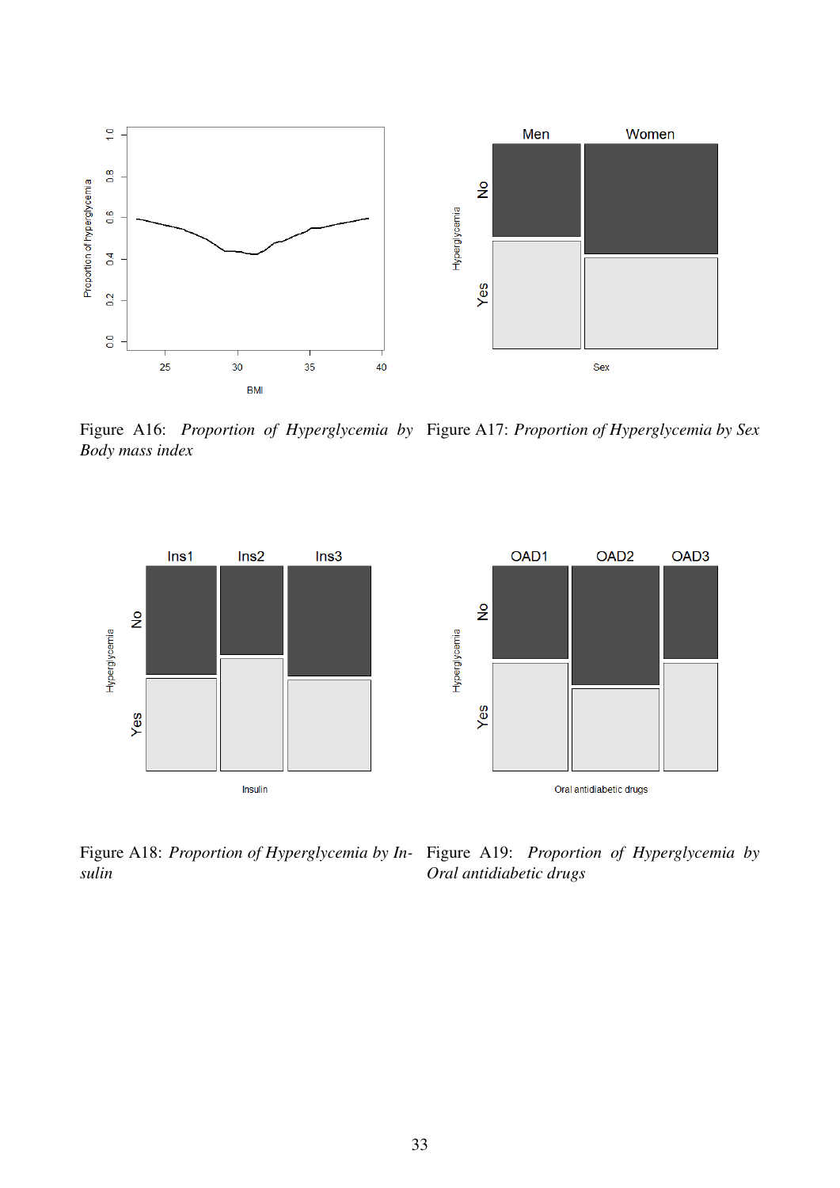Figure A16: *Proportion of Hyperglycemia by Body mass index*

Figure A17: *Proportion of Hyperglycemia by Sex*

Figure A18: *Proportion of Hyperglycemia by Insulin*

Figure A19: *Proportion of Hyperglycemia by Oral antidiabetic drugs*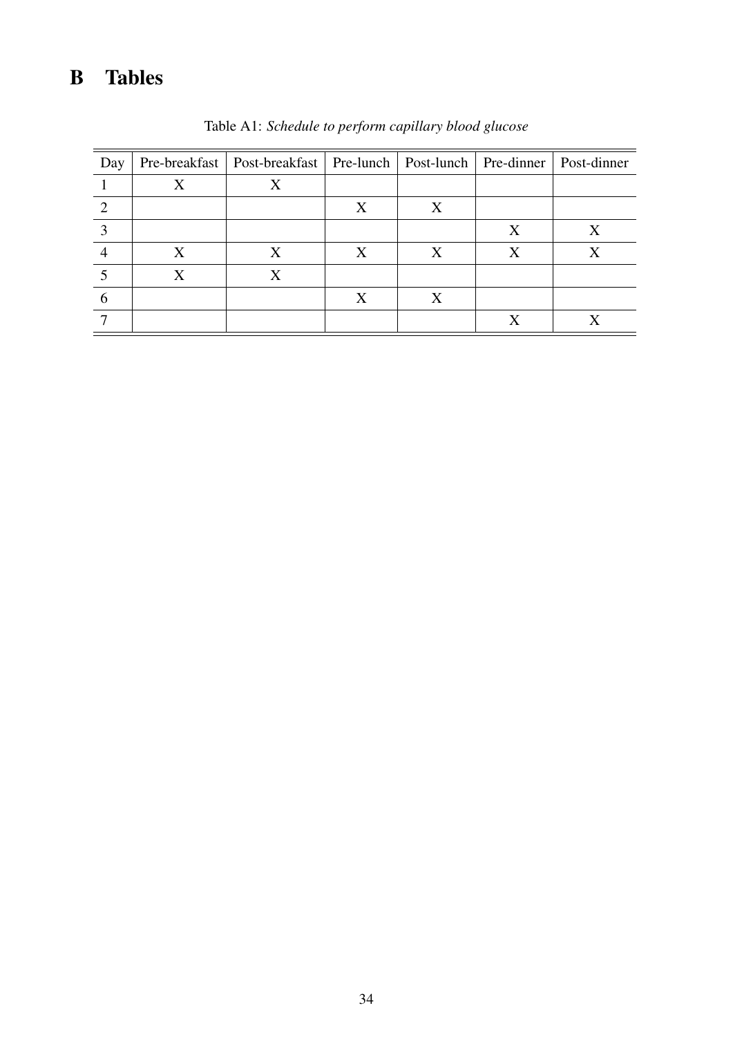# B Tables

Table A1: *Schedule to perform capillary blood glucose*

| Day | Pre-breakfast | Post-breakfast | Pre-lunch | Post-lunch | Pre-dinner | Post-dinner |
|---|---|---|---|---|---|---|
| 1 | X | X | | | | |
| 2 | | | X | X | | |
| 3 | | | | | X | X |
| 4 | X | X | X | X | X | X |
| 5 | X | X | | | | |
| 6 | | | X | X | | |
| 7 | | | | | X | X |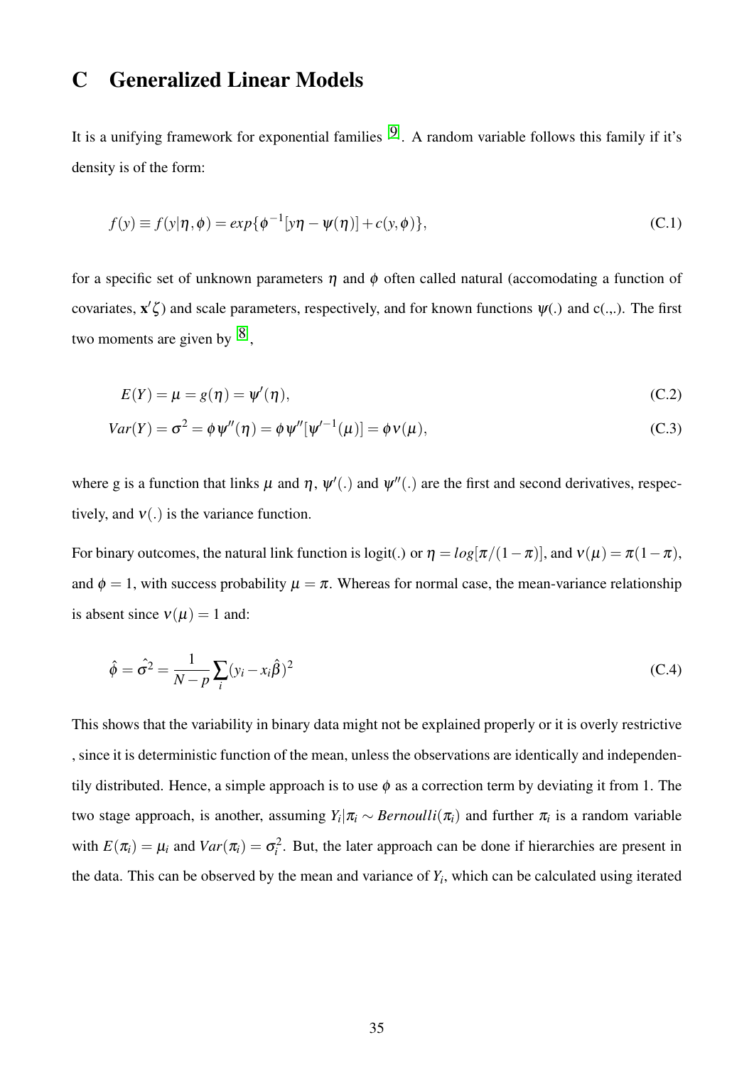# C Generalized Linear Models

It is a unifying framework for exponential families [9]. A random variable follows this family if it's density is of the form:

$$f(y) \equiv f(y|\eta,\phi) = exp\{\phi^{-1}[y\eta - \psi(\eta)] + c(y,\phi)\}, \tag{C.1}$$

for a specific set of unknown parameters $\eta$ and $\phi$ often called natural (accomodating a function of covariates, $\mathbf{x}'\zeta$) and scale parameters, respectively, and for known functions $\psi(.)$ and c(.,.). The first two moments are given by [8],

$$E(Y) = \mu = g(\eta) = \psi'(\eta), \tag{C.2}$$

$$Var(Y) = \sigma^2 = \phi\psi''(\eta) = \phi\psi''[\psi'^{-1}(\mu)] = \phi\nu(\mu), \tag{C.3}$$

where g is a function that links $\mu$ and $\eta$, $\psi'(.)$ and $\psi''(.)$ are the first and second derivatives, respectively, and $\nu(.)$ is the variance function.

For binary outcomes, the natural link function is logit(.) or $\eta = log[\pi/(1-\pi)]$, and $\nu(\mu) = \pi(1-\pi)$, and $\phi = 1$, with success probability $\mu = \pi$. Whereas for normal case, the mean-variance relationship is absent since $\nu(\mu) = 1$ and:

$$\hat{\phi} = \hat{\sigma^2} = \frac{1}{N-p}\sum_i (y_i - x_i\hat{\beta})^2 \tag{C.4}$$

This shows that the variability in binary data might not be explained properly or it is overly restrictive , since it is deterministic function of the mean, unless the observations are identically and independentily distributed. Hence, a simple approach is to use $\phi$ as a correction term by deviating it from 1. The two stage approach, is another, assuming $Y_i|\pi_i \sim Bernoulli(\pi_i)$ and further $\pi_i$ is a random variable with $E(\pi_i) = \mu_i$ and $Var(\pi_i) = \sigma_i^2$. But, the later approach can be done if hierarchies are present in the data. This can be observed by the mean and variance of $Y_i$, which can be calculated using iterated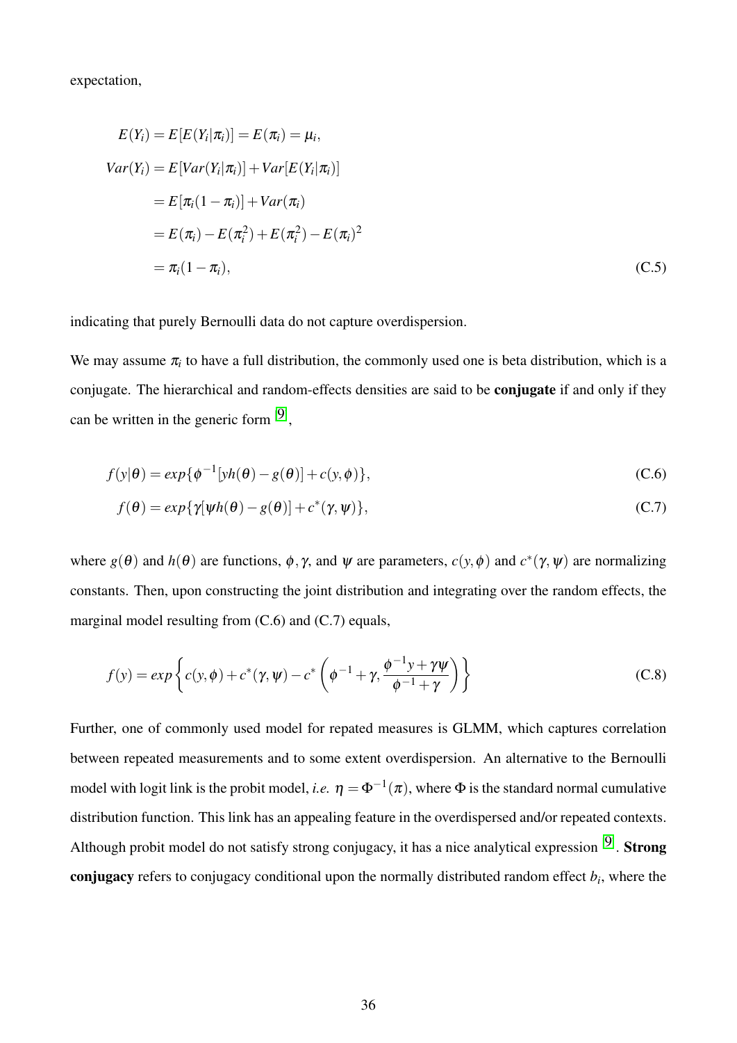expectation,

$$
\begin{aligned}
E(Y_i) &= E[E(Y_i|\pi_i)] = E(\pi_i) = \mu_i, \\
Var(Y_i) &= E[Var(Y_i|\pi_i)] + Var[E(Y_i|\pi_i)] \\
&= E[\pi_i(1-\pi_i)] + Var(\pi_i) \\
&= E(\pi_i) - E(\pi_i^2) + E(\pi_i^2) - E(\pi_i)^2 \\
&= \pi_i(1-\pi_i),
\end{aligned} \tag{C.5}
$$

indicating that purely Bernoulli data do not capture overdispersion.

We may assume $\pi_i$ to have a full distribution, the commonly used one is beta distribution, which is a conjugate. The hierarchical and random-effects densities are said to be **conjugate** if and only if they can be written in the generic form [9],

$$
f(y|\theta) = exp\{\phi^{-1}[yh(\theta) - g(\theta)] + c(y,\phi)\}, \tag{C.6}
$$

$$
f(\theta) = exp\{\gamma[\psi h(\theta) - g(\theta)] + c^*(\gamma,\psi)\}, \tag{C.7}
$$

where $g(\theta)$ and $h(\theta)$ are functions, $\phi, \gamma$, and $\psi$ are parameters, $c(y,\phi)$ and $c^*(\gamma,\psi)$ are normalizing constants. Then, upon constructing the joint distribution and integrating over the random effects, the marginal model resulting from (C.6) and (C.7) equals,

$$
f(y) = exp\left\{c(y,\phi) + c^*(\gamma,\psi) - c^*\left(\phi^{-1} + \gamma, \frac{\phi^{-1}y + \gamma\psi}{\phi^{-1} + \gamma}\right)\right\} \tag{C.8}
$$

Further, one of commonly used model for repated measures is GLMM, which captures correlation between repeated measurements and to some extent overdispersion. An alternative to the Bernoulli model with logit link is the probit model, *i.e.* $\eta = \Phi^{-1}(\pi)$, where $\Phi$ is the standard normal cumulative distribution function. This link has an appealing feature in the overdispersed and/or repeated contexts. Although probit model do not satisfy strong conjugacy, it has a nice analytical expression [9]. **Strong conjugacy** refers to conjugacy conditional upon the normally distributed random effect $b_i$, where the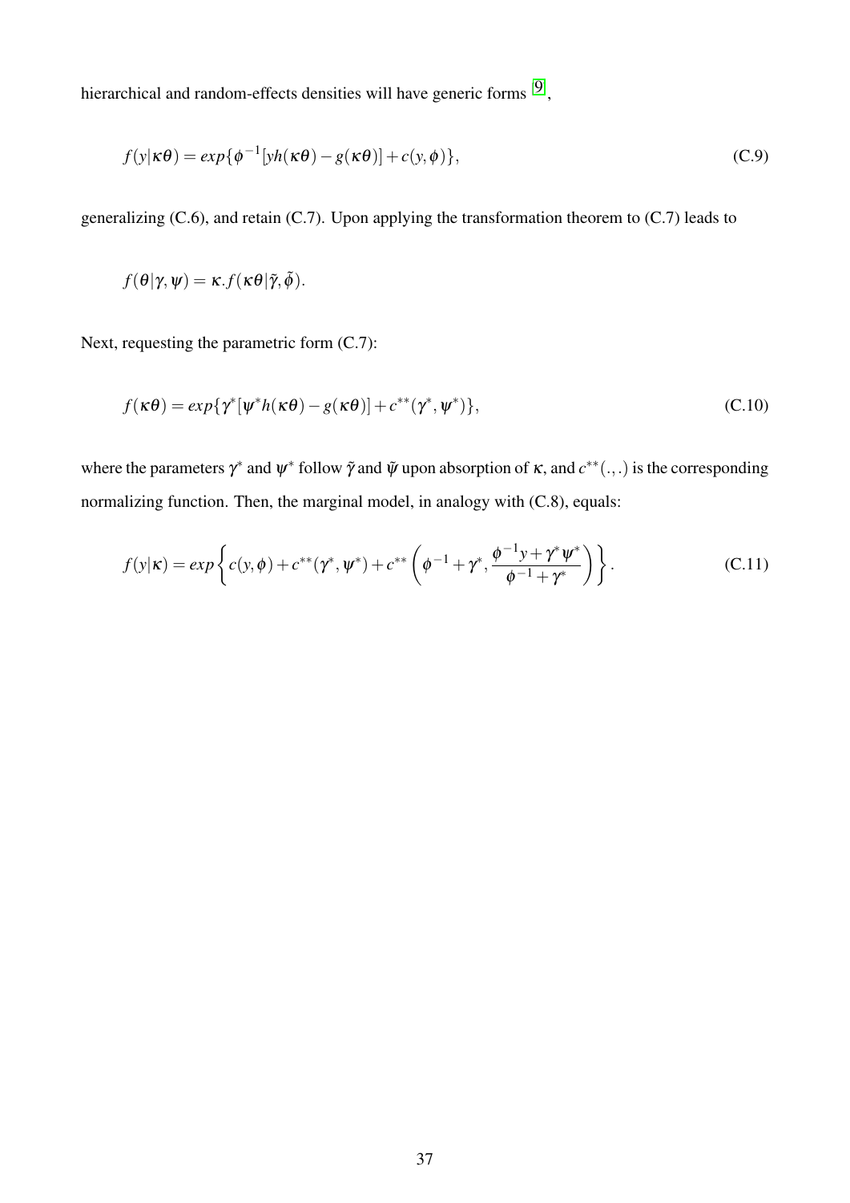hierarchical and random-effects densities will have generic forms [9],

$$f(y|\kappa\theta) = exp\{\phi^{-1}[yh(\kappa\theta) - g(\kappa\theta)] + c(y,\phi)\}, \tag{C.9}$$

generalizing (C.6), and retain (C.7). Upon applying the transformation theorem to (C.7) leads to

$$f(\theta|\gamma,\psi) = \kappa.f(\kappa\theta|\tilde{\gamma},\tilde{\phi}).$$

Next, requesting the parametric form (C.7):

$$f(\kappa\theta) = exp\{\gamma^*[\psi^* h(\kappa\theta) - g(\kappa\theta)] + c^{**}(\gamma^*,\psi^*)\}, \tag{C.10}$$

where the parameters $\gamma^*$ and $\psi^*$ follow $\tilde{\gamma}$ and $\tilde{\psi}$ upon absorption of $\kappa$, and $c^{**}(.,.)$ is the corresponding normalizing function. Then, the marginal model, in analogy with (C.8), equals:

$$f(y|\kappa) = exp\left\{c(y,\phi) + c^{**}(\gamma^*,\psi^*) + c^{**}\left(\phi^{-1} + \gamma^*, \frac{\phi^{-1}y + \gamma^*\psi^*}{\phi^{-1} + \gamma^*}\right)\right\}. \tag{C.11}$$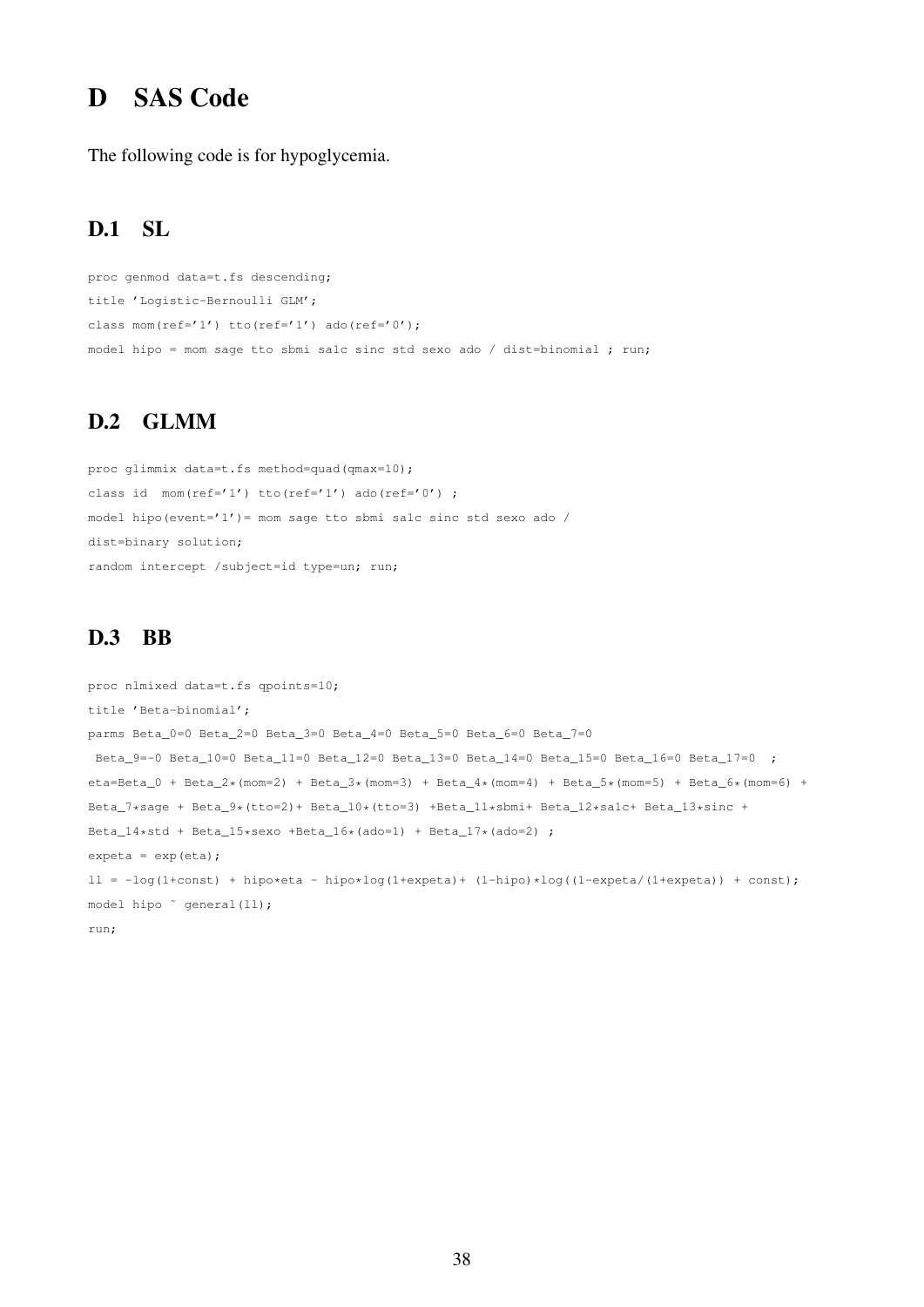# D SAS Code

The following code is for hypoglycemia.

## D.1 SL

```
proc genmod data=t.fs descending;
title 'Logistic-Bernoulli GLM';
class mom(ref='1') tto(ref='1') ado(ref='0');
model hipo = mom sage tto sbmi sa1c sinc std sexo ado / dist=binomial ; run;
```

## D.2 GLMM

```
proc glimmix data=t.fs method=quad(qmax=10);
class id  mom(ref='1') tto(ref='1') ado(ref='0') ;
model hipo(event='1')= mom sage tto sbmi sa1c sinc std sexo ado /
dist=binary solution;
random intercept /subject=id type=un; run;
```

## D.3 BB

```
proc nlmixed data=t.fs qpoints=10;
title 'Beta-binomial';
parms Beta_0=0 Beta_2=0 Beta_3=0 Beta_4=0 Beta_5=0 Beta_6=0 Beta_7=0
 Beta_9=-0 Beta_10=0 Beta_11=0 Beta_12=0 Beta_13=0 Beta_14=0 Beta_15=0 Beta_16=0 Beta_17=0  ;
eta=Beta_0 + Beta_2*(mom=2) + Beta_3*(mom=3) + Beta_4*(mom=4) + Beta_5*(mom=5) + Beta_6*(mom=6) +
Beta_7*sage + Beta_9*(tto=2)+ Beta_10*(tto=3) +Beta_11*sbmi+ Beta_12*sa1c+ Beta_13*sinc +
Beta_14*std + Beta_15*sexo +Beta_16*(ado=1) + Beta_17*(ado=2) ;
expeta = exp(eta);
ll = -log(1+const) + hipo*eta - hipo*log(1+expeta)+ (1-hipo)*log((1-expeta/(1+expeta)) + const);
model hipo ~ general(ll);
run;
```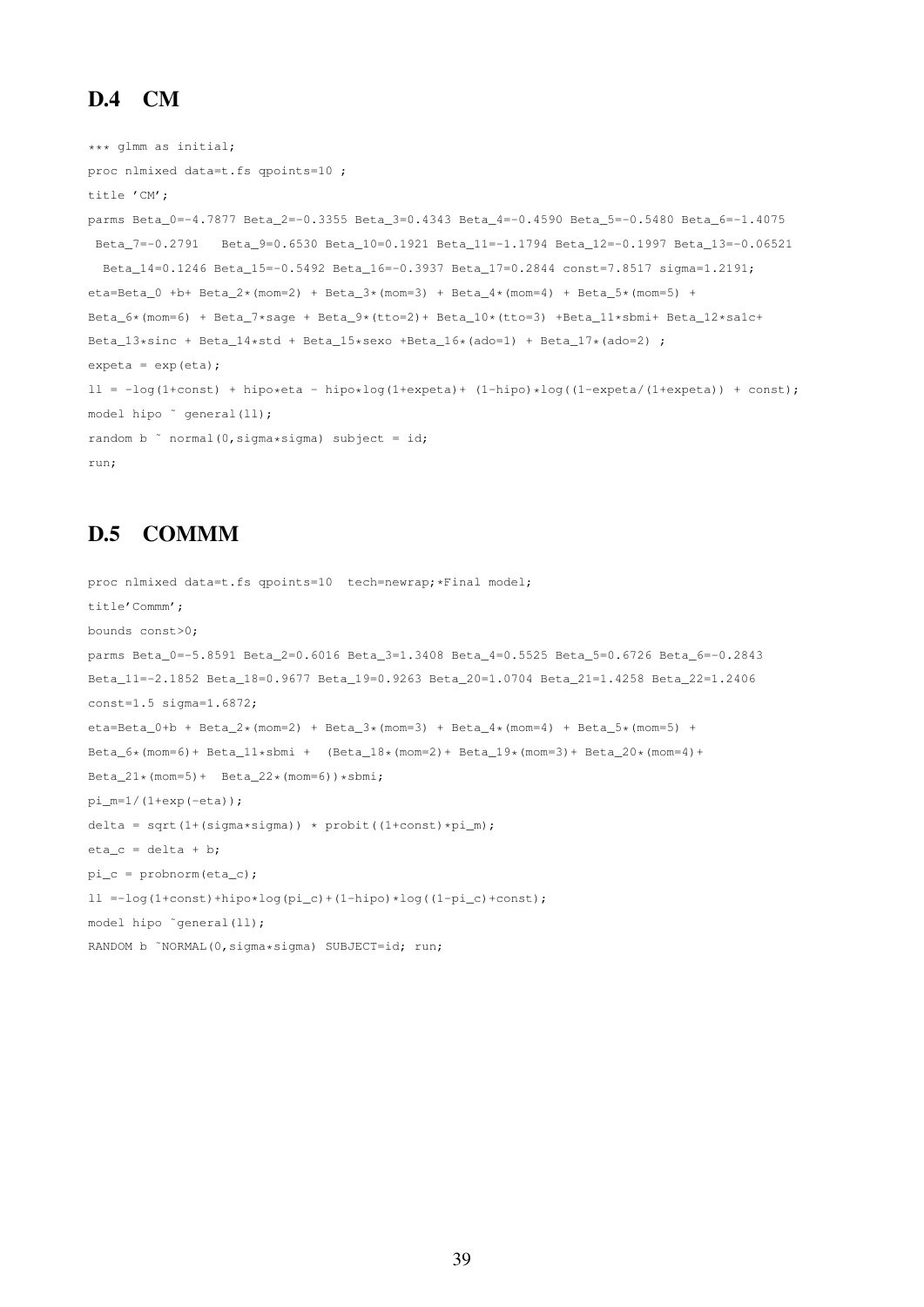## D.4 CM

```
*** glmm as initial;
proc nlmixed data=t.fs qpoints=10 ;
title 'CM';
parms Beta_0=-4.7877 Beta_2=-0.3355 Beta_3=0.4343 Beta_4=-0.4590 Beta_5=-0.5480 Beta_6=-1.4075
 Beta_7=-0.2791   Beta_9=0.6530 Beta_10=0.1921 Beta_11=-1.1794 Beta_12=-0.1997 Beta_13=-0.06521
  Beta_14=0.1246 Beta_15=-0.5492 Beta_16=-0.3937 Beta_17=0.2844 const=7.8517 sigma=1.2191;
eta=Beta_0 +b+ Beta_2*(mom=2) + Beta_3*(mom=3) + Beta_4*(mom=4) + Beta_5*(mom=5) +
Beta_6*(mom=6) + Beta_7*sage + Beta_9*(tto=2)+ Beta_10*(tto=3) +Beta_11*sbmi+ Beta_12*sa1c+
Beta_13*sinc + Beta_14*std + Beta_15*sexo +Beta_16*(ado=1) + Beta_17*(ado=2) ;
expeta = exp(eta);
ll = -log(1+const) + hipo*eta - hipo*log(1+expeta)+ (1-hipo)*log((1-expeta/(1+expeta)) + const);
model hipo ~ general(ll);
random b ~ normal(0,sigma*sigma) subject = id;
run;
```

## D.5 COMMM

```
proc nlmixed data=t.fs qpoints=10  tech=newrap;*Final model;
title'Commm';
bounds const>0;
parms Beta_0=-5.8591 Beta_2=0.6016 Beta_3=1.3408 Beta_4=0.5525 Beta_5=0.6726 Beta_6=-0.2843
Beta_11=-2.1852 Beta_18=0.9677 Beta_19=0.9263 Beta_20=1.0704 Beta_21=1.4258 Beta_22=1.2406
const=1.5 sigma=1.6872;
eta=Beta_0+b + Beta_2*(mom=2) + Beta_3*(mom=3) + Beta_4*(mom=4) + Beta_5*(mom=5) +
Beta_6*(mom=6)+ Beta_11*sbmi +  (Beta_18*(mom=2)+ Beta_19*(mom=3)+ Beta_20*(mom=4)+
Beta_21*(mom=5)+  Beta_22*(mom=6))*sbmi;
pi_m=1/(1+exp(-eta));
delta = sqrt(1+(sigma*sigma)) * probit((1+const)*pi_m);
eta_c = delta + b;
pi_c = probnorm(eta_c);
ll =-log(1+const)+hipo*log(pi_c)+(1-hipo)*log((1-pi_c)+const);
model hipo ~general(ll);
RANDOM b ~NORMAL(0,sigma*sigma) SUBJECT=id; run;
```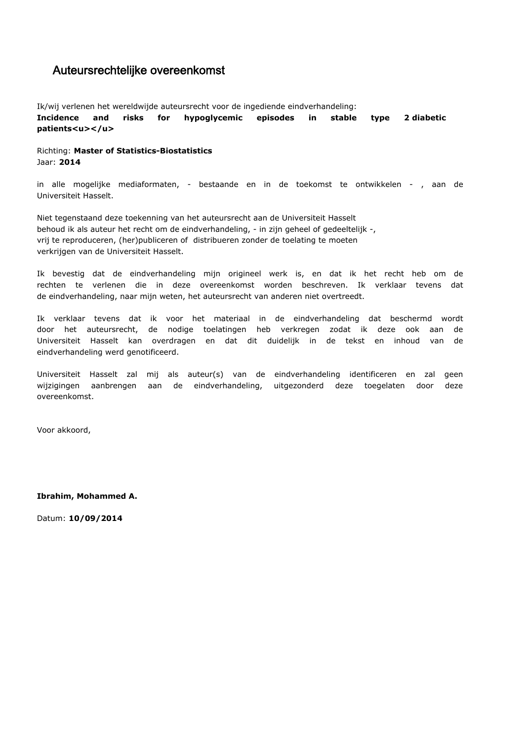# Auteursrechtelijke overeenkomst

Ik/wij verlenen het wereldwijde auteursrecht voor de ingediende eindverhandeling:
**Incidence and risks for hypoglycemic episodes in stable type 2 diabetic patients<u></u>**

Richting: **Master of Statistics-Biostatistics**
Jaar: **2014**

in alle mogelijke mediaformaten, - bestaande en in de toekomst te ontwikkelen - , aan de Universiteit Hasselt.

Niet tegenstaand deze toekenning van het auteursrecht aan de Universiteit Hasselt behoud ik als auteur het recht om de eindverhandeling, - in zijn geheel of gedeeltelijk -, vrij te reproduceren, (her)publiceren of distribueren zonder de toelating te moeten verkrijgen van de Universiteit Hasselt.

Ik bevestig dat de eindverhandeling mijn origineel werk is, en dat ik het recht heb om de rechten te verlenen die in deze overeenkomst worden beschreven. Ik verklaar tevens dat de eindverhandeling, naar mijn weten, het auteursrecht van anderen niet overtreedt.

Ik verklaar tevens dat ik voor het materiaal in de eindverhandeling dat beschermd wordt door het auteursrecht, de nodige toelatingen heb verkregen zodat ik deze ook aan de Universiteit Hasselt kan overdragen en dat dit duidelijk in de tekst en inhoud van de eindverhandeling werd genotificeerd.

Universiteit Hasselt zal mij als auteur(s) van de eindverhandeling identificeren en zal geen wijzigingen aanbrengen aan de eindverhandeling, uitgezonderd deze toegelaten door deze overeenkomst.

Voor akkoord,

**Ibrahim, Mohammed A.**

Datum: **10/09/2014**